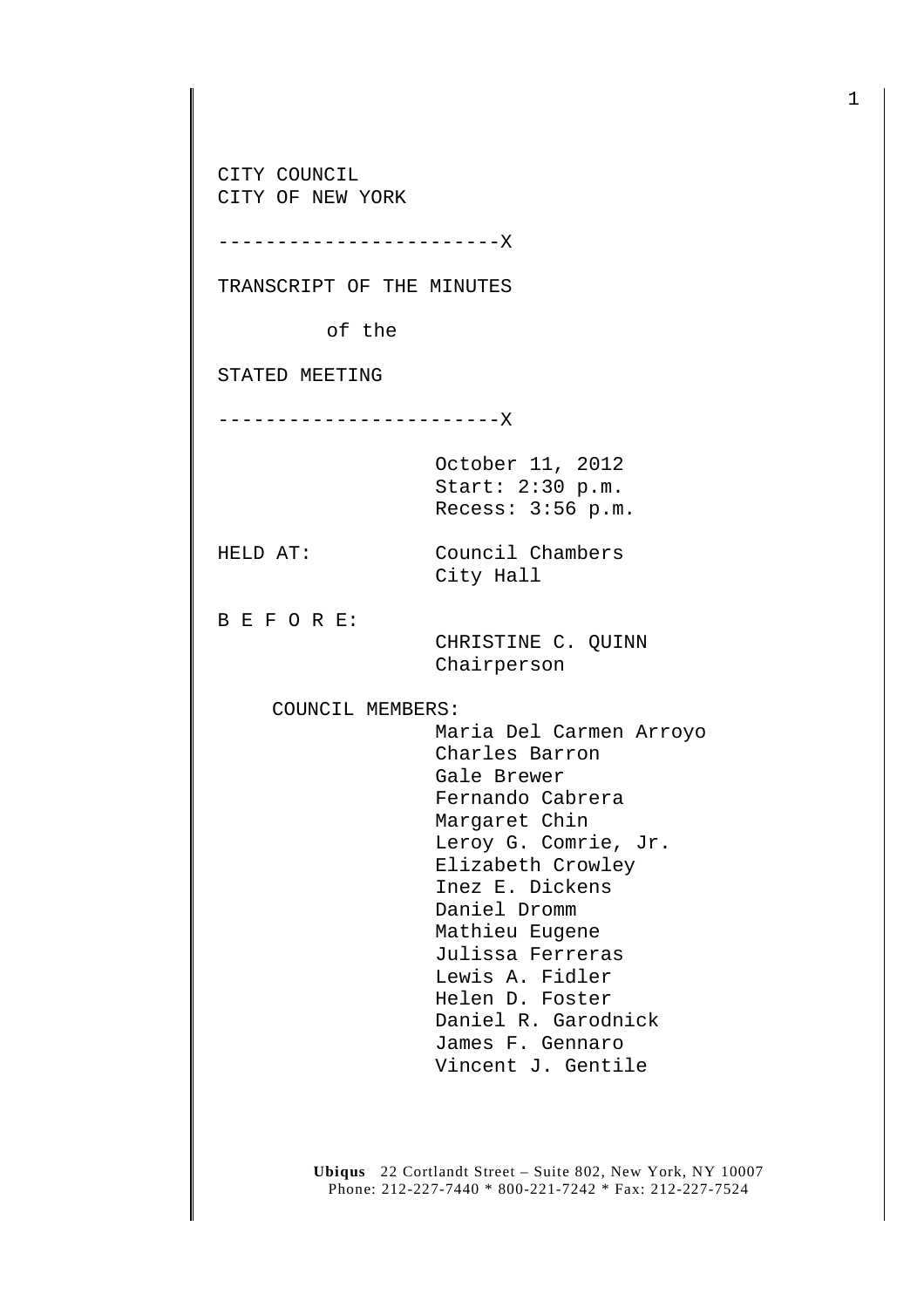CITY COUNCIL
CITY OF NEW YORK

------------------------X

TRANSCRIPT OF THE MINUTES

of the

STATED MEETING

------------------------X

October 11, 2012
Start: 2:30 p.m.
Recess: 3:56 p.m.

HELD AT: Council Chambers
City Hall

B E F O R E:

CHRISTINE C. QUINN
Chairperson

COUNCIL MEMBERS:

Maria Del Carmen Arroyo
Charles Barron
Gale Brewer
Fernando Cabrera
Margaret Chin
Leroy G. Comrie, Jr.
Elizabeth Crowley
Inez E. Dickens
Daniel Dromm
Mathieu Eugene
Julissa Ferreras
Lewis A. Fidler
Helen D. Foster
Daniel R. Garodnick
James F. Gennaro
Vincent J. Gentile

**Ubiqus** 22 Cortlandt Street – Suite 802, New York, NY 10007
Phone: 212-227-7440 * 800-221-7242 * Fax: 212-227-7524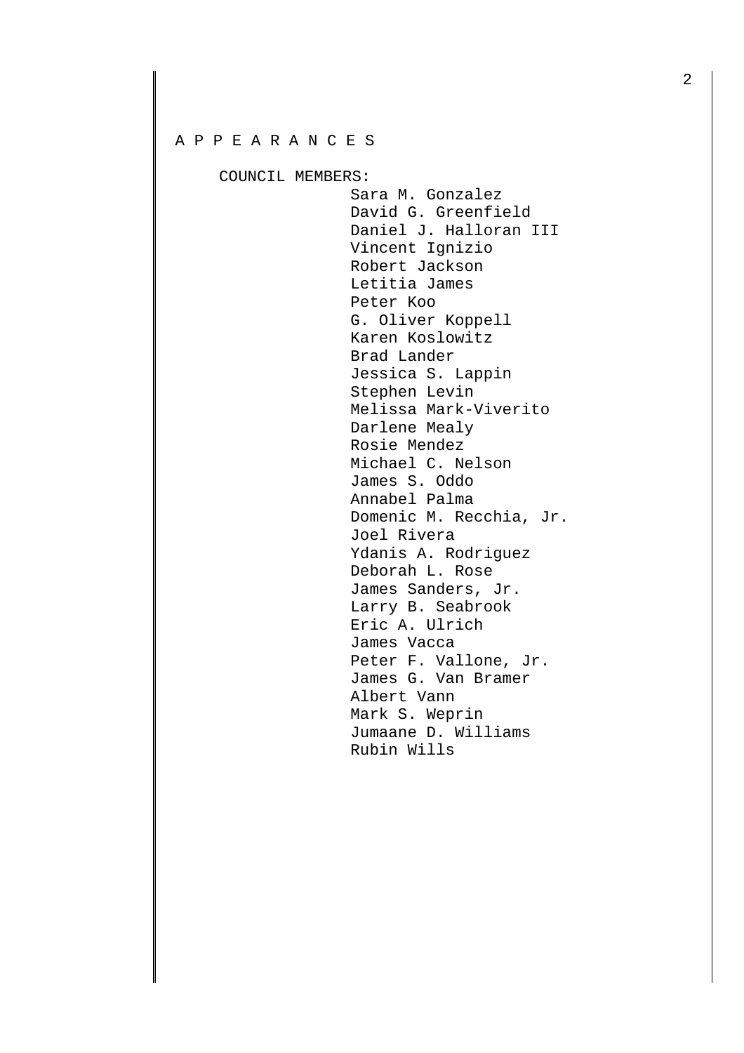A P P E A R A N C E S

COUNCIL MEMBERS:

Sara M. Gonzalez
David G. Greenfield
Daniel J. Halloran III
Vincent Ignizio
Robert Jackson
Letitia James
Peter Koo
G. Oliver Koppell
Karen Koslowitz
Brad Lander
Jessica S. Lappin
Stephen Levin
Melissa Mark-Viverito
Darlene Mealy
Rosie Mendez
Michael C. Nelson
James S. Oddo
Annabel Palma
Domenic M. Recchia, Jr.
Joel Rivera
Ydanis A. Rodriguez
Deborah L. Rose
James Sanders, Jr.
Larry B. Seabrook
Eric A. Ulrich
James Vacca
Peter F. Vallone, Jr.
James G. Van Bramer
Albert Vann
Mark S. Weprin
Jumaane D. Williams
Rubin Wills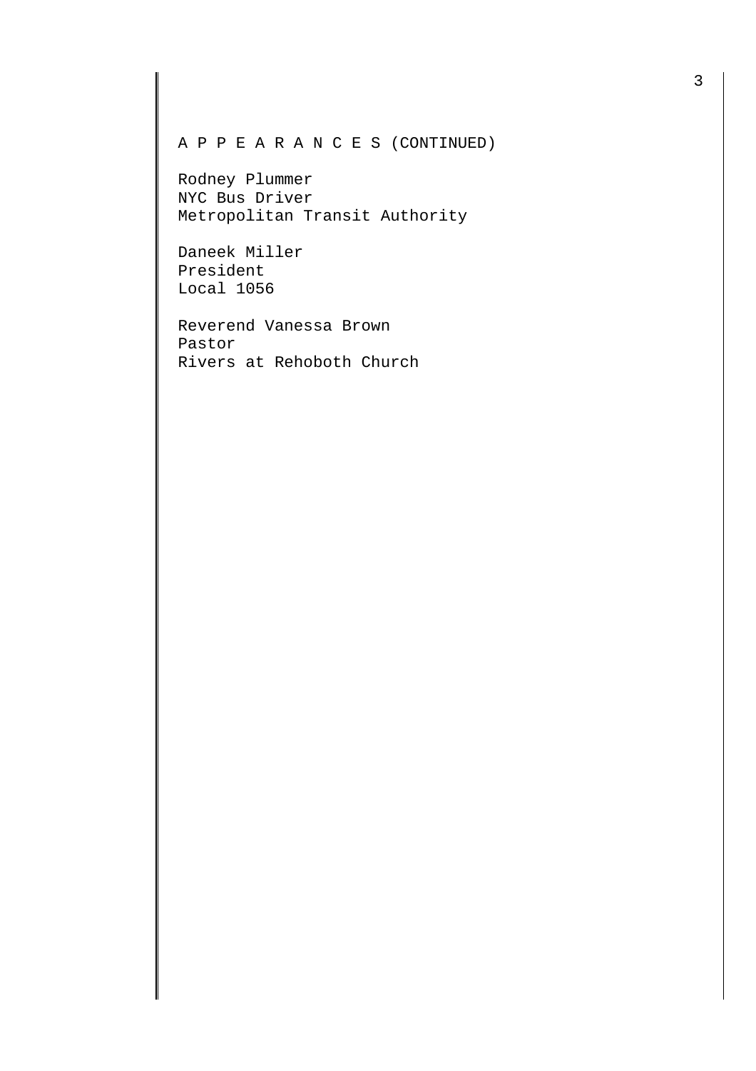A P P E A R A N C E S (CONTINUED)

Rodney Plummer
NYC Bus Driver
Metropolitan Transit Authority

Daneek Miller
President
Local 1056

Reverend Vanessa Brown
Pastor
Rivers at Rehoboth Church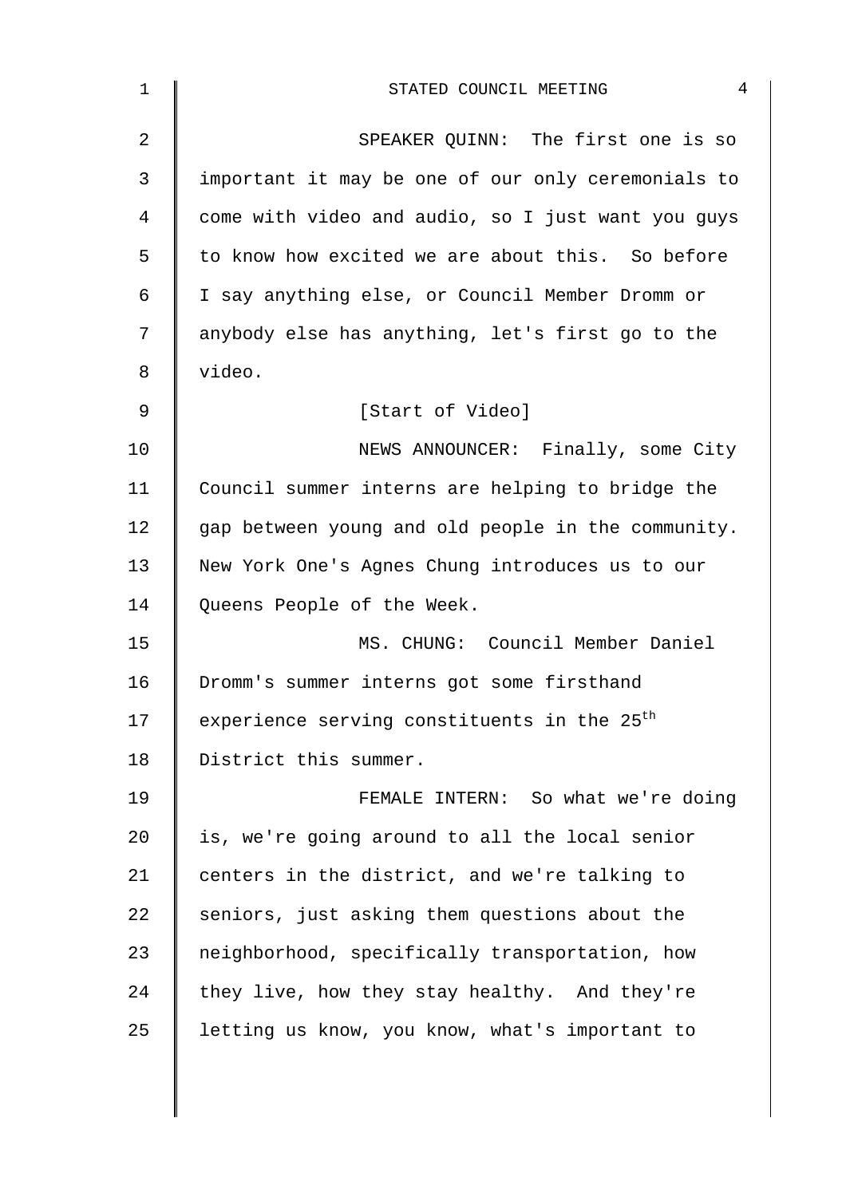SPEAKER QUINN: The first one is so important it may be one of our only ceremonials to come with video and audio, so I just want you guys to know how excited we are about this. So before I say anything else, or Council Member Dromm or anybody else has anything, let's first go to the video.

[Start of Video]

NEWS ANNOUNCER: Finally, some City Council summer interns are helping to bridge the gap between young and old people in the community. New York One's Agnes Chung introduces us to our Queens People of the Week.

MS. CHUNG: Council Member Daniel Dromm's summer interns got some firsthand experience serving constituents in the 25th District this summer.

FEMALE INTERN: So what we're doing is, we're going around to all the local senior centers in the district, and we're talking to seniors, just asking them questions about the neighborhood, specifically transportation, how they live, how they stay healthy. And they're letting us know, you know, what's important to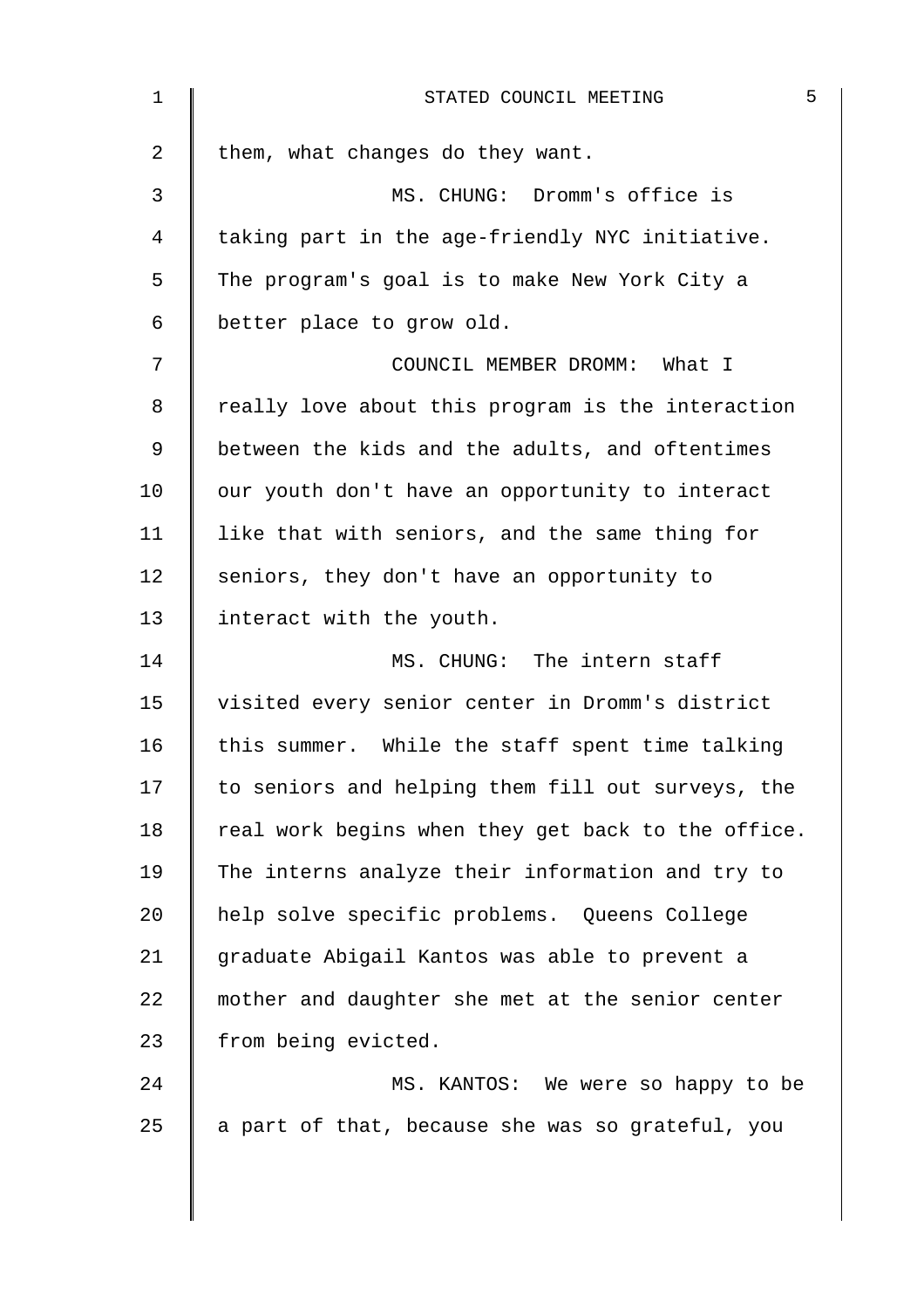them, what changes do they want.

MS. CHUNG: Dromm's office is taking part in the age-friendly NYC initiative. The program's goal is to make New York City a better place to grow old.

COUNCIL MEMBER DROMM: What I really love about this program is the interaction between the kids and the adults, and oftentimes our youth don't have an opportunity to interact like that with seniors, and the same thing for seniors, they don't have an opportunity to interact with the youth.

MS. CHUNG: The intern staff visited every senior center in Dromm's district this summer. While the staff spent time talking to seniors and helping them fill out surveys, the real work begins when they get back to the office. The interns analyze their information and try to help solve specific problems. Queens College graduate Abigail Kantos was able to prevent a mother and daughter she met at the senior center from being evicted.

MS. KANTOS: We were so happy to be a part of that, because she was so grateful, you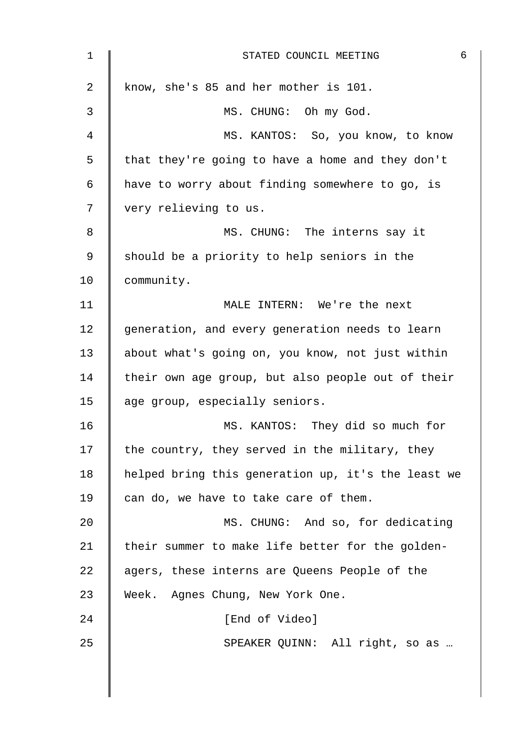know, she's 85 and her mother is 101.

MS. CHUNG: Oh my God.

MS. KANTOS: So, you know, to know that they're going to have a home and they don't have to worry about finding somewhere to go, is very relieving to us.

MS. CHUNG: The interns say it should be a priority to help seniors in the community.

MALE INTERN: We're the next generation, and every generation needs to learn about what's going on, you know, not just within their own age group, but also people out of their age group, especially seniors.

MS. KANTOS: They did so much for the country, they served in the military, they helped bring this generation up, it's the least we can do, we have to take care of them.

MS. CHUNG: And so, for dedicating their summer to make life better for the golden-agers, these interns are Queens People of the Week. Agnes Chung, New York One.

[End of Video]

SPEAKER QUINN: All right, so as …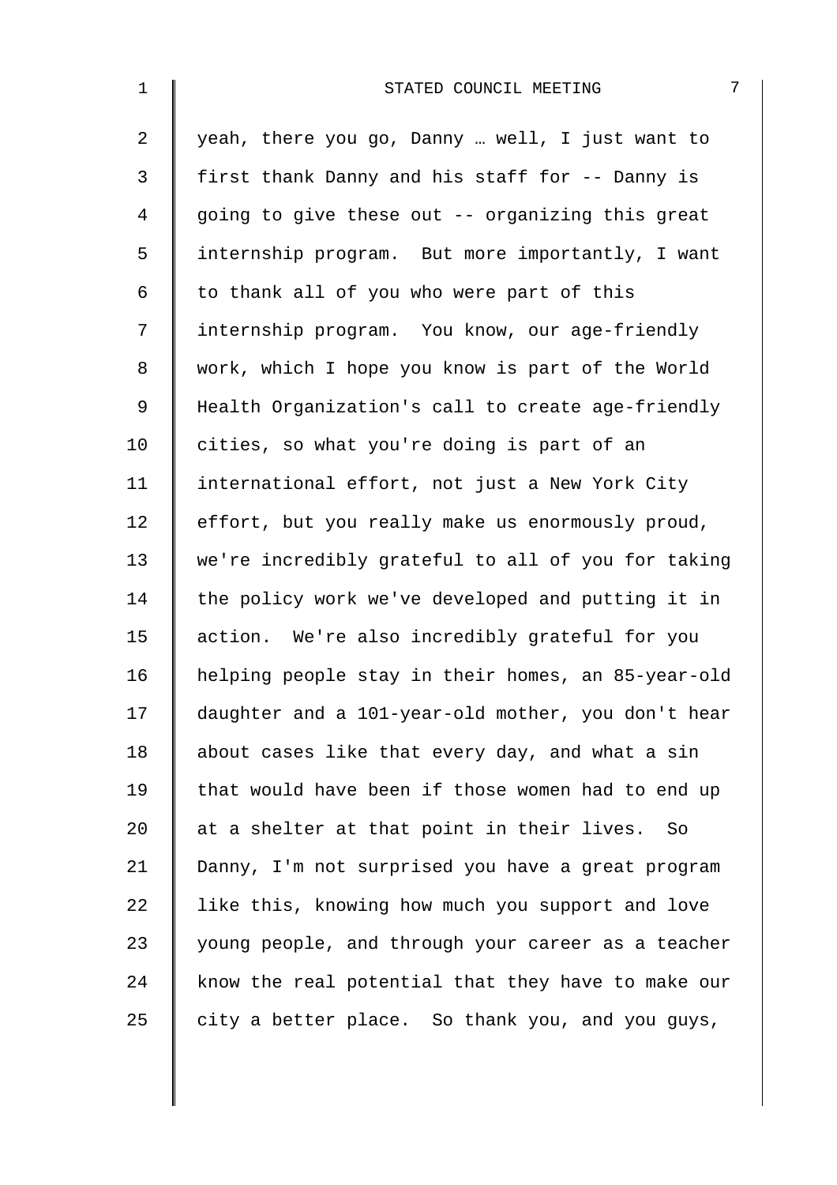yeah, there you go, Danny … well, I just want to first thank Danny and his staff for -- Danny is going to give these out -- organizing this great internship program. But more importantly, I want to thank all of you who were part of this internship program. You know, our age-friendly work, which I hope you know is part of the World Health Organization's call to create age-friendly cities, so what you're doing is part of an international effort, not just a New York City effort, but you really make us enormously proud, we're incredibly grateful to all of you for taking the policy work we've developed and putting it in action. We're also incredibly grateful for you helping people stay in their homes, an 85-year-old daughter and a 101-year-old mother, you don't hear about cases like that every day, and what a sin that would have been if those women had to end up at a shelter at that point in their lives. So Danny, I'm not surprised you have a great program like this, knowing how much you support and love young people, and through your career as a teacher know the real potential that they have to make our city a better place. So thank you, and you guys,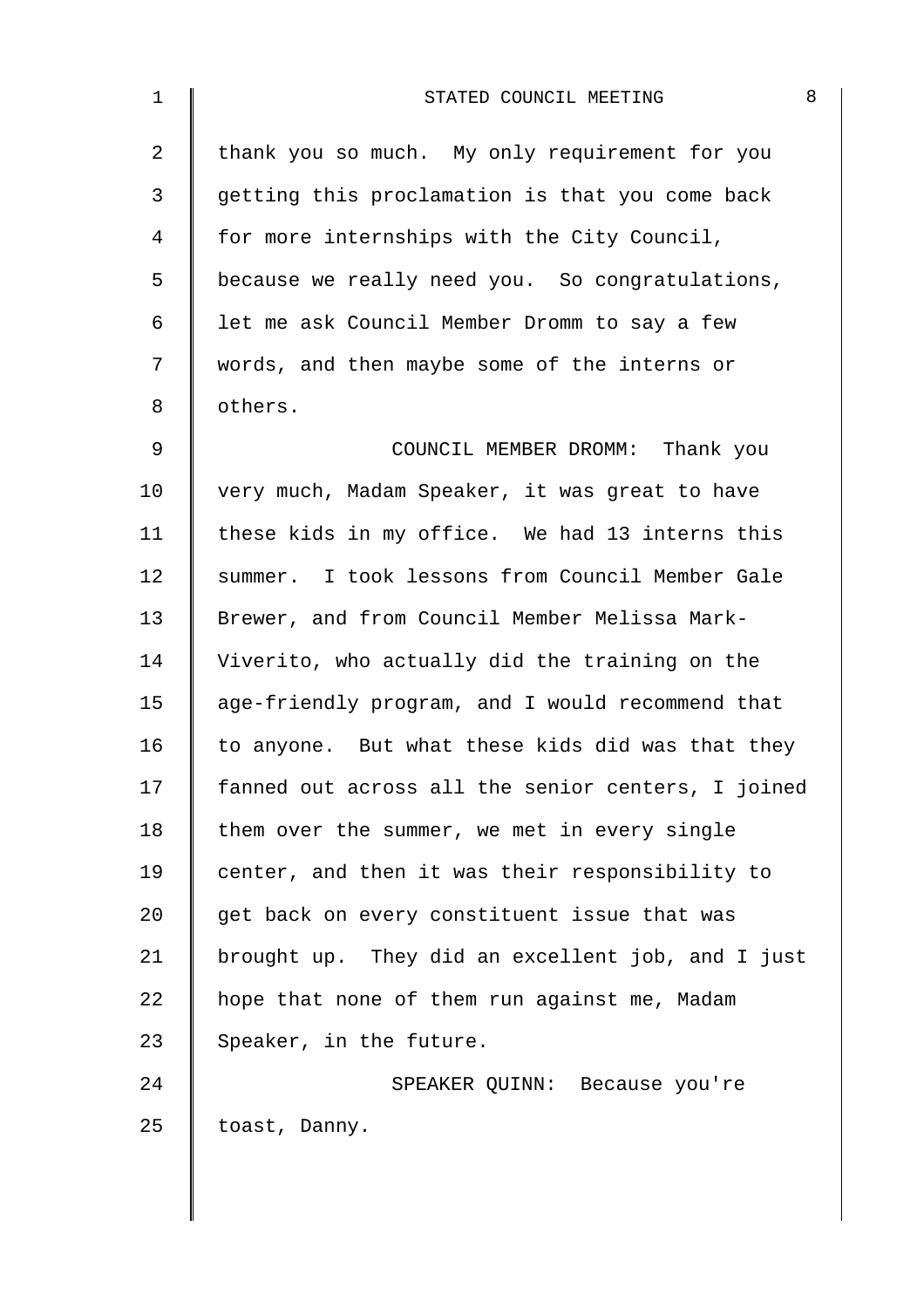thank you so much. My only requirement for you getting this proclamation is that you come back for more internships with the City Council, because we really need you. So congratulations, let me ask Council Member Dromm to say a few words, and then maybe some of the interns or others.

COUNCIL MEMBER DROMM: Thank you very much, Madam Speaker, it was great to have these kids in my office. We had 13 interns this summer. I took lessons from Council Member Gale Brewer, and from Council Member Melissa Mark-Viverito, who actually did the training on the age-friendly program, and I would recommend that to anyone. But what these kids did was that they fanned out across all the senior centers, I joined them over the summer, we met in every single center, and then it was their responsibility to get back on every constituent issue that was brought up. They did an excellent job, and I just hope that none of them run against me, Madam Speaker, in the future.

SPEAKER QUINN: Because you're toast, Danny.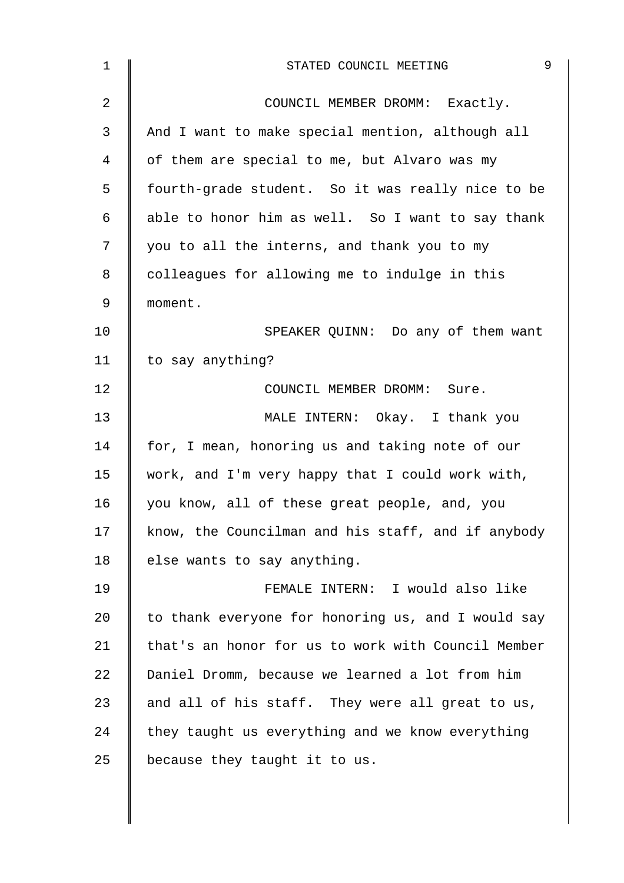COUNCIL MEMBER DROMM: Exactly. And I want to make special mention, although all of them are special to me, but Alvaro was my fourth-grade student. So it was really nice to be able to honor him as well. So I want to say thank you to all the interns, and thank you to my colleagues for allowing me to indulge in this moment.

SPEAKER QUINN: Do any of them want to say anything?

COUNCIL MEMBER DROMM: Sure.

MALE INTERN: Okay. I thank you for, I mean, honoring us and taking note of our work, and I'm very happy that I could work with, you know, all of these great people, and, you know, the Councilman and his staff, and if anybody else wants to say anything.

FEMALE INTERN: I would also like to thank everyone for honoring us, and I would say that's an honor for us to work with Council Member Daniel Dromm, because we learned a lot from him and all of his staff. They were all great to us, they taught us everything and we know everything because they taught it to us.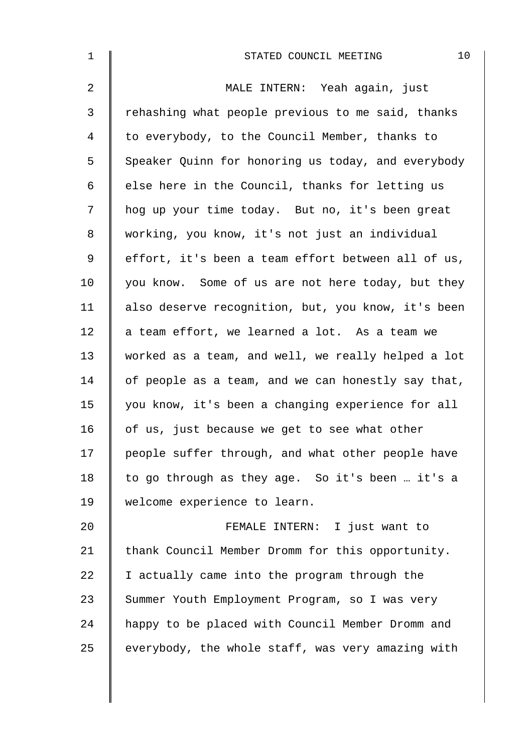MALE INTERN: Yeah again, just rehashing what people previous to me said, thanks to everybody, to the Council Member, thanks to Speaker Quinn for honoring us today, and everybody else here in the Council, thanks for letting us hog up your time today. But no, it's been great working, you know, it's not just an individual effort, it's been a team effort between all of us, you know. Some of us are not here today, but they also deserve recognition, but, you know, it's been a team effort, we learned a lot. As a team we worked as a team, and well, we really helped a lot of people as a team, and we can honestly say that, you know, it's been a changing experience for all of us, just because we get to see what other people suffer through, and what other people have to go through as they age. So it's been … it's a welcome experience to learn.

FEMALE INTERN: I just want to thank Council Member Dromm for this opportunity. I actually came into the program through the Summer Youth Employment Program, so I was very happy to be placed with Council Member Dromm and everybody, the whole staff, was very amazing with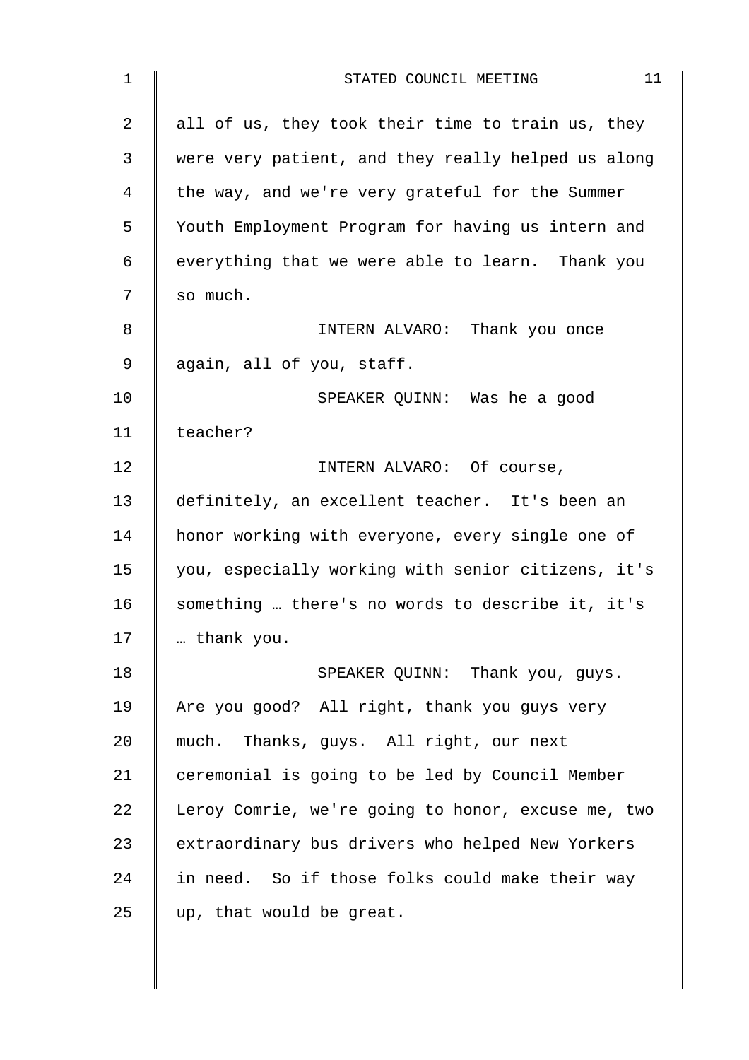all of us, they took their time to train us, they were very patient, and they really helped us along the way, and we're very grateful for the Summer Youth Employment Program for having us intern and everything that we were able to learn. Thank you so much.

INTERN ALVARO: Thank you once again, all of you, staff.

SPEAKER QUINN: Was he a good teacher?

INTERN ALVARO: Of course, definitely, an excellent teacher. It's been an honor working with everyone, every single one of you, especially working with senior citizens, it's something … there's no words to describe it, it's … thank you.

SPEAKER QUINN: Thank you, guys. Are you good? All right, thank you guys very much. Thanks, guys. All right, our next ceremonial is going to be led by Council Member Leroy Comrie, we're going to honor, excuse me, two extraordinary bus drivers who helped New Yorkers in need. So if those folks could make their way up, that would be great.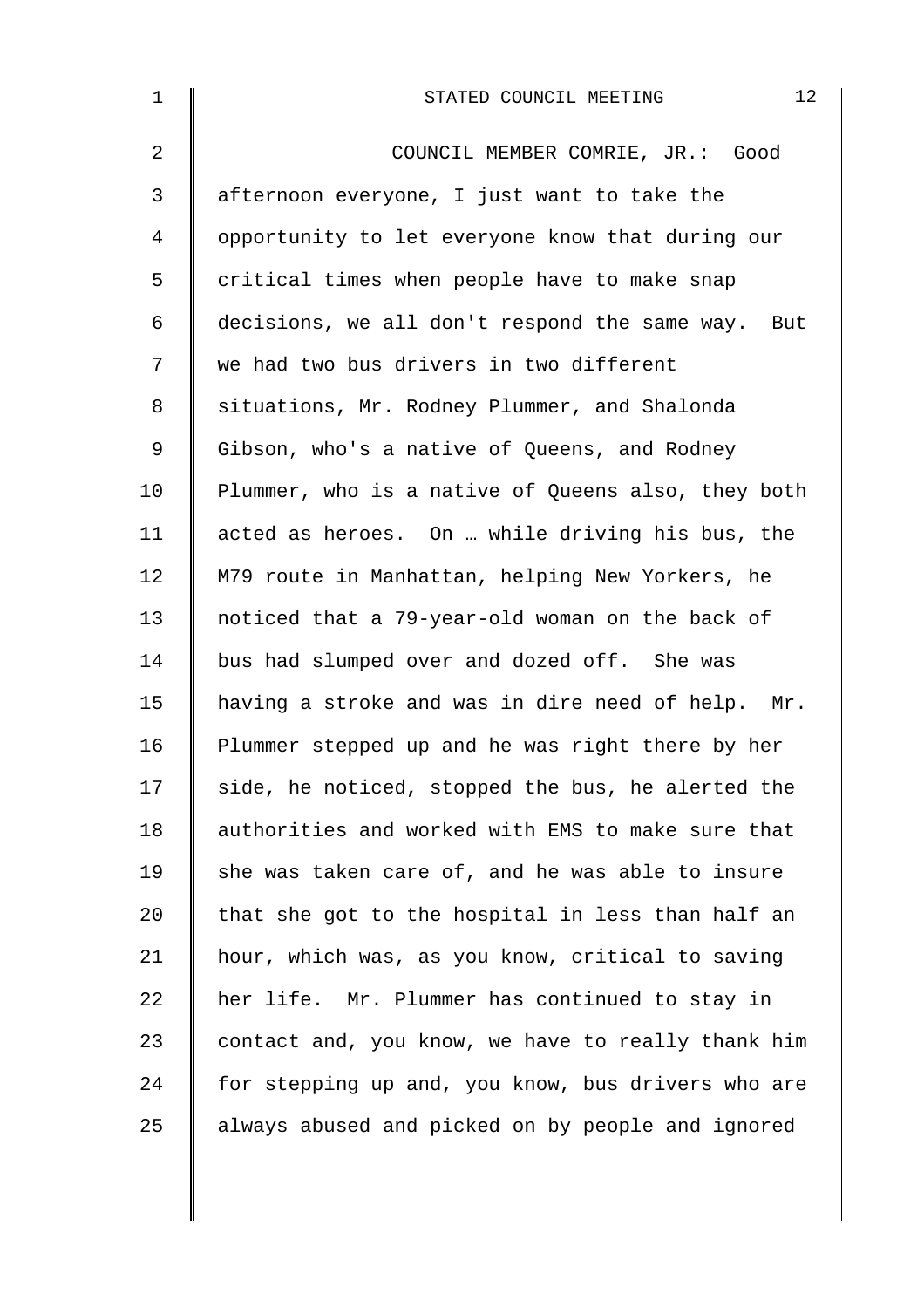COUNCIL MEMBER COMRIE, JR.: Good afternoon everyone, I just want to take the opportunity to let everyone know that during our critical times when people have to make snap decisions, we all don't respond the same way. But we had two bus drivers in two different situations, Mr. Rodney Plummer, and Shalonda Gibson, who's a native of Queens, and Rodney Plummer, who is a native of Queens also, they both acted as heroes. On … while driving his bus, the M79 route in Manhattan, helping New Yorkers, he noticed that a 79-year-old woman on the back of bus had slumped over and dozed off. She was having a stroke and was in dire need of help. Mr. Plummer stepped up and he was right there by her side, he noticed, stopped the bus, he alerted the authorities and worked with EMS to make sure that she was taken care of, and he was able to insure that she got to the hospital in less than half an hour, which was, as you know, critical to saving her life. Mr. Plummer has continued to stay in contact and, you know, we have to really thank him for stepping up and, you know, bus drivers who are always abused and picked on by people and ignored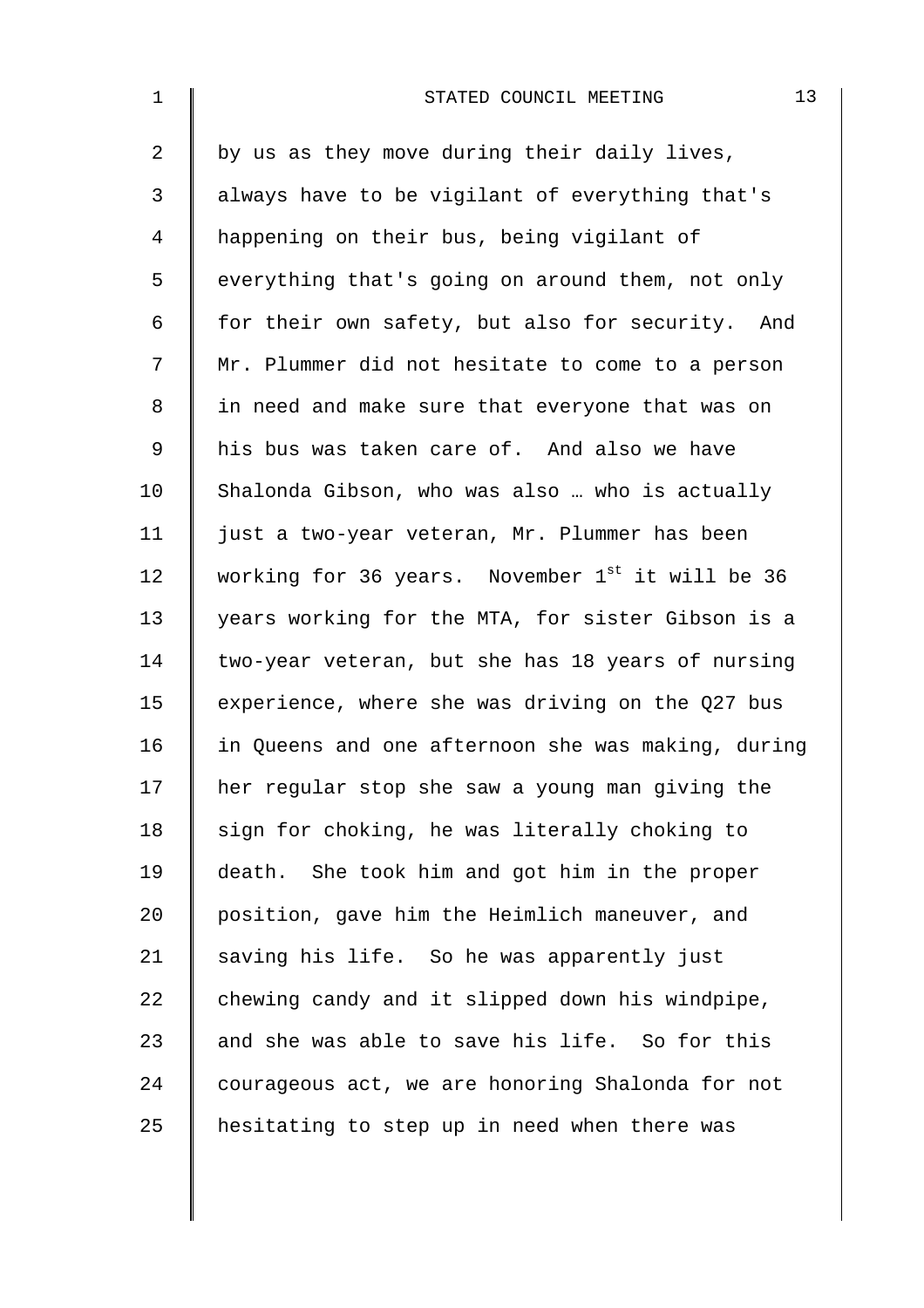by us as they move during their daily lives, always have to be vigilant of everything that's happening on their bus, being vigilant of everything that's going on around them, not only for their own safety, but also for security. And Mr. Plummer did not hesitate to come to a person in need and make sure that everyone that was on his bus was taken care of. And also we have Shalonda Gibson, who was also … who is actually just a two-year veteran, Mr. Plummer has been working for 36 years. November 1st it will be 36 years working for the MTA, for sister Gibson is a two-year veteran, but she has 18 years of nursing experience, where she was driving on the Q27 bus in Queens and one afternoon she was making, during her regular stop she saw a young man giving the sign for choking, he was literally choking to death. She took him and got him in the proper position, gave him the Heimlich maneuver, and saving his life. So he was apparently just chewing candy and it slipped down his windpipe, and she was able to save his life. So for this courageous act, we are honoring Shalonda for not hesitating to step up in need when there was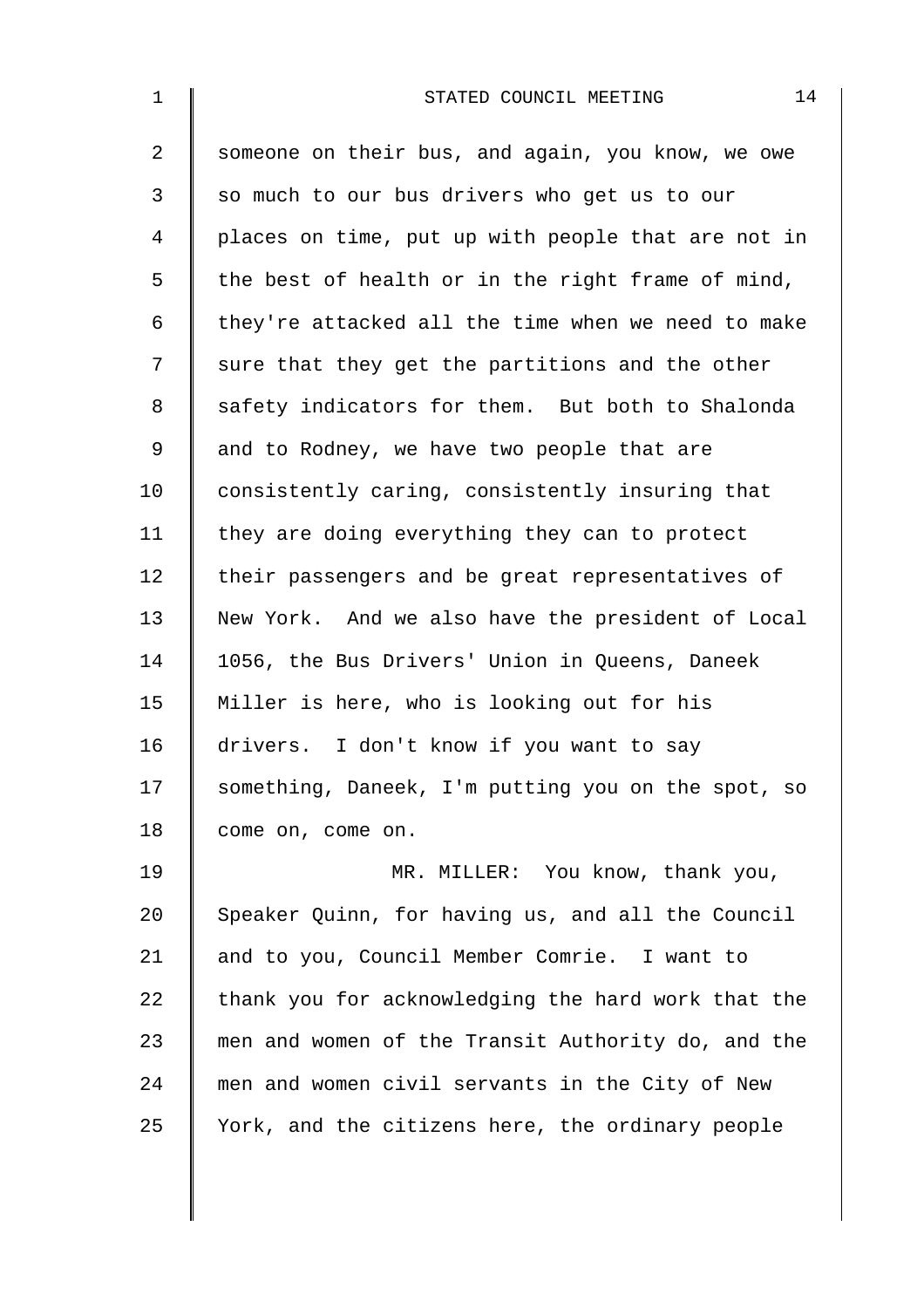someone on their bus, and again, you know, we owe so much to our bus drivers who get us to our places on time, put up with people that are not in the best of health or in the right frame of mind, they're attacked all the time when we need to make sure that they get the partitions and the other safety indicators for them. But both to Shalonda and to Rodney, we have two people that are consistently caring, consistently insuring that they are doing everything they can to protect their passengers and be great representatives of New York. And we also have the president of Local 1056, the Bus Drivers' Union in Queens, Daneek Miller is here, who is looking out for his drivers. I don't know if you want to say something, Daneek, I'm putting you on the spot, so come on, come on.

MR. MILLER: You know, thank you, Speaker Quinn, for having us, and all the Council and to you, Council Member Comrie. I want to thank you for acknowledging the hard work that the men and women of the Transit Authority do, and the men and women civil servants in the City of New York, and the citizens here, the ordinary people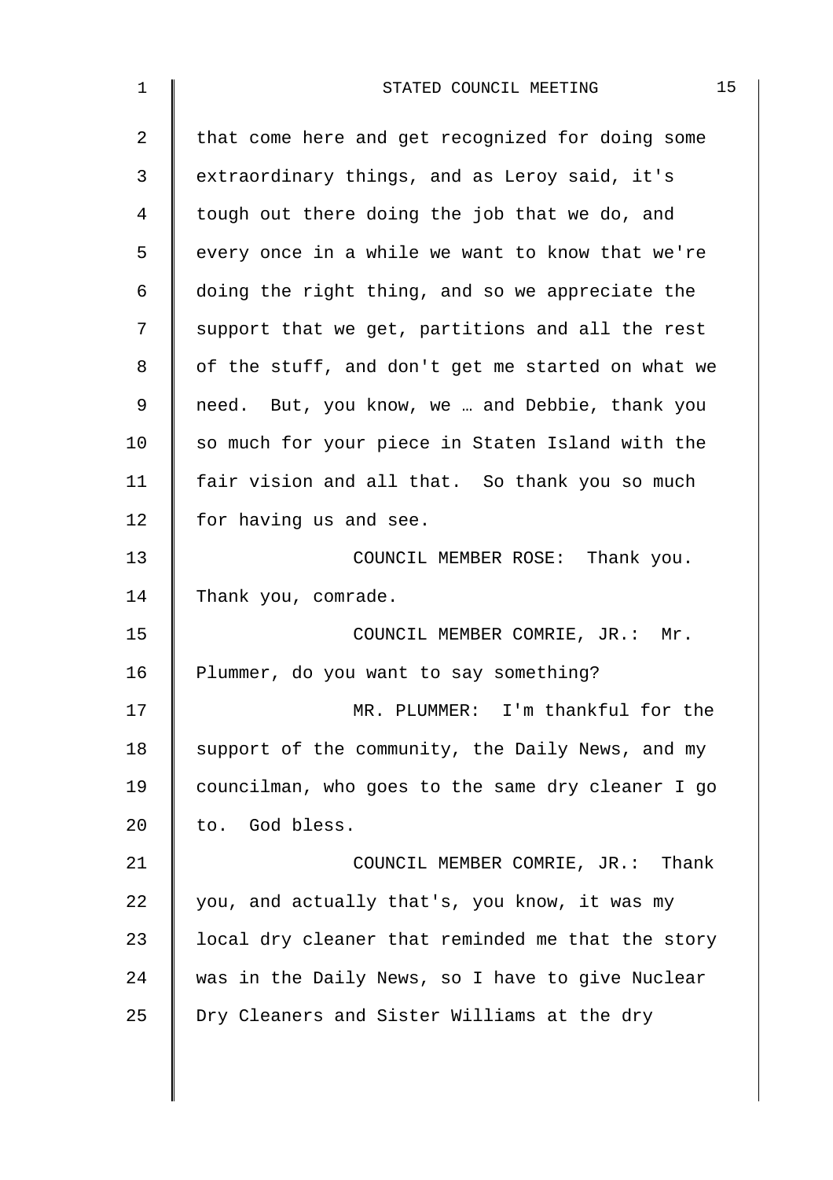that come here and get recognized for doing some extraordinary things, and as Leroy said, it's tough out there doing the job that we do, and every once in a while we want to know that we're doing the right thing, and so we appreciate the support that we get, partitions and all the rest of the stuff, and don't get me started on what we need. But, you know, we … and Debbie, thank you so much for your piece in Staten Island with the fair vision and all that. So thank you so much for having us and see.

COUNCIL MEMBER ROSE: Thank you. Thank you, comrade.

COUNCIL MEMBER COMRIE, JR.: Mr. Plummer, do you want to say something?

MR. PLUMMER: I'm thankful for the support of the community, the Daily News, and my councilman, who goes to the same dry cleaner I go to. God bless.

COUNCIL MEMBER COMRIE, JR.: Thank you, and actually that's, you know, it was my local dry cleaner that reminded me that the story was in the Daily News, so I have to give Nuclear Dry Cleaners and Sister Williams at the dry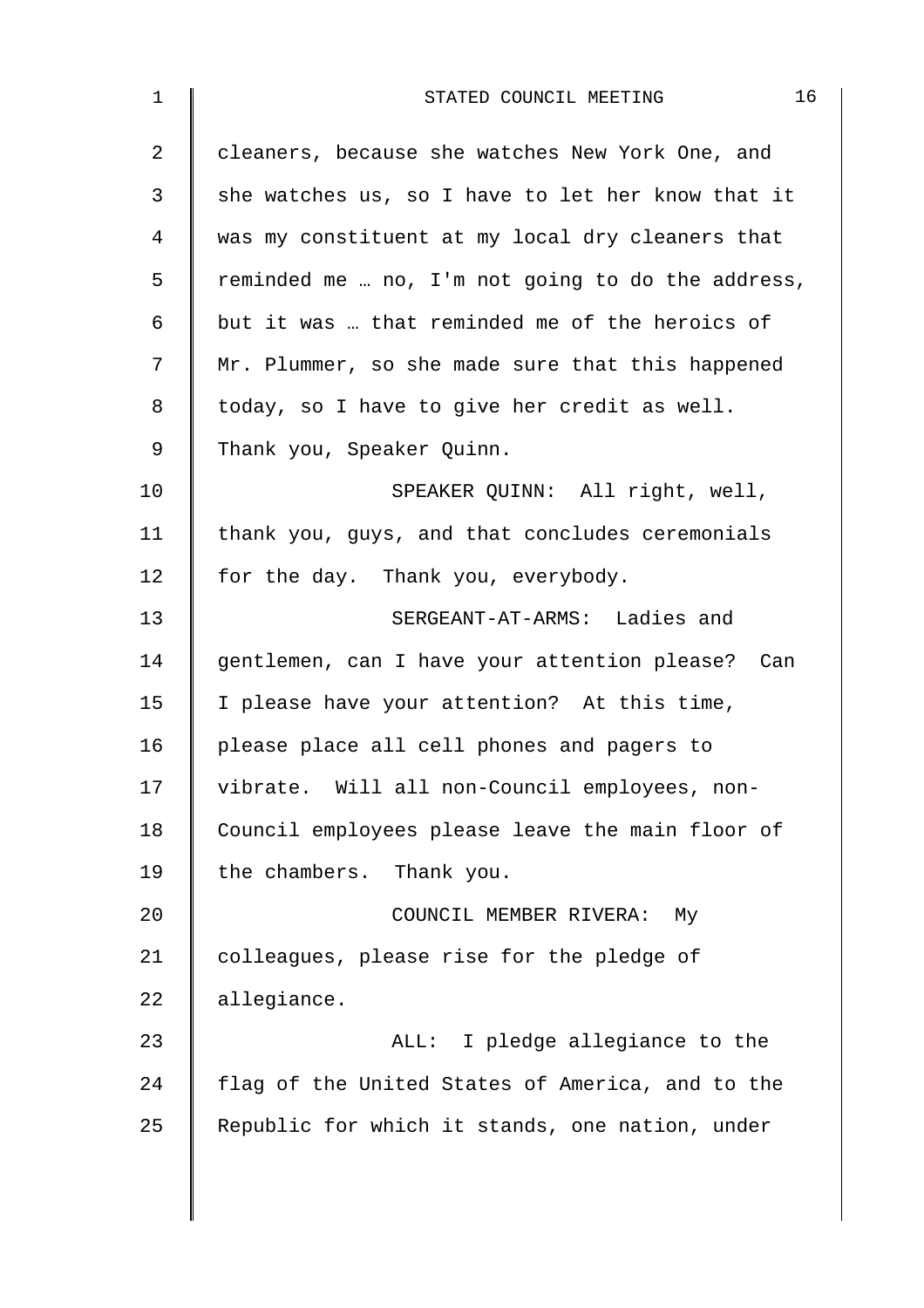cleaners, because she watches New York One, and she watches us, so I have to let her know that it was my constituent at my local dry cleaners that reminded me … no, I'm not going to do the address, but it was … that reminded me of the heroics of Mr. Plummer, so she made sure that this happened today, so I have to give her credit as well. Thank you, Speaker Quinn.

SPEAKER QUINN: All right, well, thank you, guys, and that concludes ceremonials for the day. Thank you, everybody.

SERGEANT-AT-ARMS: Ladies and gentlemen, can I have your attention please? Can I please have your attention? At this time, please place all cell phones and pagers to vibrate. Will all non-Council employees, non-Council employees please leave the main floor of the chambers. Thank you.

COUNCIL MEMBER RIVERA: My colleagues, please rise for the pledge of allegiance.

ALL: I pledge allegiance to the flag of the United States of America, and to the Republic for which it stands, one nation, under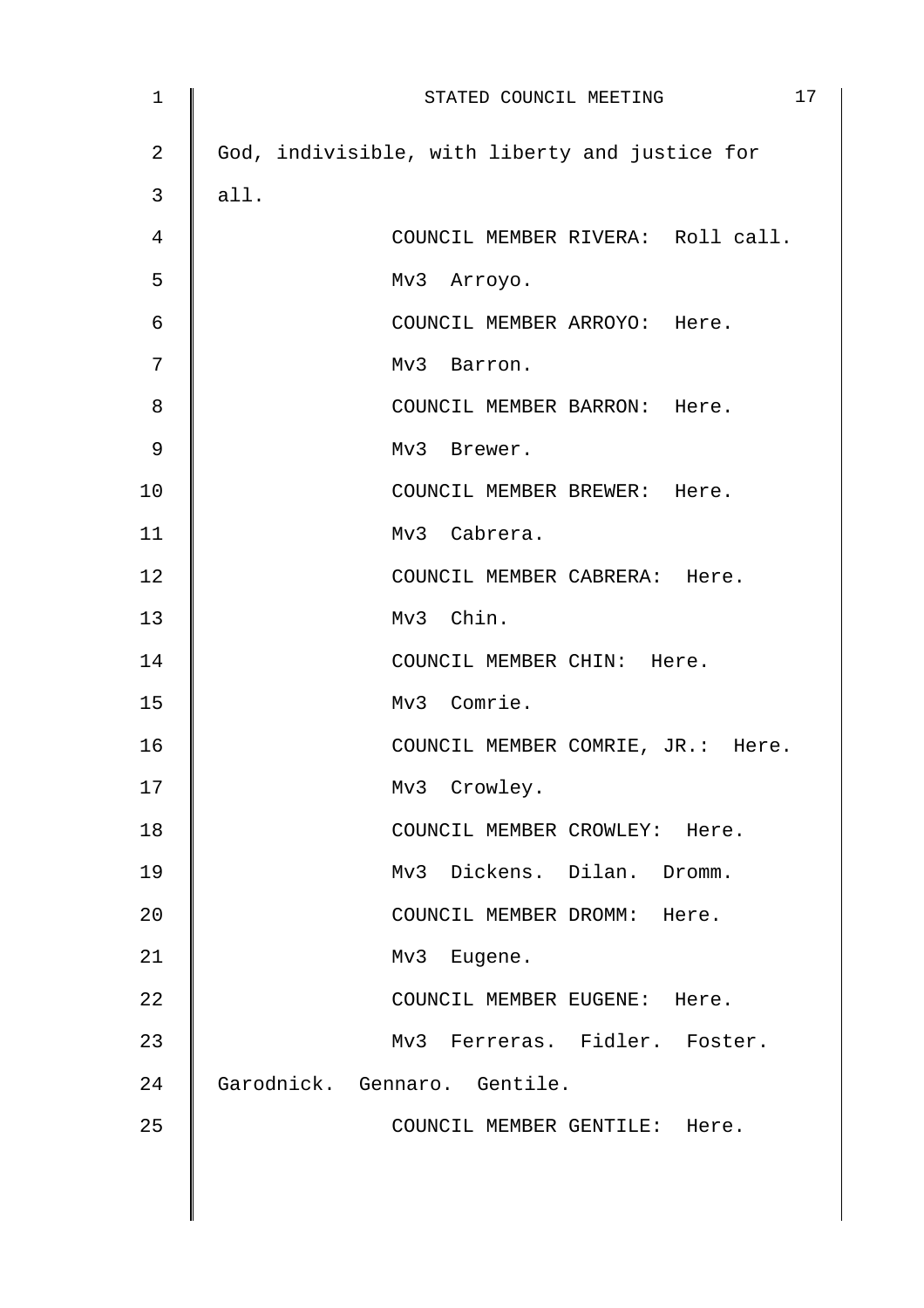God, indivisible, with liberty and justice for all.

COUNCIL MEMBER RIVERA: Roll call.

Mv3 Arroyo.

COUNCIL MEMBER ARROYO: Here.

Mv3 Barron.

COUNCIL MEMBER BARRON: Here.

Mv3 Brewer.

COUNCIL MEMBER BREWER: Here.

Mv3 Cabrera.

COUNCIL MEMBER CABRERA: Here.

Mv3 Chin.

COUNCIL MEMBER CHIN: Here.

Mv3 Comrie.

COUNCIL MEMBER COMRIE, JR.: Here.

Mv3 Crowley.

COUNCIL MEMBER CROWLEY: Here.

Mv3 Dickens. Dilan. Dromm.

COUNCIL MEMBER DROMM: Here.

Mv3 Eugene.

COUNCIL MEMBER EUGENE: Here.

Mv3 Ferreras. Fidler. Foster. Garodnick. Gennaro. Gentile.

COUNCIL MEMBER GENTILE: Here.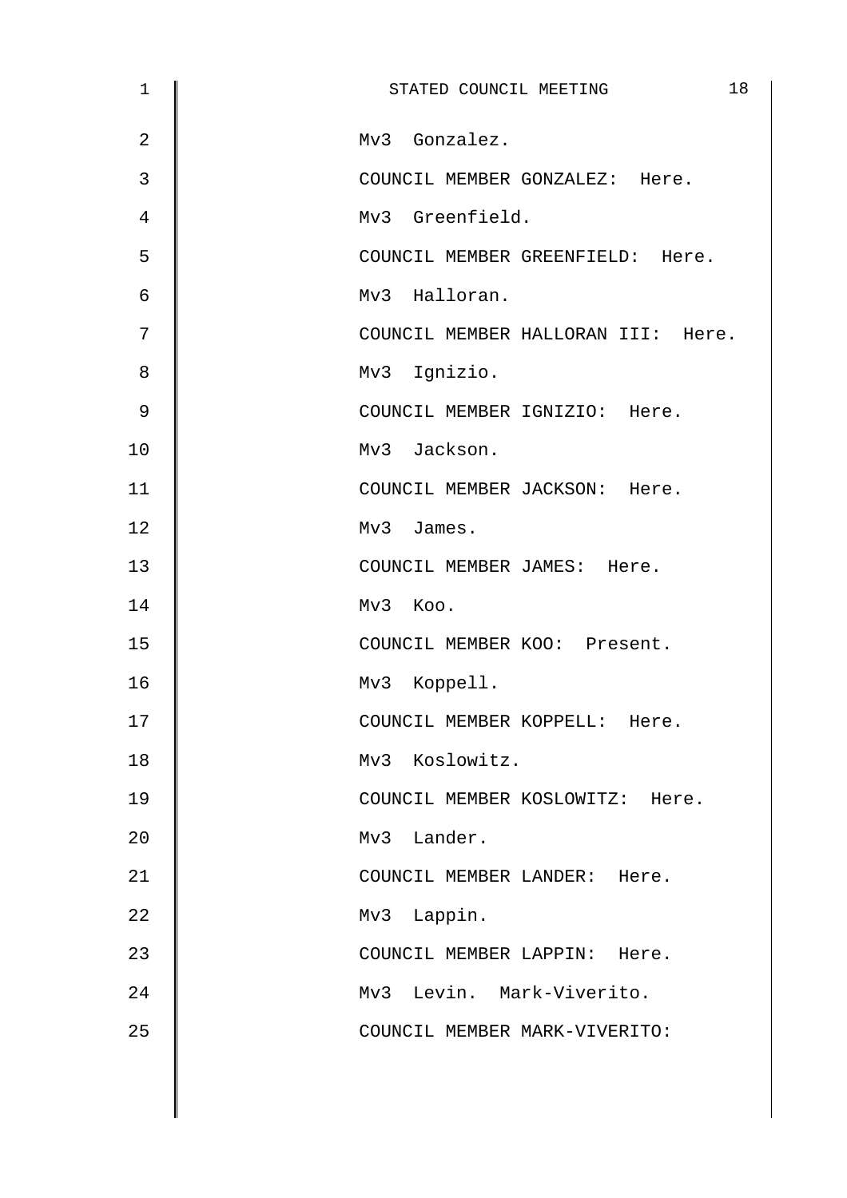Mv3 Gonzalez.

COUNCIL MEMBER GONZALEZ: Here.

Mv3 Greenfield.

COUNCIL MEMBER GREENFIELD: Here.

Mv3 Halloran.

COUNCIL MEMBER HALLORAN III: Here.

Mv3 Ignizio.

COUNCIL MEMBER IGNIZIO: Here.

Mv3 Jackson.

COUNCIL MEMBER JACKSON: Here.

Mv3 James.

COUNCIL MEMBER JAMES: Here.

Mv3 Koo.

COUNCIL MEMBER KOO: Present.

Mv3 Koppell.

COUNCIL MEMBER KOPPELL: Here.

Mv3 Koslowitz.

COUNCIL MEMBER KOSLOWITZ: Here.

Mv3 Lander.

COUNCIL MEMBER LANDER: Here.

Mv3 Lappin.

COUNCIL MEMBER LAPPIN: Here.

Mv3 Levin. Mark-Viverito.

COUNCIL MEMBER MARK-VIVERITO: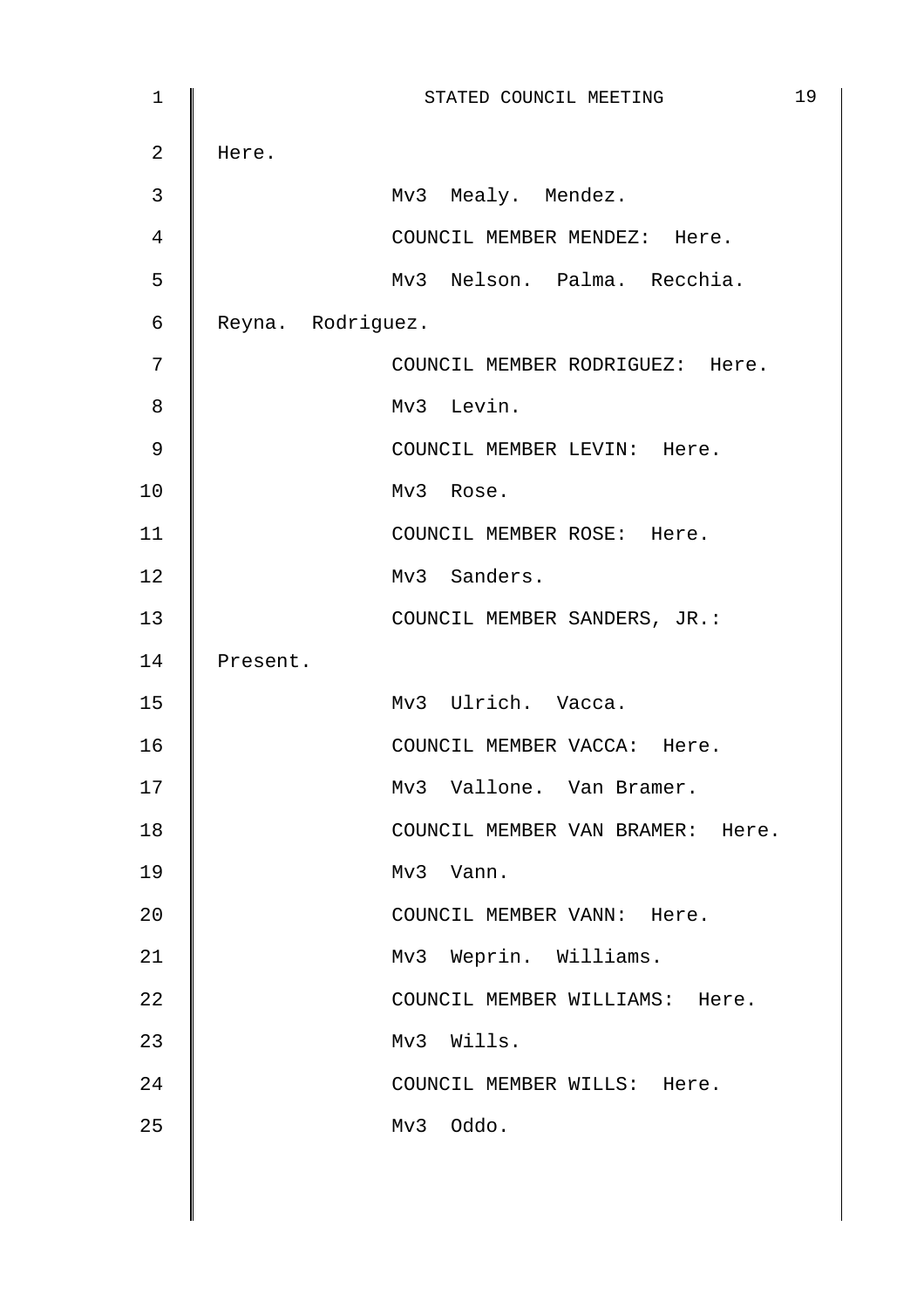Here.

Mv3 Mealy. Mendez.

COUNCIL MEMBER MENDEZ: Here.

Mv3 Nelson. Palma. Recchia.

Reyna. Rodriguez.

COUNCIL MEMBER RODRIGUEZ: Here.

Mv3 Levin.

COUNCIL MEMBER LEVIN: Here.

Mv3 Rose.

COUNCIL MEMBER ROSE: Here.

Mv3 Sanders.

COUNCIL MEMBER SANDERS, JR.:

Present.

Mv3 Ulrich. Vacca.

COUNCIL MEMBER VACCA: Here.

Mv3 Vallone. Van Bramer.

COUNCIL MEMBER VAN BRAMER: Here.

Mv3 Vann.

COUNCIL MEMBER VANN: Here.

Mv3 Weprin. Williams.

COUNCIL MEMBER WILLIAMS: Here.

Mv3 Wills.

COUNCIL MEMBER WILLS: Here.

Mv3 Oddo.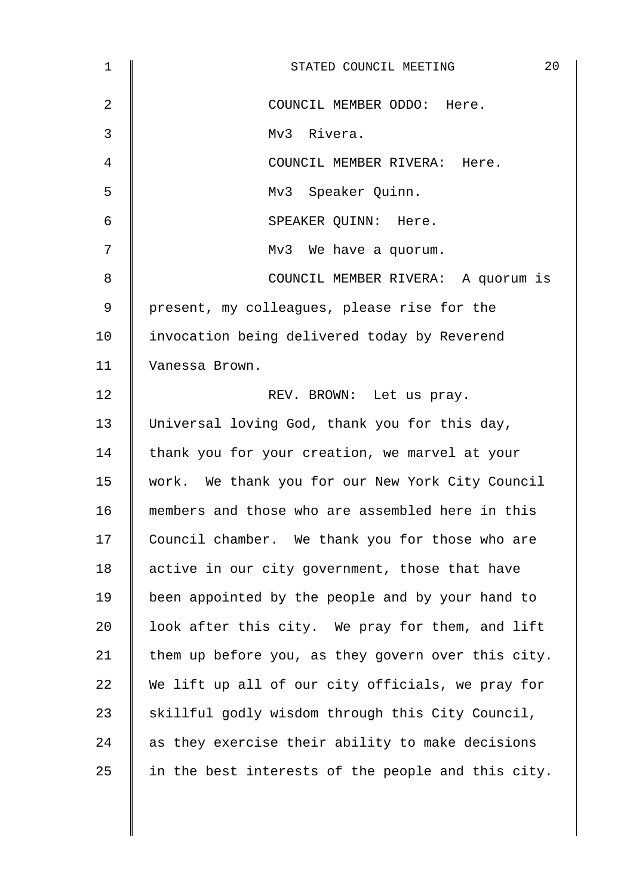COUNCIL MEMBER ODDO: Here.

Mv3 Rivera.

COUNCIL MEMBER RIVERA: Here.

Mv3 Speaker Quinn.

SPEAKER QUINN: Here.

Mv3 We have a quorum.

COUNCIL MEMBER RIVERA: A quorum is present, my colleagues, please rise for the invocation being delivered today by Reverend Vanessa Brown.

REV. BROWN: Let us pray. Universal loving God, thank you for this day, thank you for your creation, we marvel at your work. We thank you for our New York City Council members and those who are assembled here in this Council chamber. We thank you for those who are active in our city government, those that have been appointed by the people and by your hand to look after this city. We pray for them, and lift them up before you, as they govern over this city. We lift up all of our city officials, we pray for skillful godly wisdom through this City Council, as they exercise their ability to make decisions in the best interests of the people and this city.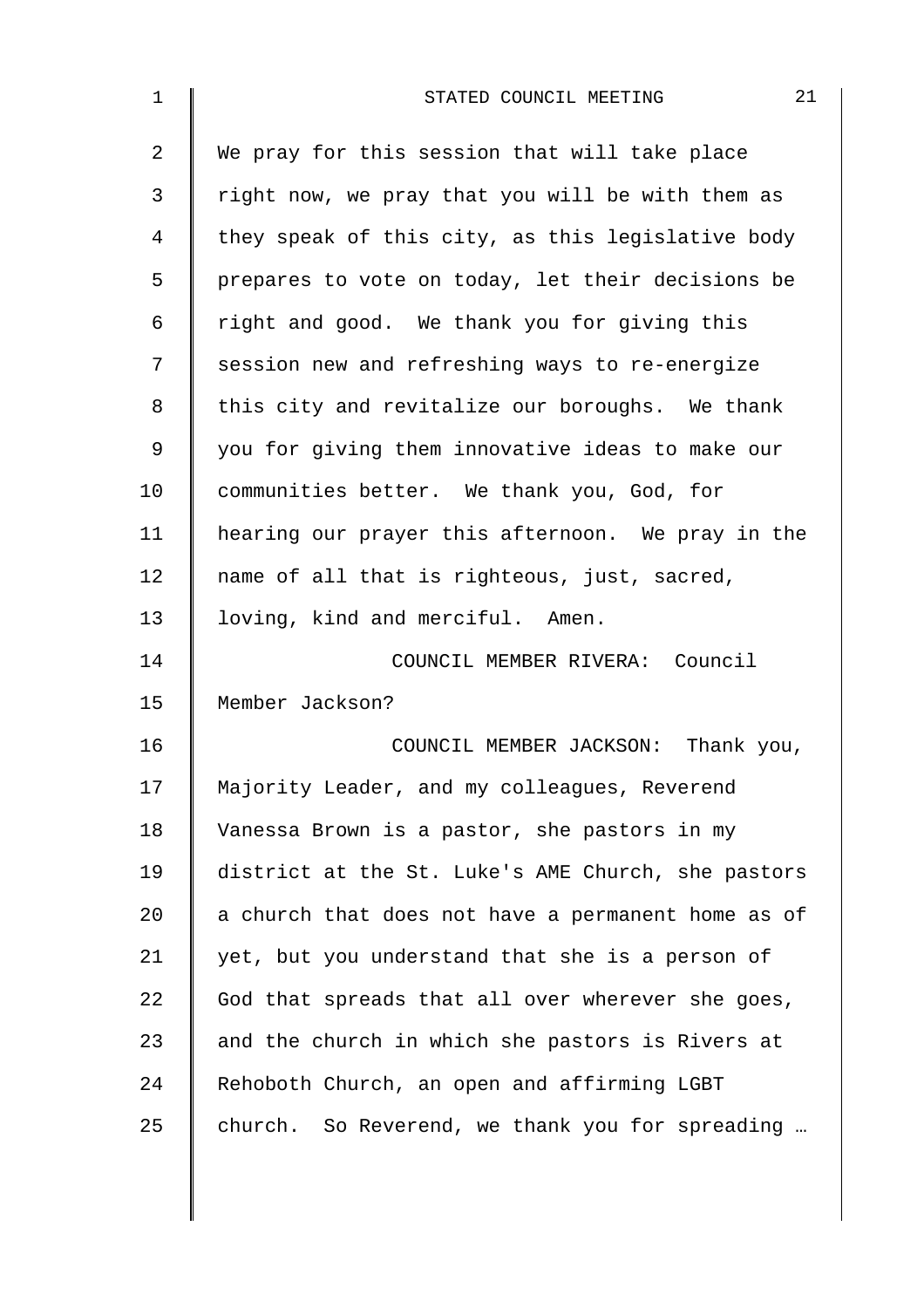We pray for this session that will take place right now, we pray that you will be with them as they speak of this city, as this legislative body prepares to vote on today, let their decisions be right and good. We thank you for giving this session new and refreshing ways to re-energize this city and revitalize our boroughs. We thank you for giving them innovative ideas to make our communities better. We thank you, God, for hearing our prayer this afternoon. We pray in the name of all that is righteous, just, sacred, loving, kind and merciful. Amen.

COUNCIL MEMBER RIVERA: Council Member Jackson?

COUNCIL MEMBER JACKSON: Thank you, Majority Leader, and my colleagues, Reverend Vanessa Brown is a pastor, she pastors in my district at the St. Luke's AME Church, she pastors a church that does not have a permanent home as of yet, but you understand that she is a person of God that spreads that all over wherever she goes, and the church in which she pastors is Rivers at Rehoboth Church, an open and affirming LGBT church. So Reverend, we thank you for spreading …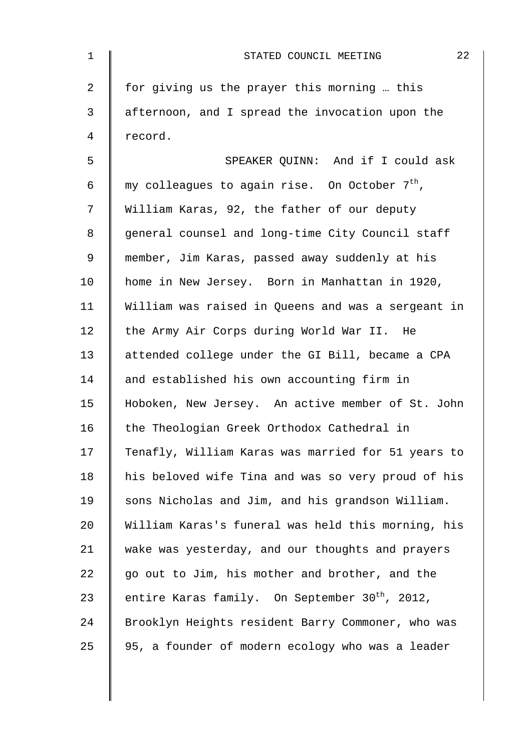for giving us the prayer this morning … this afternoon, and I spread the invocation upon the record.

SPEAKER QUINN: And if I could ask my colleagues to again rise. On October 7th, William Karas, 92, the father of our deputy general counsel and long-time City Council staff member, Jim Karas, passed away suddenly at his home in New Jersey. Born in Manhattan in 1920, William was raised in Queens and was a sergeant in the Army Air Corps during World War II. He attended college under the GI Bill, became a CPA and established his own accounting firm in Hoboken, New Jersey. An active member of St. John the Theologian Greek Orthodox Cathedral in Tenafly, William Karas was married for 51 years to his beloved wife Tina and was so very proud of his sons Nicholas and Jim, and his grandson William. William Karas's funeral was held this morning, his wake was yesterday, and our thoughts and prayers go out to Jim, his mother and brother, and the entire Karas family. On September 30th, 2012, Brooklyn Heights resident Barry Commoner, who was 95, a founder of modern ecology who was a leader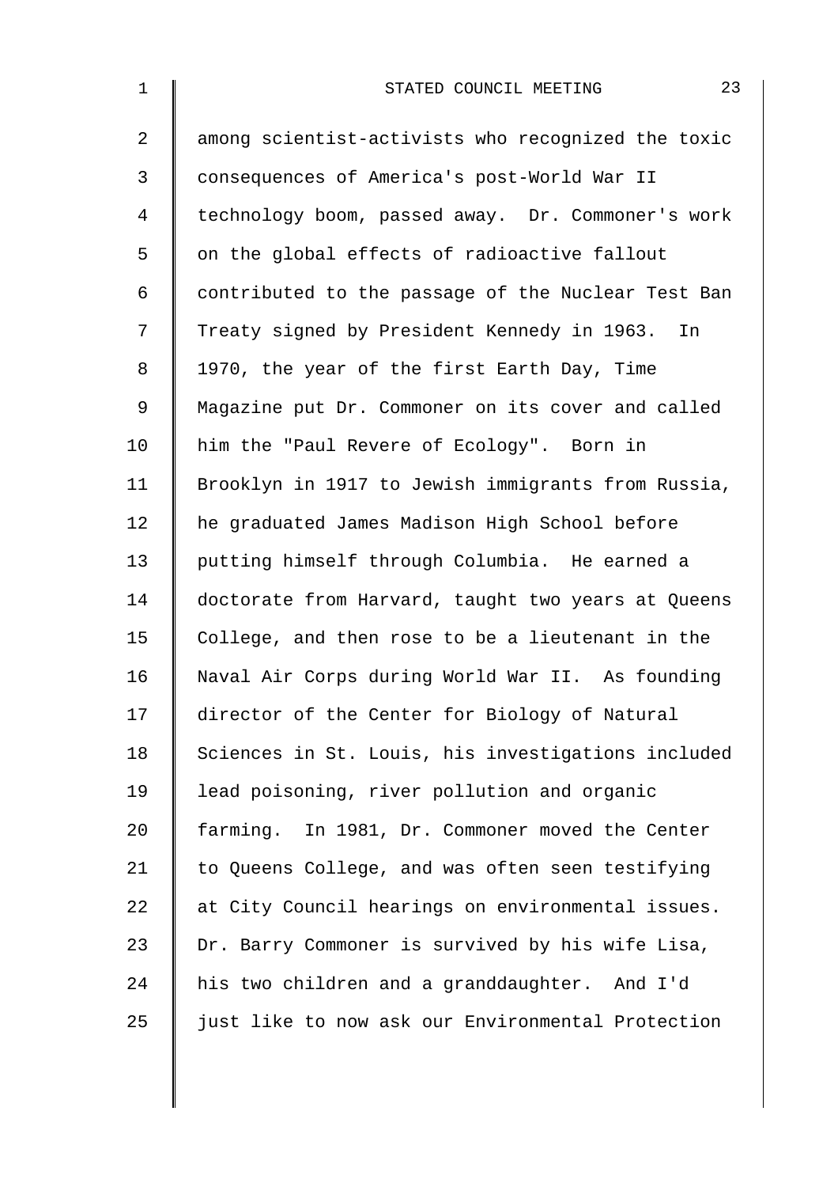among scientist-activists who recognized the toxic consequences of America's post-World War II technology boom, passed away. Dr. Commoner's work on the global effects of radioactive fallout contributed to the passage of the Nuclear Test Ban Treaty signed by President Kennedy in 1963. In 1970, the year of the first Earth Day, Time Magazine put Dr. Commoner on its cover and called him the "Paul Revere of Ecology". Born in Brooklyn in 1917 to Jewish immigrants from Russia, he graduated James Madison High School before putting himself through Columbia. He earned a doctorate from Harvard, taught two years at Queens College, and then rose to be a lieutenant in the Naval Air Corps during World War II. As founding director of the Center for Biology of Natural Sciences in St. Louis, his investigations included lead poisoning, river pollution and organic farming. In 1981, Dr. Commoner moved the Center to Queens College, and was often seen testifying at City Council hearings on environmental issues. Dr. Barry Commoner is survived by his wife Lisa, his two children and a granddaughter. And I'd just like to now ask our Environmental Protection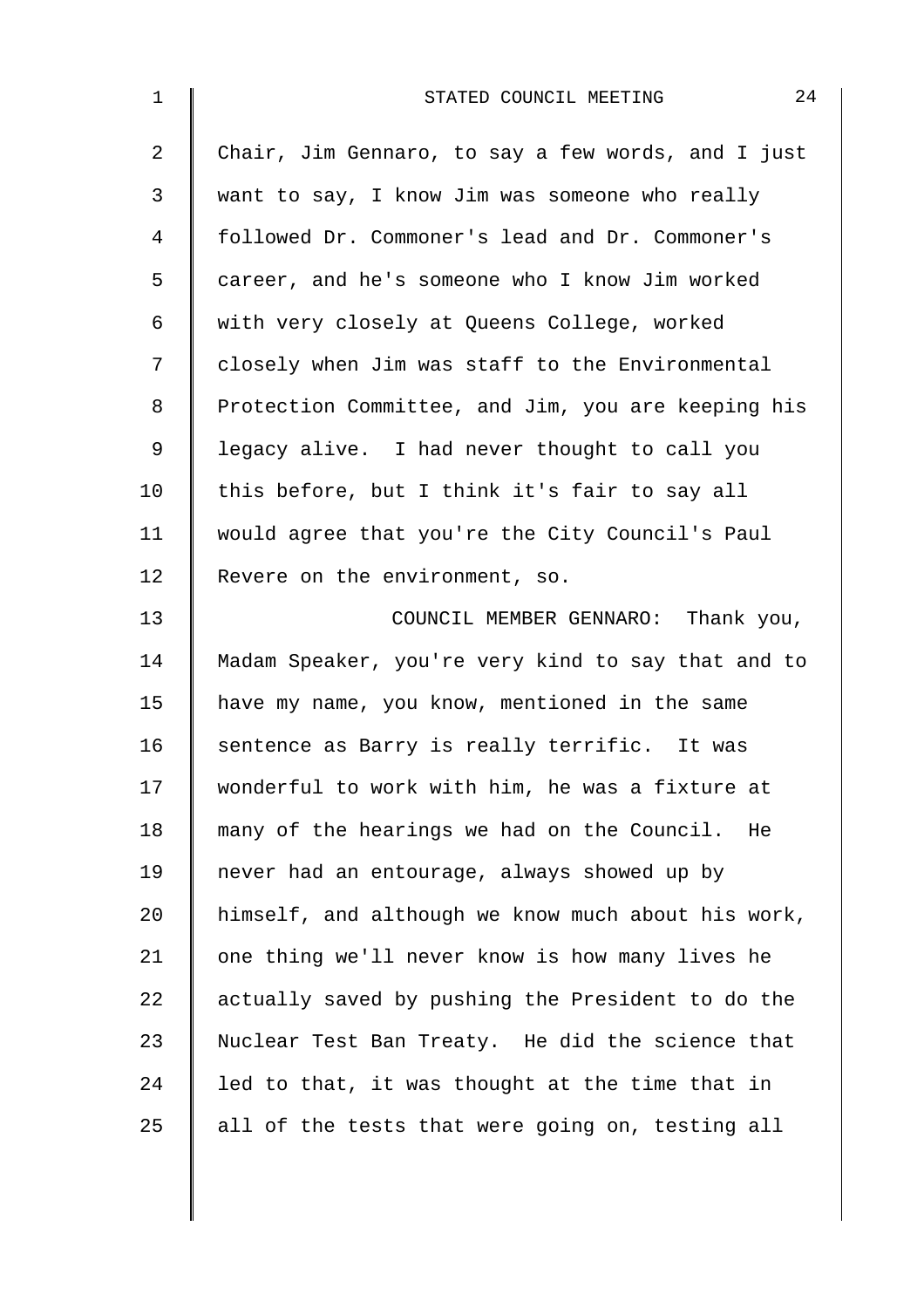Chair, Jim Gennaro, to say a few words, and I just want to say, I know Jim was someone who really followed Dr. Commoner's lead and Dr. Commoner's career, and he's someone who I know Jim worked with very closely at Queens College, worked closely when Jim was staff to the Environmental Protection Committee, and Jim, you are keeping his legacy alive. I had never thought to call you this before, but I think it's fair to say all would agree that you're the City Council's Paul Revere on the environment, so.

COUNCIL MEMBER GENNARO: Thank you, Madam Speaker, you're very kind to say that and to have my name, you know, mentioned in the same sentence as Barry is really terrific. It was wonderful to work with him, he was a fixture at many of the hearings we had on the Council. He never had an entourage, always showed up by himself, and although we know much about his work, one thing we'll never know is how many lives he actually saved by pushing the President to do the Nuclear Test Ban Treaty. He did the science that led to that, it was thought at the time that in all of the tests that were going on, testing all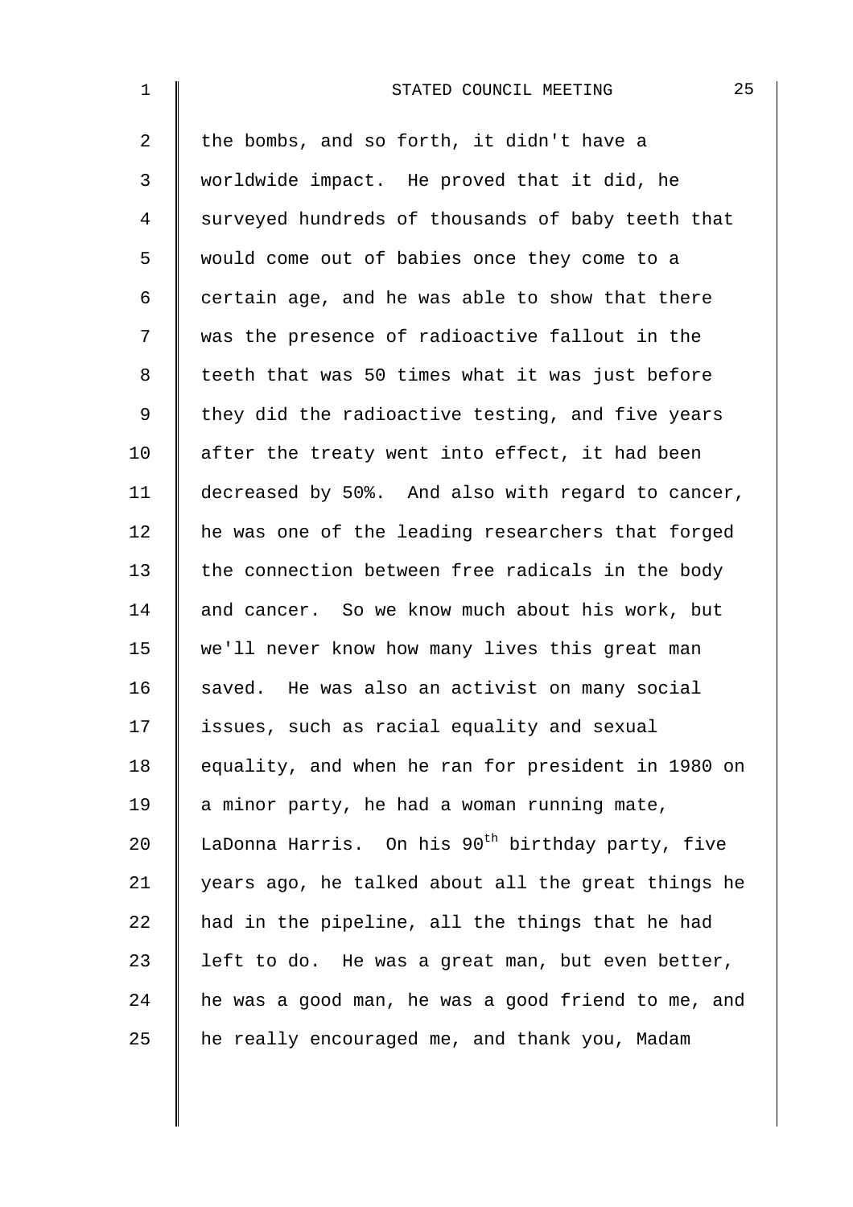the bombs, and so forth, it didn't have a worldwide impact. He proved that it did, he surveyed hundreds of thousands of baby teeth that would come out of babies once they come to a certain age, and he was able to show that there was the presence of radioactive fallout in the teeth that was 50 times what it was just before they did the radioactive testing, and five years after the treaty went into effect, it had been decreased by 50%. And also with regard to cancer, he was one of the leading researchers that forged the connection between free radicals in the body and cancer. So we know much about his work, but we'll never know how many lives this great man saved. He was also an activist on many social issues, such as racial equality and sexual equality, and when he ran for president in 1980 on a minor party, he had a woman running mate, LaDonna Harris. On his 90th birthday party, five years ago, he talked about all the great things he had in the pipeline, all the things that he had left to do. He was a great man, but even better, he was a good man, he was a good friend to me, and he really encouraged me, and thank you, Madam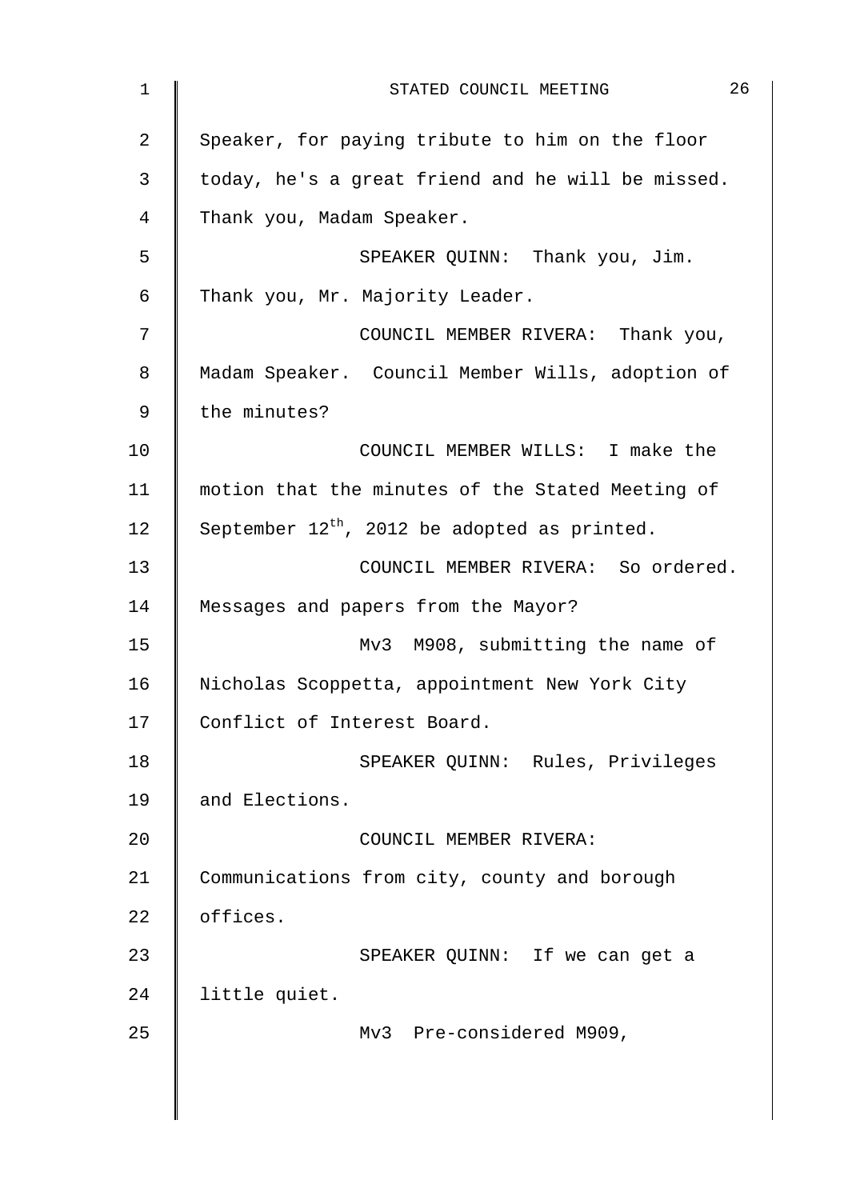Speaker, for paying tribute to him on the floor today, he's a great friend and he will be missed. Thank you, Madam Speaker.

SPEAKER QUINN: Thank you, Jim. Thank you, Mr. Majority Leader.

COUNCIL MEMBER RIVERA: Thank you, Madam Speaker. Council Member Wills, adoption of the minutes?

COUNCIL MEMBER WILLS: I make the motion that the minutes of the Stated Meeting of September $12^{th}$, 2012 be adopted as printed.

COUNCIL MEMBER RIVERA: So ordered. Messages and papers from the Mayor?

Mv3 M908, submitting the name of Nicholas Scoppetta, appointment New York City Conflict of Interest Board.

SPEAKER QUINN: Rules, Privileges and Elections.

COUNCIL MEMBER RIVERA: Communications from city, county and borough offices.

SPEAKER QUINN: If we can get a little quiet.

Mv3 Pre-considered M909,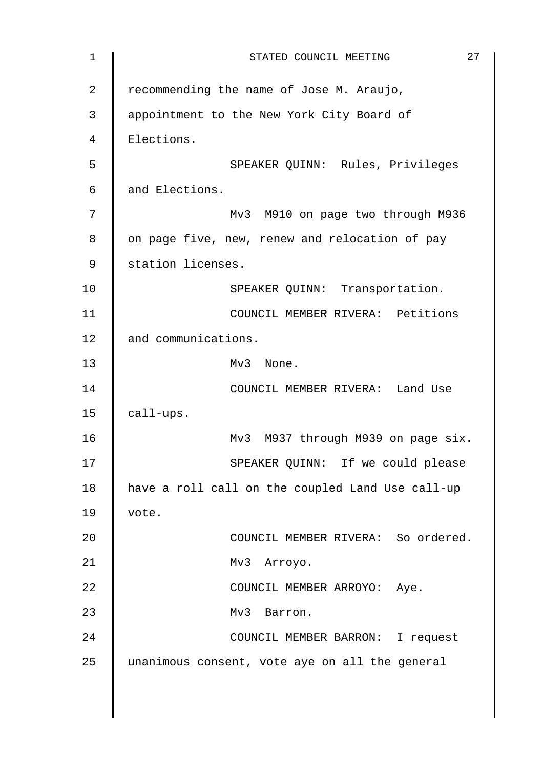recommending the name of Jose M. Araujo, appointment to the New York City Board of Elections.

SPEAKER QUINN: Rules, Privileges and Elections.

Mv3 M910 on page two through M936 on page five, new, renew and relocation of pay station licenses.

SPEAKER QUINN: Transportation.

COUNCIL MEMBER RIVERA: Petitions and communications.

Mv3 None.

COUNCIL MEMBER RIVERA: Land Use call-ups.

Mv3 M937 through M939 on page six.

SPEAKER QUINN: If we could please have a roll call on the coupled Land Use call-up vote.

COUNCIL MEMBER RIVERA: So ordered.

Mv3 Arroyo.

COUNCIL MEMBER ARROYO: Aye.

Mv3 Barron.

COUNCIL MEMBER BARRON: I request unanimous consent, vote aye on all the general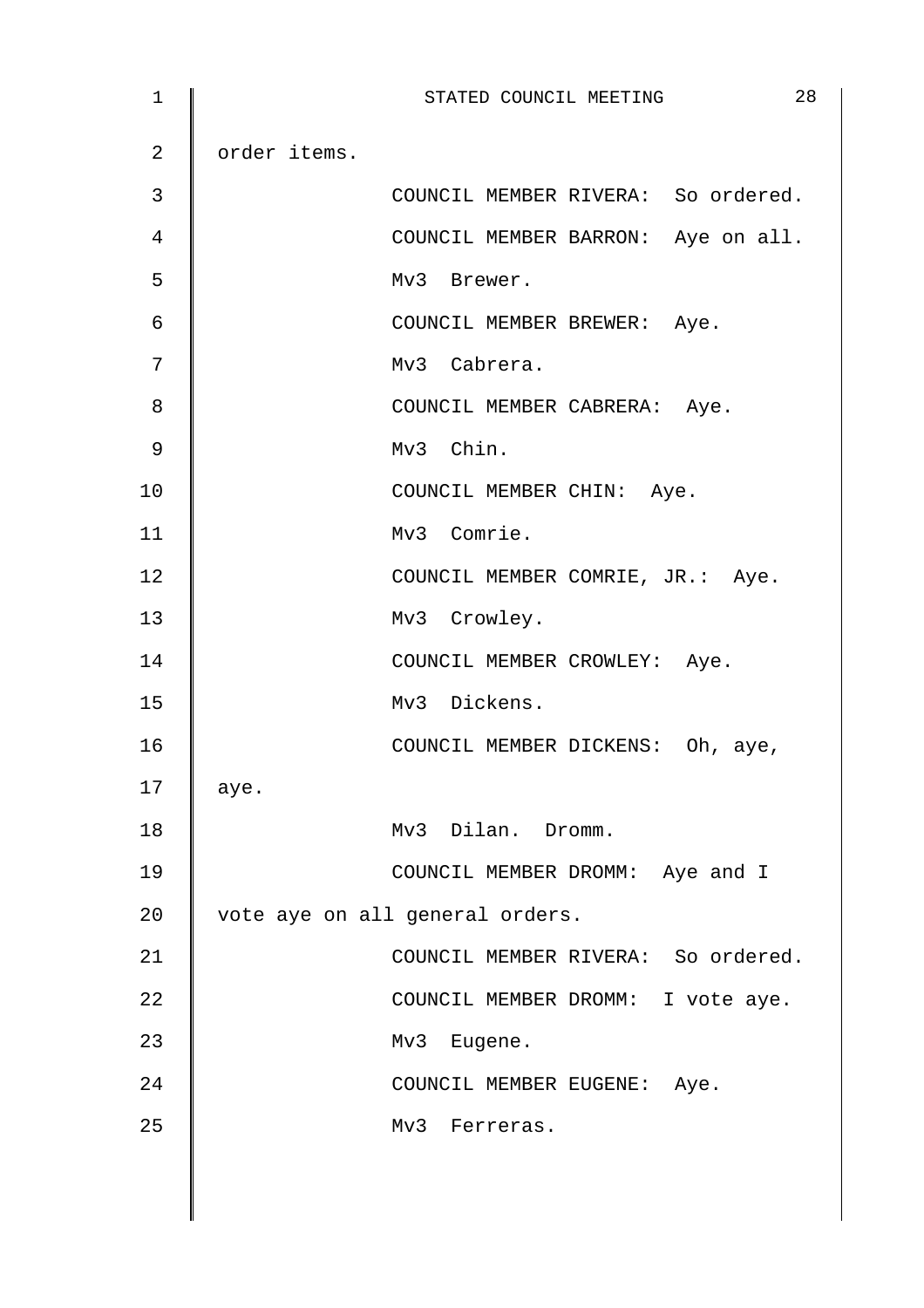order items.

COUNCIL MEMBER RIVERA: So ordered.

COUNCIL MEMBER BARRON: Aye on all.

Mv3 Brewer.

COUNCIL MEMBER BREWER: Aye.

Mv3 Cabrera.

COUNCIL MEMBER CABRERA: Aye.

Mv3 Chin.

COUNCIL MEMBER CHIN: Aye.

Mv3 Comrie.

COUNCIL MEMBER COMRIE, JR.: Aye.

Mv3 Crowley.

COUNCIL MEMBER CROWLEY: Aye.

Mv3 Dickens.

COUNCIL MEMBER DICKENS: Oh, aye, aye.

Mv3 Dilan. Dromm.

COUNCIL MEMBER DROMM: Aye and I vote aye on all general orders.

COUNCIL MEMBER RIVERA: So ordered.

COUNCIL MEMBER DROMM: I vote aye.

Mv3 Eugene.

COUNCIL MEMBER EUGENE: Aye.

Mv3 Ferreras.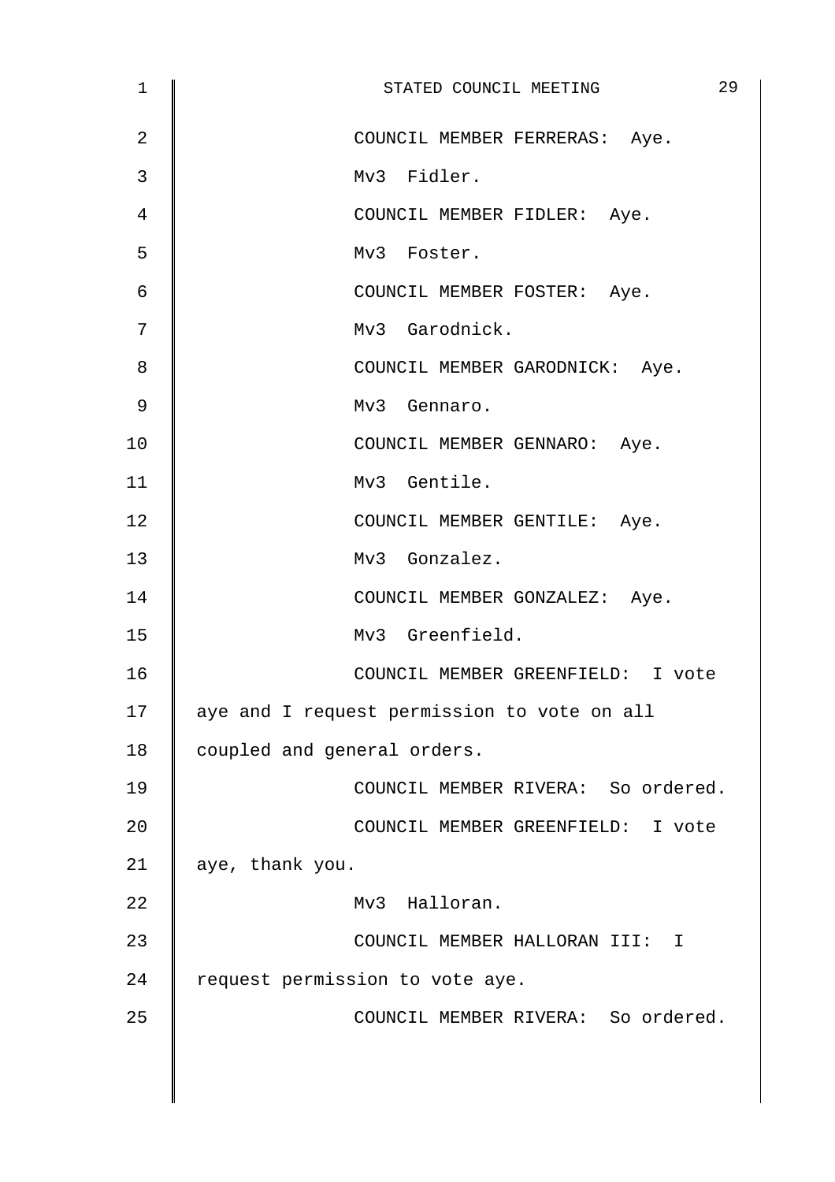COUNCIL MEMBER FERRERAS: Aye.

Mv3 Fidler.

COUNCIL MEMBER FIDLER: Aye.

Mv3 Foster.

COUNCIL MEMBER FOSTER: Aye.

Mv3 Garodnick.

COUNCIL MEMBER GARODNICK: Aye.

Mv3 Gennaro.

COUNCIL MEMBER GENNARO: Aye.

Mv3 Gentile.

COUNCIL MEMBER GENTILE: Aye.

Mv3 Gonzalez.

COUNCIL MEMBER GONZALEZ: Aye.

Mv3 Greenfield.

COUNCIL MEMBER GREENFIELD: I vote aye and I request permission to vote on all coupled and general orders.

COUNCIL MEMBER RIVERA: So ordered.

COUNCIL MEMBER GREENFIELD: I vote aye, thank you.

Mv3 Halloran.

COUNCIL MEMBER HALLORAN III: I request permission to vote aye.

COUNCIL MEMBER RIVERA: So ordered.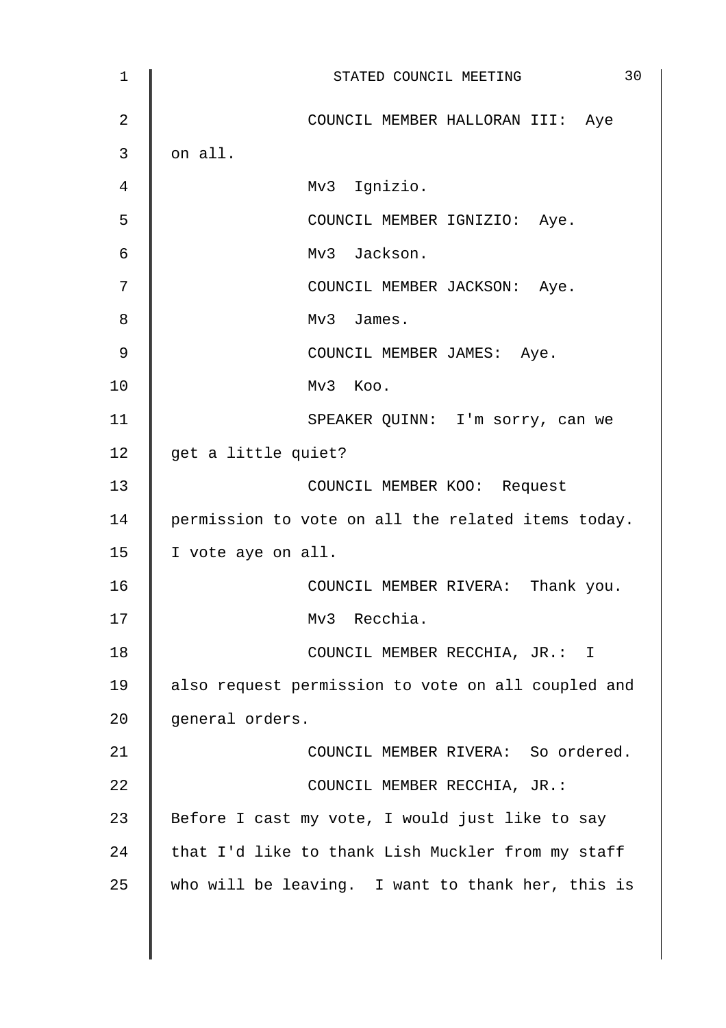COUNCIL MEMBER HALLORAN III: Aye on all.

Mv3 Ignizio.

COUNCIL MEMBER IGNIZIO: Aye.

Mv3 Jackson.

COUNCIL MEMBER JACKSON: Aye.

Mv3 James.

COUNCIL MEMBER JAMES: Aye.

Mv3 Koo.

SPEAKER QUINN: I'm sorry, can we get a little quiet?

COUNCIL MEMBER KOO: Request permission to vote on all the related items today. I vote aye on all.

COUNCIL MEMBER RIVERA: Thank you.

Mv3 Recchia.

COUNCIL MEMBER RECCHIA, JR.: I also request permission to vote on all coupled and general orders.

COUNCIL MEMBER RIVERA: So ordered.

COUNCIL MEMBER RECCHIA, JR.: Before I cast my vote, I would just like to say that I'd like to thank Lish Muckler from my staff who will be leaving. I want to thank her, this is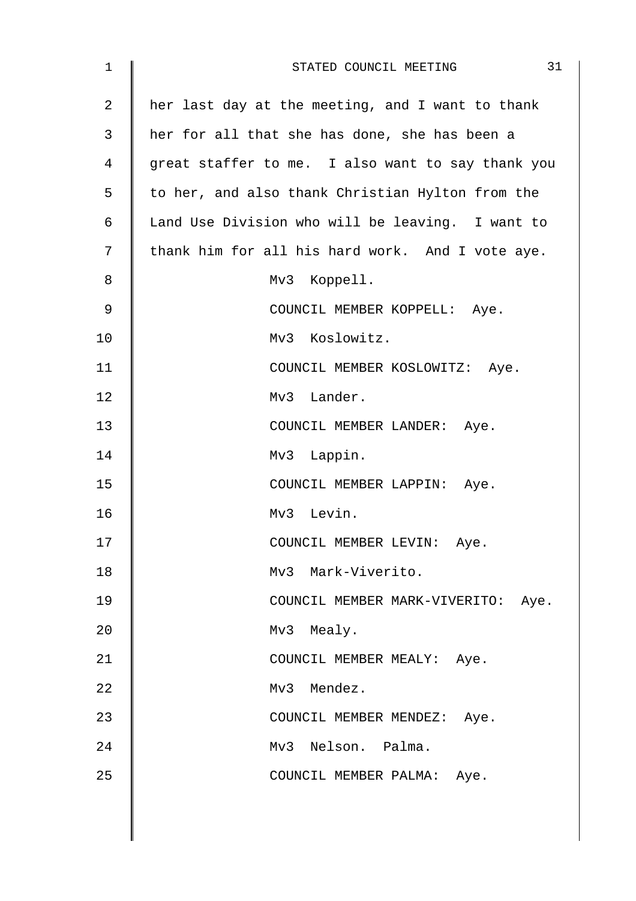her last day at the meeting, and I want to thank her for all that she has done, she has been a great staffer to me. I also want to say thank you to her, and also thank Christian Hylton from the Land Use Division who will be leaving. I want to thank him for all his hard work. And I vote aye.

Mv3 Koppell.

COUNCIL MEMBER KOPPELL: Aye.

Mv3 Koslowitz.

COUNCIL MEMBER KOSLOWITZ: Aye.

Mv3 Lander.

COUNCIL MEMBER LANDER: Aye.

Mv3 Lappin.

COUNCIL MEMBER LAPPIN: Aye.

Mv3 Levin.

COUNCIL MEMBER LEVIN: Aye.

Mv3 Mark-Viverito.

COUNCIL MEMBER MARK-VIVERITO: Aye.

Mv3 Mealy.

COUNCIL MEMBER MEALY: Aye.

Mv3 Mendez.

COUNCIL MEMBER MENDEZ: Aye.

Mv3 Nelson. Palma.

COUNCIL MEMBER PALMA: Aye.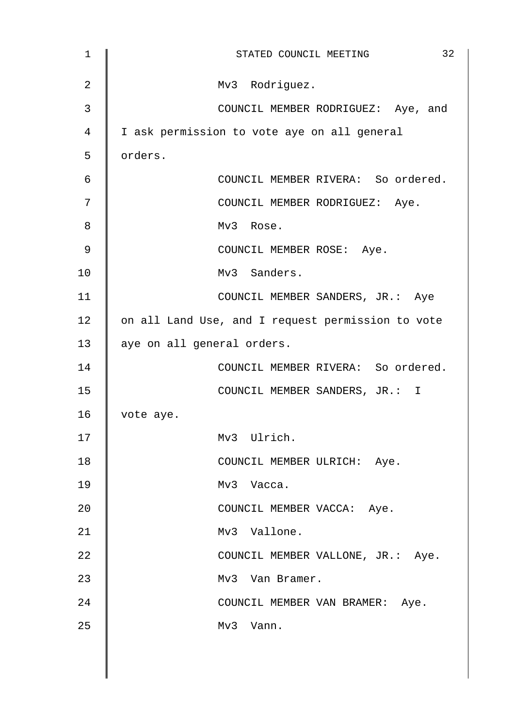Mv3 Rodriguez.

COUNCIL MEMBER RODRIGUEZ: Aye, and I ask permission to vote aye on all general orders.

COUNCIL MEMBER RIVERA: So ordered.

COUNCIL MEMBER RODRIGUEZ: Aye.

Mv3 Rose.

COUNCIL MEMBER ROSE: Aye.

Mv3 Sanders.

COUNCIL MEMBER SANDERS, JR.: Aye on all Land Use, and I request permission to vote aye on all general orders.

COUNCIL MEMBER RIVERA: So ordered.

COUNCIL MEMBER SANDERS, JR.: I vote aye.

Mv3 Ulrich.

COUNCIL MEMBER ULRICH: Aye.

Mv3 Vacca.

COUNCIL MEMBER VACCA: Aye.

Mv3 Vallone.

COUNCIL MEMBER VALLONE, JR.: Aye.

Mv3 Van Bramer.

COUNCIL MEMBER VAN BRAMER: Aye.

Mv3 Vann.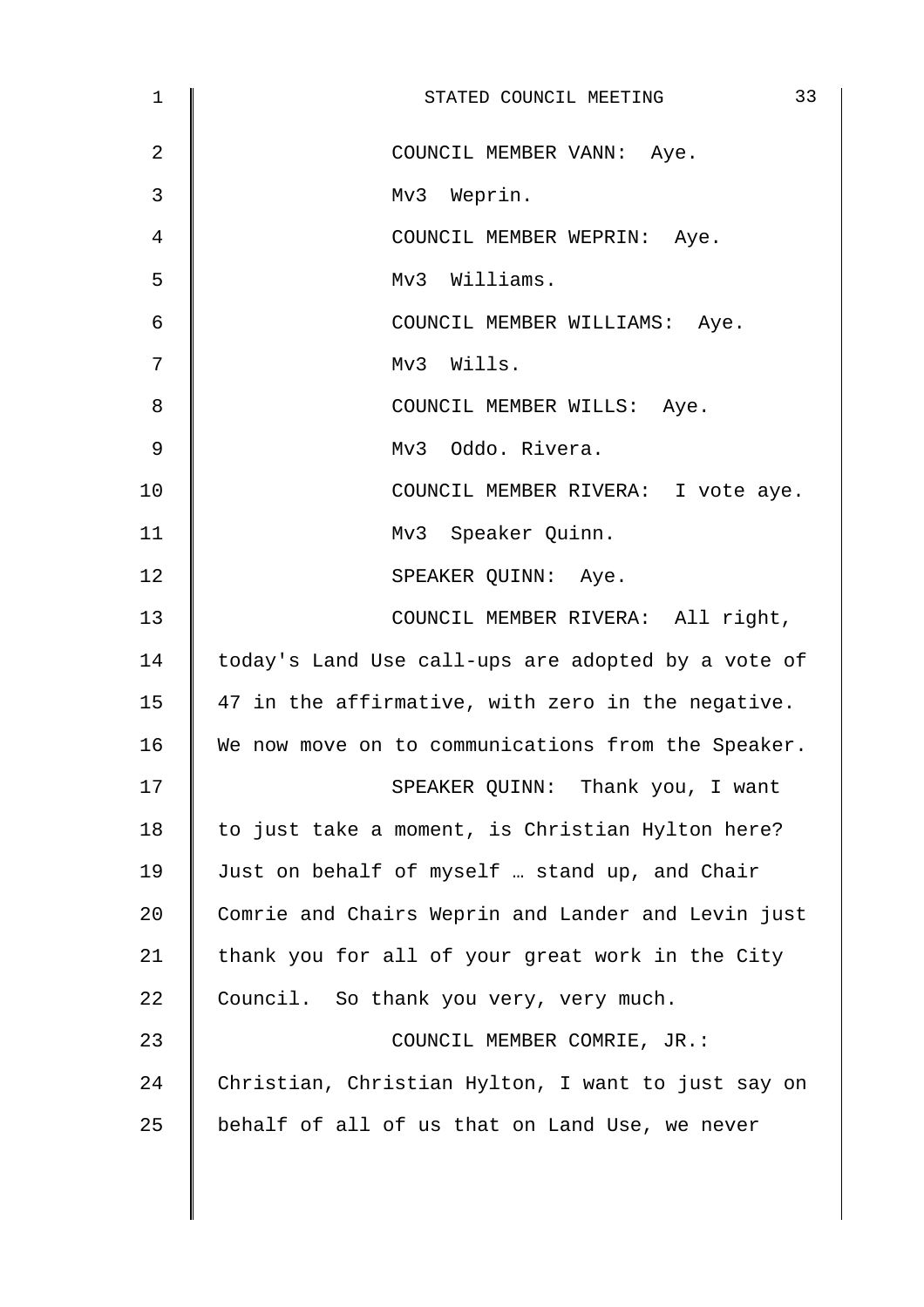COUNCIL MEMBER VANN: Aye.

Mv3 Weprin.

COUNCIL MEMBER WEPRIN: Aye.

Mv3 Williams.

COUNCIL MEMBER WILLIAMS: Aye.

Mv3 Wills.

COUNCIL MEMBER WILLS: Aye.

Mv3 Oddo. Rivera.

COUNCIL MEMBER RIVERA: I vote aye.

Mv3 Speaker Quinn.

SPEAKER QUINN: Aye.

COUNCIL MEMBER RIVERA: All right, today's Land Use call-ups are adopted by a vote of 47 in the affirmative, with zero in the negative. We now move on to communications from the Speaker.

SPEAKER QUINN: Thank you, I want to just take a moment, is Christian Hylton here? Just on behalf of myself … stand up, and Chair Comrie and Chairs Weprin and Lander and Levin just thank you for all of your great work in the City Council. So thank you very, very much.

COUNCIL MEMBER COMRIE, JR.: Christian, Christian Hylton, I want to just say on behalf of all of us that on Land Use, we never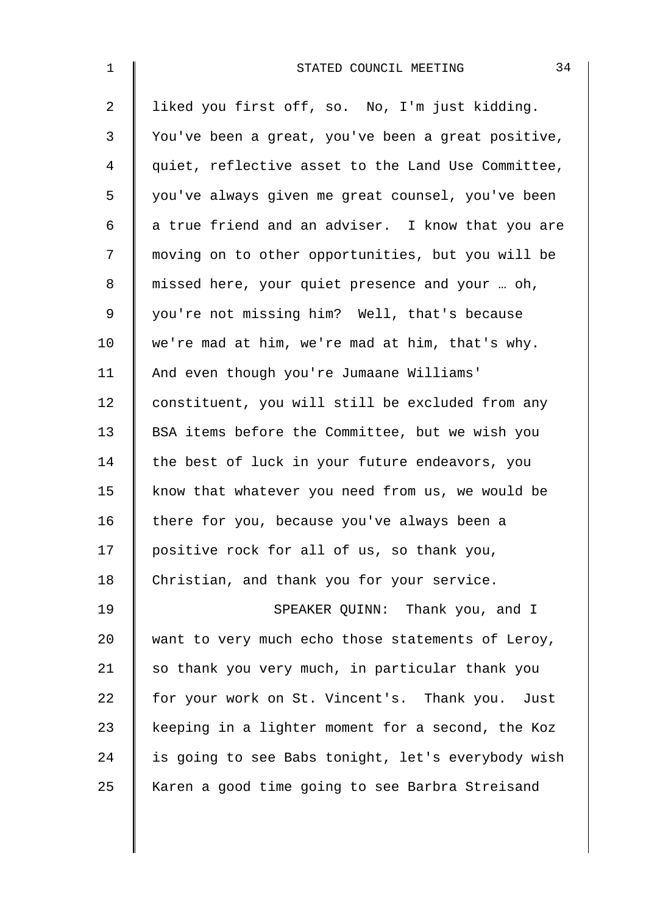liked you first off, so. No, I'm just kidding. You've been a great, you've been a great positive, quiet, reflective asset to the Land Use Committee, you've always given me great counsel, you've been a true friend and an adviser. I know that you are moving on to other opportunities, but you will be missed here, your quiet presence and your … oh, you're not missing him? Well, that's because we're mad at him, we're mad at him, that's why. And even though you're Jumaane Williams' constituent, you will still be excluded from any BSA items before the Committee, but we wish you the best of luck in your future endeavors, you know that whatever you need from us, we would be there for you, because you've always been a positive rock for all of us, so thank you, Christian, and thank you for your service.

SPEAKER QUINN: Thank you, and I want to very much echo those statements of Leroy, so thank you very much, in particular thank you for your work on St. Vincent's. Thank you. Just keeping in a lighter moment for a second, the Koz is going to see Babs tonight, let's everybody wish Karen a good time going to see Barbra Streisand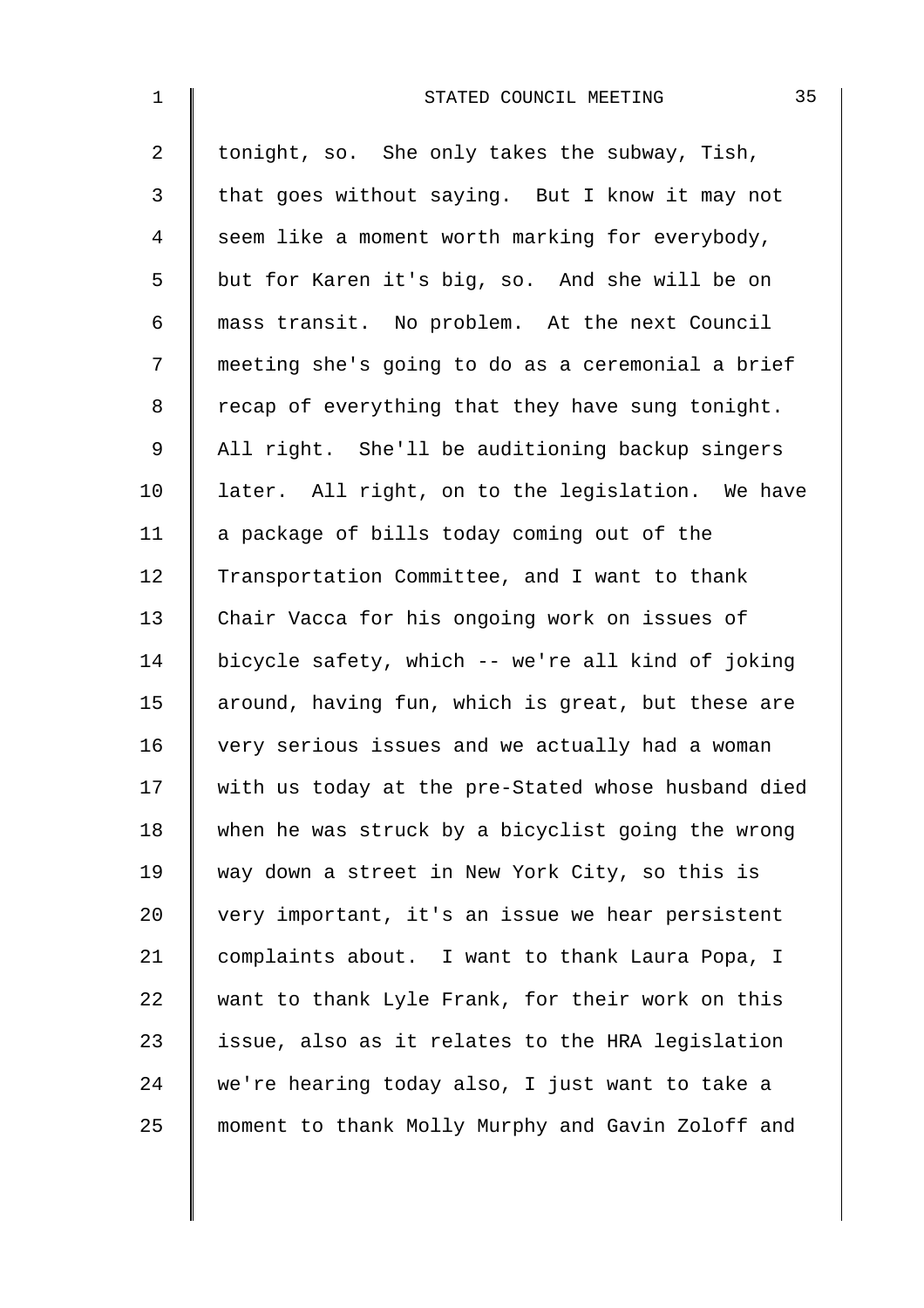tonight, so. She only takes the subway, Tish, that goes without saying. But I know it may not seem like a moment worth marking for everybody, but for Karen it's big, so. And she will be on mass transit. No problem. At the next Council meeting she's going to do as a ceremonial a brief recap of everything that they have sung tonight. All right. She'll be auditioning backup singers later. All right, on to the legislation. We have a package of bills today coming out of the Transportation Committee, and I want to thank Chair Vacca for his ongoing work on issues of bicycle safety, which -- we're all kind of joking around, having fun, which is great, but these are very serious issues and we actually had a woman with us today at the pre-Stated whose husband died when he was struck by a bicyclist going the wrong way down a street in New York City, so this is very important, it's an issue we hear persistent complaints about. I want to thank Laura Popa, I want to thank Lyle Frank, for their work on this issue, also as it relates to the HRA legislation we're hearing today also, I just want to take a moment to thank Molly Murphy and Gavin Zoloff and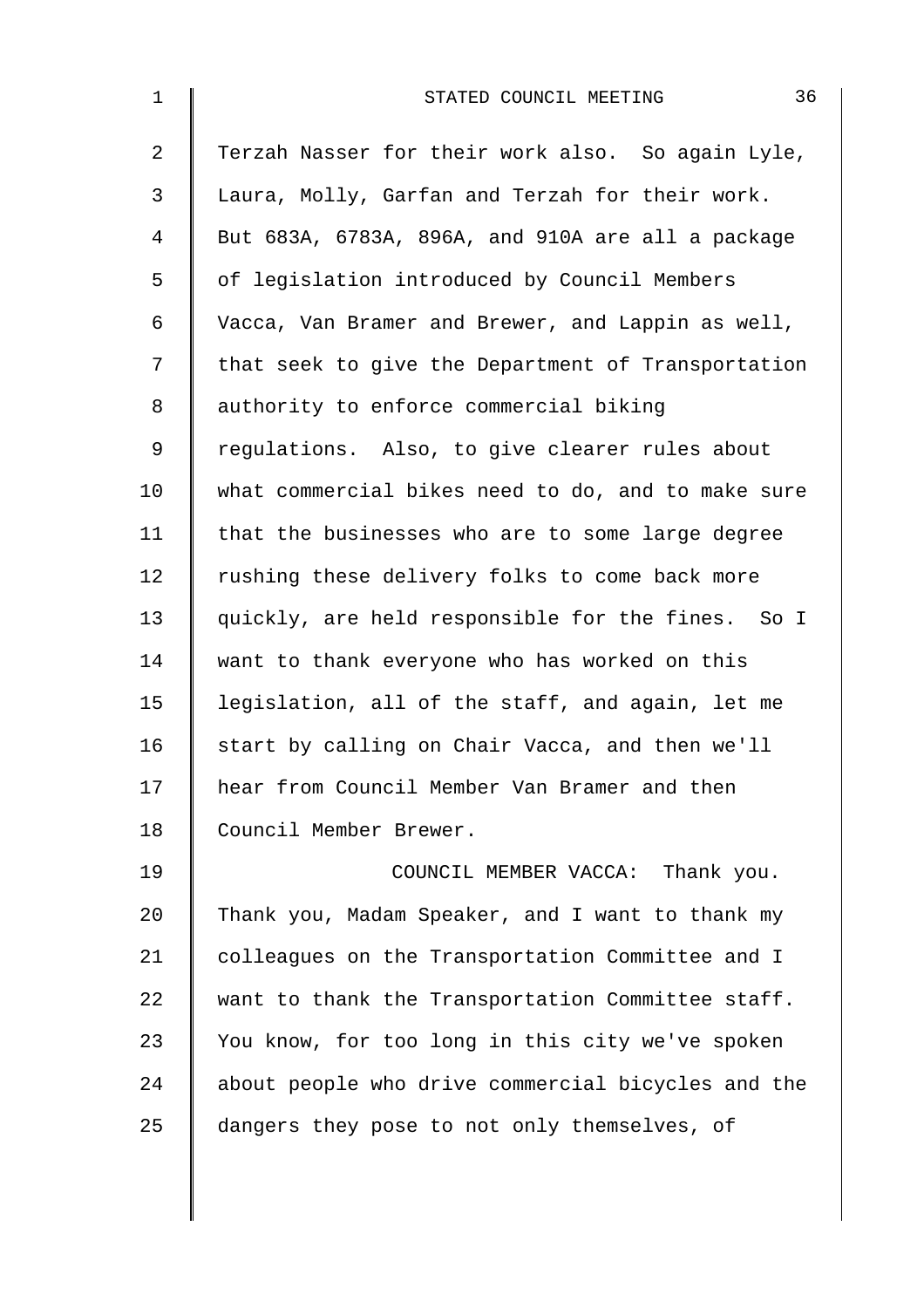Terzah Nasser for their work also. So again Lyle, Laura, Molly, Garfan and Terzah for their work. But 683A, 6783A, 896A, and 910A are all a package of legislation introduced by Council Members Vacca, Van Bramer and Brewer, and Lappin as well, that seek to give the Department of Transportation authority to enforce commercial biking regulations. Also, to give clearer rules about what commercial bikes need to do, and to make sure that the businesses who are to some large degree rushing these delivery folks to come back more quickly, are held responsible for the fines. So I want to thank everyone who has worked on this legislation, all of the staff, and again, let me start by calling on Chair Vacca, and then we'll hear from Council Member Van Bramer and then Council Member Brewer.

COUNCIL MEMBER VACCA: Thank you. Thank you, Madam Speaker, and I want to thank my colleagues on the Transportation Committee and I want to thank the Transportation Committee staff. You know, for too long in this city we've spoken about people who drive commercial bicycles and the dangers they pose to not only themselves, of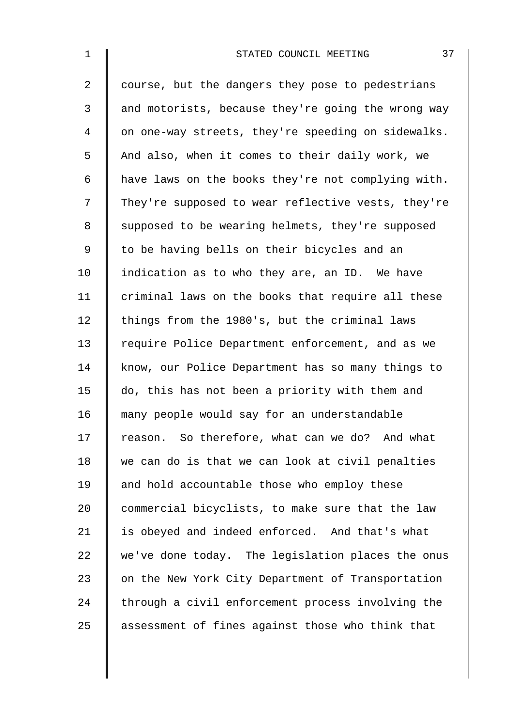course, but the dangers they pose to pedestrians and motorists, because they're going the wrong way on one-way streets, they're speeding on sidewalks. And also, when it comes to their daily work, we have laws on the books they're not complying with. They're supposed to wear reflective vests, they're supposed to be wearing helmets, they're supposed to be having bells on their bicycles and an indication as to who they are, an ID. We have criminal laws on the books that require all these things from the 1980's, but the criminal laws require Police Department enforcement, and as we know, our Police Department has so many things to do, this has not been a priority with them and many people would say for an understandable reason. So therefore, what can we do? And what we can do is that we can look at civil penalties and hold accountable those who employ these commercial bicyclists, to make sure that the law is obeyed and indeed enforced. And that's what we've done today. The legislation places the onus on the New York City Department of Transportation through a civil enforcement process involving the assessment of fines against those who think that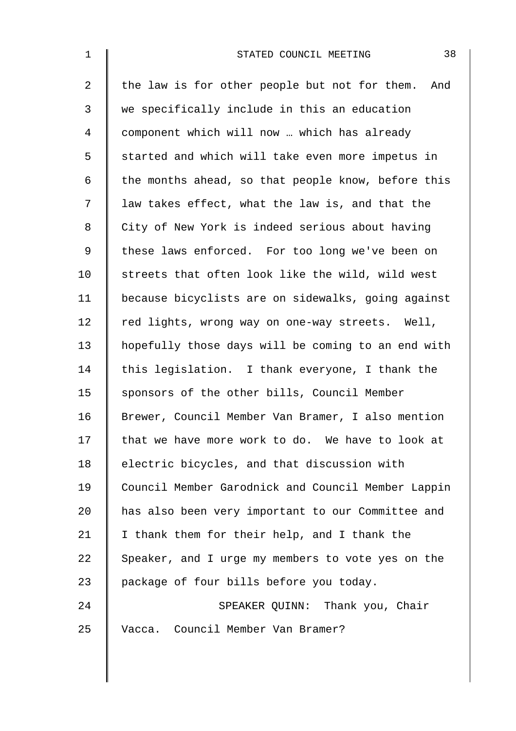the law is for other people but not for them. And we specifically include in this an education component which will now … which has already started and which will take even more impetus in the months ahead, so that people know, before this law takes effect, what the law is, and that the City of New York is indeed serious about having these laws enforced. For too long we've been on streets that often look like the wild, wild west because bicyclists are on sidewalks, going against red lights, wrong way on one-way streets. Well, hopefully those days will be coming to an end with this legislation. I thank everyone, I thank the sponsors of the other bills, Council Member Brewer, Council Member Van Bramer, I also mention that we have more work to do. We have to look at electric bicycles, and that discussion with Council Member Garodnick and Council Member Lappin has also been very important to our Committee and I thank them for their help, and I thank the Speaker, and I urge my members to vote yes on the package of four bills before you today.

SPEAKER QUINN: Thank you, Chair Vacca. Council Member Van Bramer?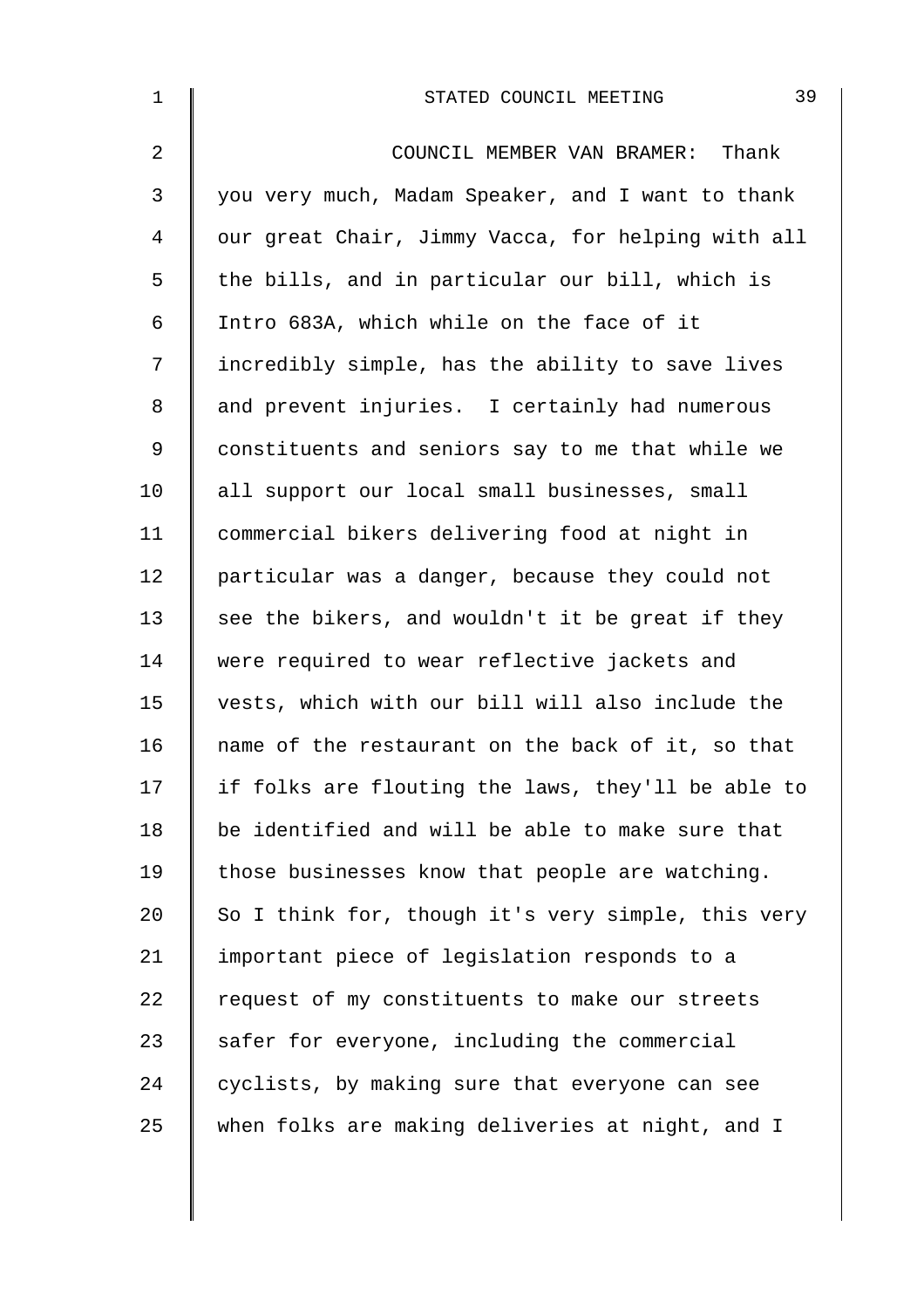COUNCIL MEMBER VAN BRAMER: Thank you very much, Madam Speaker, and I want to thank our great Chair, Jimmy Vacca, for helping with all the bills, and in particular our bill, which is Intro 683A, which while on the face of it incredibly simple, has the ability to save lives and prevent injuries. I certainly had numerous constituents and seniors say to me that while we all support our local small businesses, small commercial bikers delivering food at night in particular was a danger, because they could not see the bikers, and wouldn't it be great if they were required to wear reflective jackets and vests, which with our bill will also include the name of the restaurant on the back of it, so that if folks are flouting the laws, they'll be able to be identified and will be able to make sure that those businesses know that people are watching. So I think for, though it's very simple, this very important piece of legislation responds to a request of my constituents to make our streets safer for everyone, including the commercial cyclists, by making sure that everyone can see when folks are making deliveries at night, and I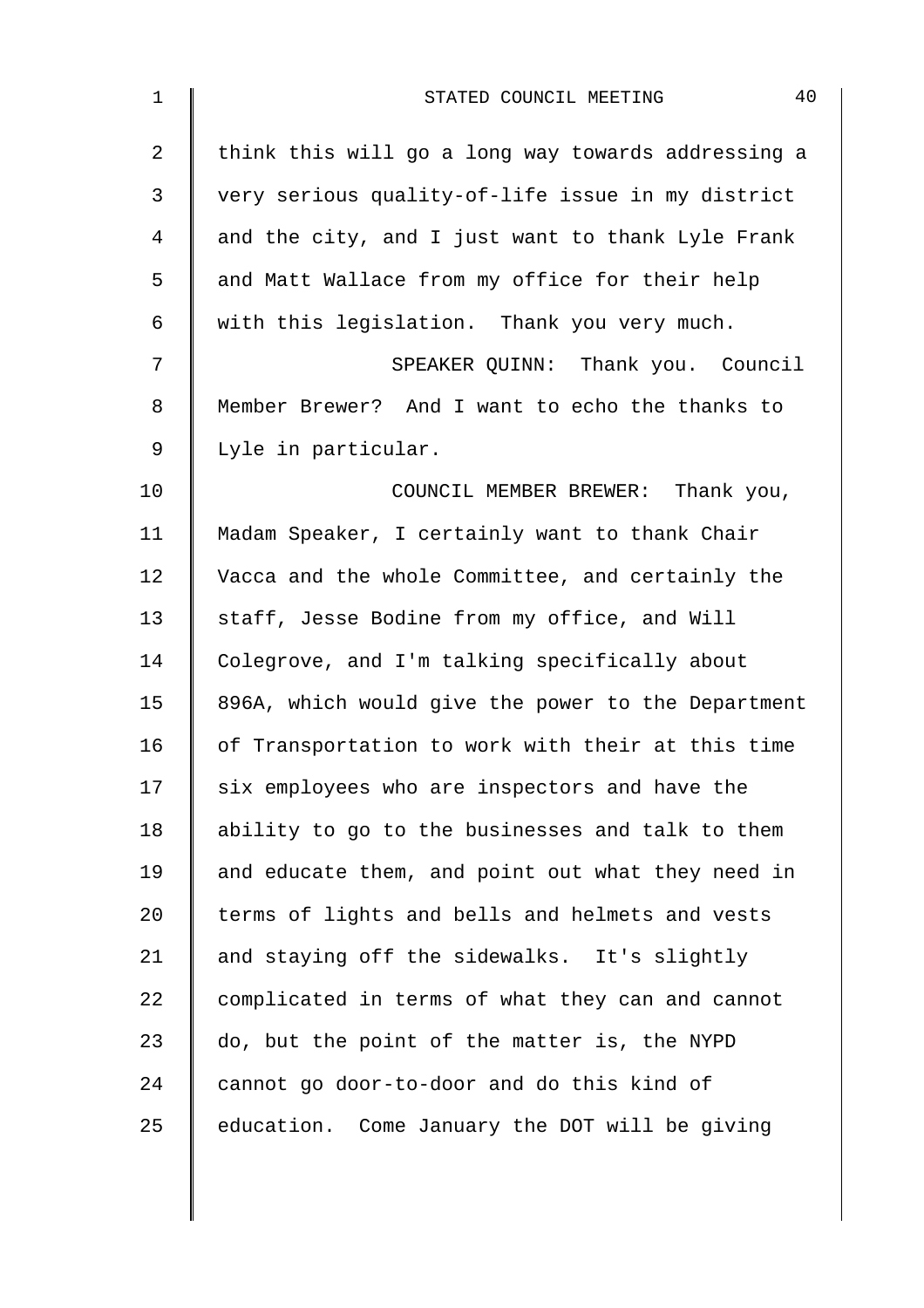think this will go a long way towards addressing a very serious quality-of-life issue in my district and the city, and I just want to thank Lyle Frank and Matt Wallace from my office for their help with this legislation. Thank you very much.

SPEAKER QUINN: Thank you. Council Member Brewer? And I want to echo the thanks to Lyle in particular.

COUNCIL MEMBER BREWER: Thank you, Madam Speaker, I certainly want to thank Chair Vacca and the whole Committee, and certainly the staff, Jesse Bodine from my office, and Will Colegrove, and I'm talking specifically about 896A, which would give the power to the Department of Transportation to work with their at this time six employees who are inspectors and have the ability to go to the businesses and talk to them and educate them, and point out what they need in terms of lights and bells and helmets and vests and staying off the sidewalks. It's slightly complicated in terms of what they can and cannot do, but the point of the matter is, the NYPD cannot go door-to-door and do this kind of education. Come January the DOT will be giving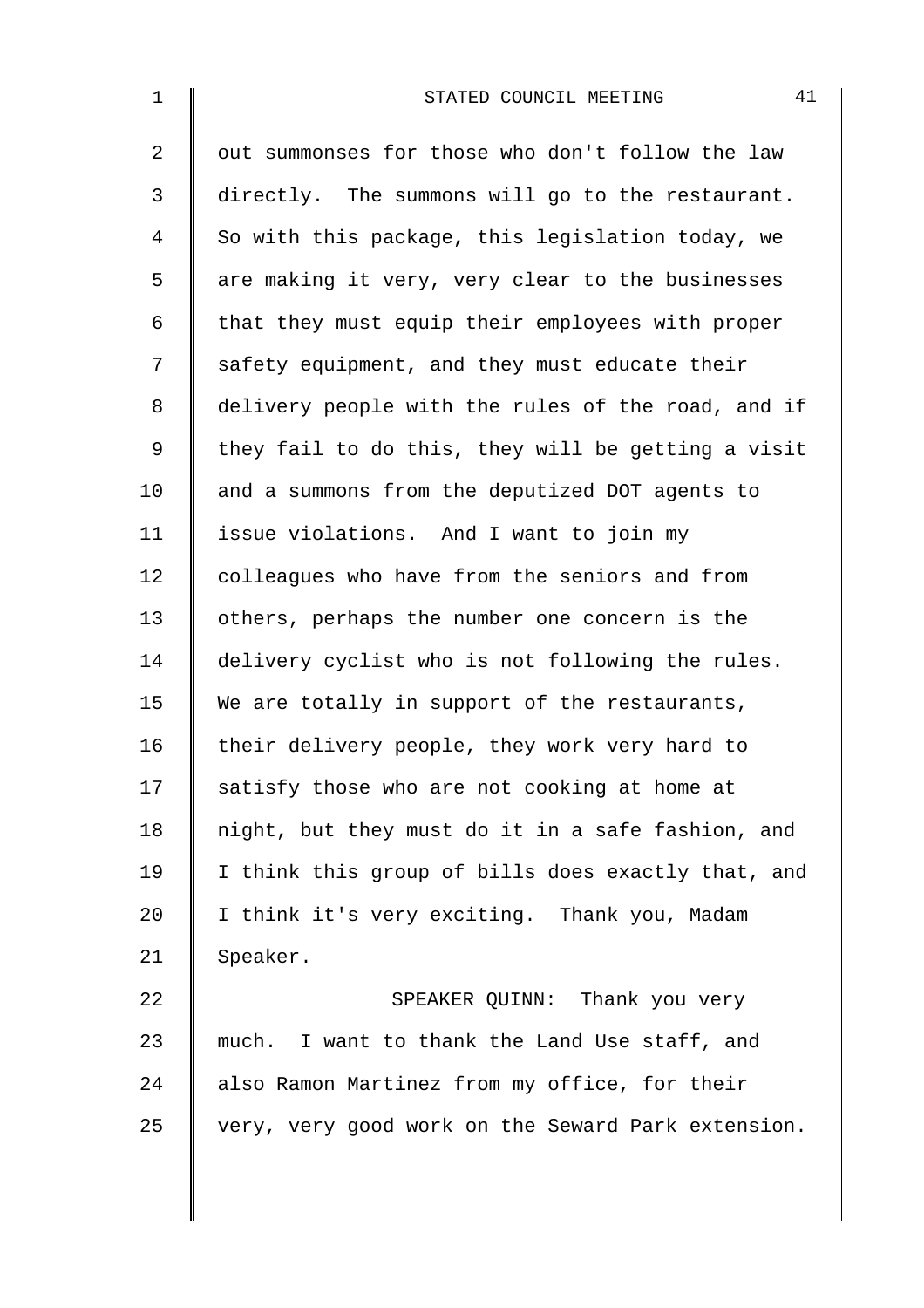out summonses for those who don't follow the law directly. The summons will go to the restaurant. So with this package, this legislation today, we are making it very, very clear to the businesses that they must equip their employees with proper safety equipment, and they must educate their delivery people with the rules of the road, and if they fail to do this, they will be getting a visit and a summons from the deputized DOT agents to issue violations. And I want to join my colleagues who have from the seniors and from others, perhaps the number one concern is the delivery cyclist who is not following the rules. We are totally in support of the restaurants, their delivery people, they work very hard to satisfy those who are not cooking at home at night, but they must do it in a safe fashion, and I think this group of bills does exactly that, and I think it's very exciting. Thank you, Madam Speaker.

SPEAKER QUINN: Thank you very much. I want to thank the Land Use staff, and also Ramon Martinez from my office, for their very, very good work on the Seward Park extension.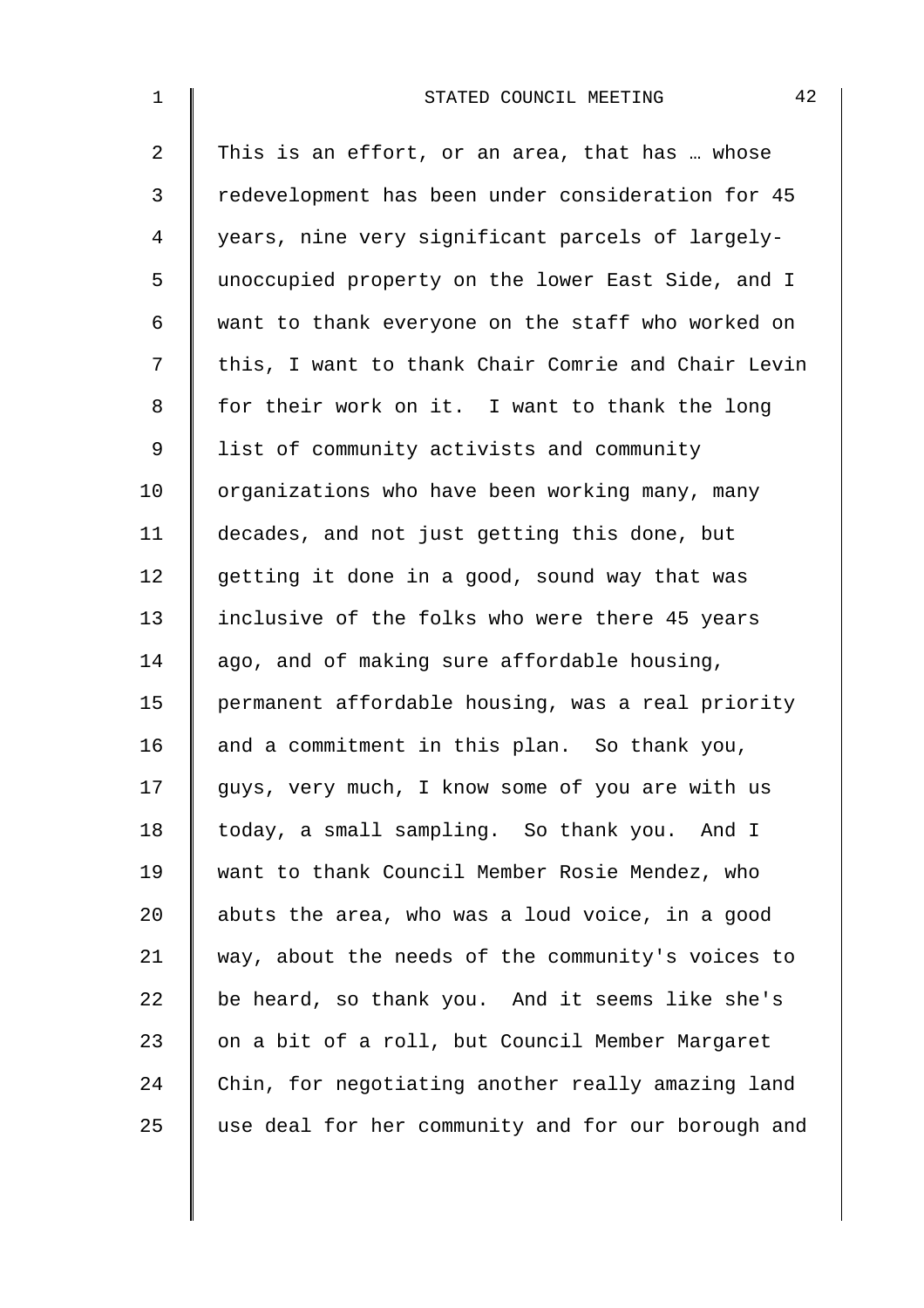This is an effort, or an area, that has … whose redevelopment has been under consideration for 45 years, nine very significant parcels of largely-unoccupied property on the lower East Side, and I want to thank everyone on the staff who worked on this, I want to thank Chair Comrie and Chair Levin for their work on it. I want to thank the long list of community activists and community organizations who have been working many, many decades, and not just getting this done, but getting it done in a good, sound way that was inclusive of the folks who were there 45 years ago, and of making sure affordable housing, permanent affordable housing, was a real priority and a commitment in this plan. So thank you, guys, very much, I know some of you are with us today, a small sampling. So thank you. And I want to thank Council Member Rosie Mendez, who abuts the area, who was a loud voice, in a good way, about the needs of the community's voices to be heard, so thank you. And it seems like she's on a bit of a roll, but Council Member Margaret Chin, for negotiating another really amazing land use deal for her community and for our borough and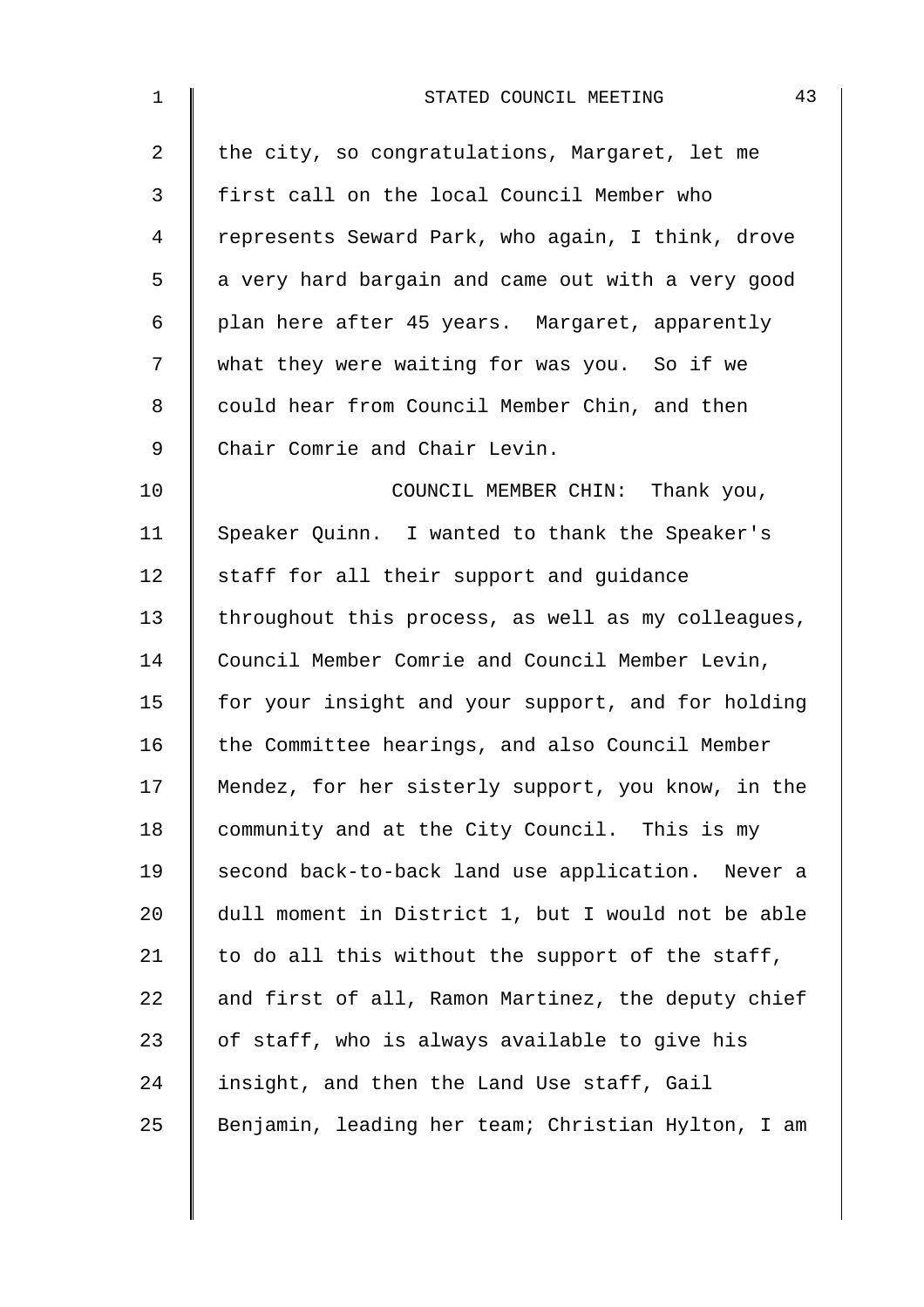the city, so congratulations, Margaret, let me first call on the local Council Member who represents Seward Park, who again, I think, drove a very hard bargain and came out with a very good plan here after 45 years. Margaret, apparently what they were waiting for was you. So if we could hear from Council Member Chin, and then Chair Comrie and Chair Levin.

COUNCIL MEMBER CHIN: Thank you, Speaker Quinn. I wanted to thank the Speaker's staff for all their support and guidance throughout this process, as well as my colleagues, Council Member Comrie and Council Member Levin, for your insight and your support, and for holding the Committee hearings, and also Council Member Mendez, for her sisterly support, you know, in the community and at the City Council. This is my second back-to-back land use application. Never a dull moment in District 1, but I would not be able to do all this without the support of the staff, and first of all, Ramon Martinez, the deputy chief of staff, who is always available to give his insight, and then the Land Use staff, Gail Benjamin, leading her team; Christian Hylton, I am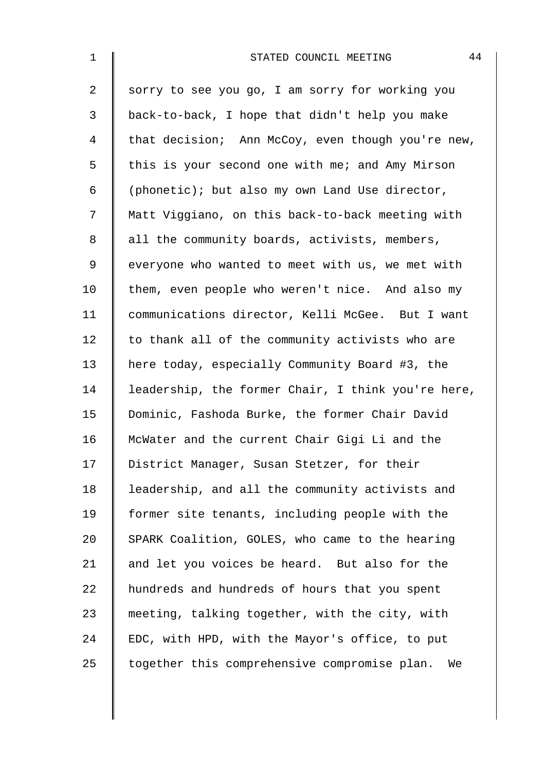sorry to see you go, I am sorry for working you back-to-back, I hope that didn't help you make that decision; Ann McCoy, even though you're new, this is your second one with me; and Amy Mirson (phonetic); but also my own Land Use director, Matt Viggiano, on this back-to-back meeting with all the community boards, activists, members, everyone who wanted to meet with us, we met with them, even people who weren't nice. And also my communications director, Kelli McGee. But I want to thank all of the community activists who are here today, especially Community Board #3, the leadership, the former Chair, I think you're here, Dominic, Fashoda Burke, the former Chair David McWater and the current Chair Gigi Li and the District Manager, Susan Stetzer, for their leadership, and all the community activists and former site tenants, including people with the SPARK Coalition, GOLES, who came to the hearing and let you voices be heard. But also for the hundreds and hundreds of hours that you spent meeting, talking together, with the city, with EDC, with HPD, with the Mayor's office, to put together this comprehensive compromise plan. We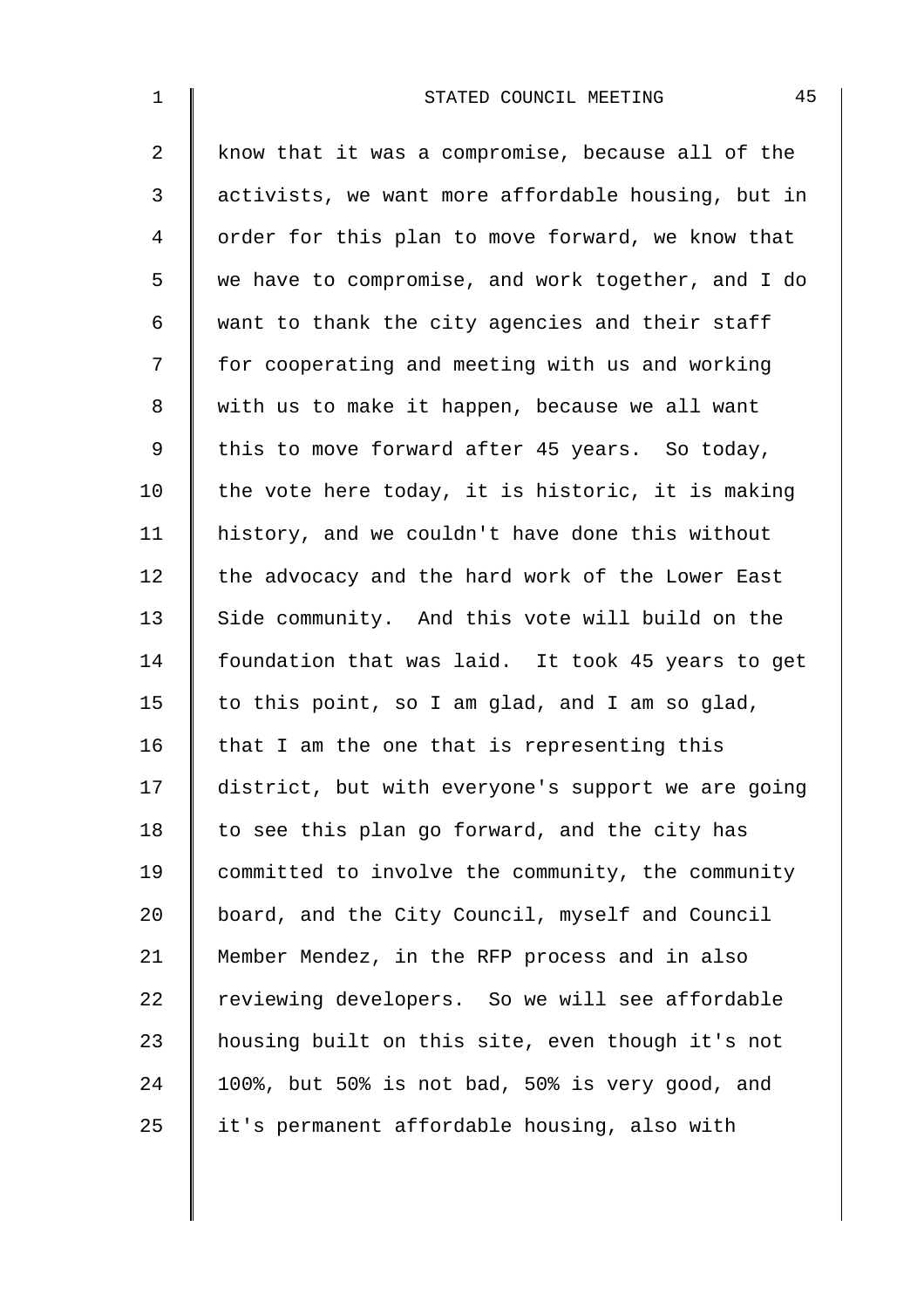know that it was a compromise, because all of the activists, we want more affordable housing, but in order for this plan to move forward, we know that we have to compromise, and work together, and I do want to thank the city agencies and their staff for cooperating and meeting with us and working with us to make it happen, because we all want this to move forward after 45 years. So today, the vote here today, it is historic, it is making history, and we couldn't have done this without the advocacy and the hard work of the Lower East Side community. And this vote will build on the foundation that was laid. It took 45 years to get to this point, so I am glad, and I am so glad, that I am the one that is representing this district, but with everyone's support we are going to see this plan go forward, and the city has committed to involve the community, the community board, and the City Council, myself and Council Member Mendez, in the RFP process and in also reviewing developers. So we will see affordable housing built on this site, even though it's not 100%, but 50% is not bad, 50% is very good, and it's permanent affordable housing, also with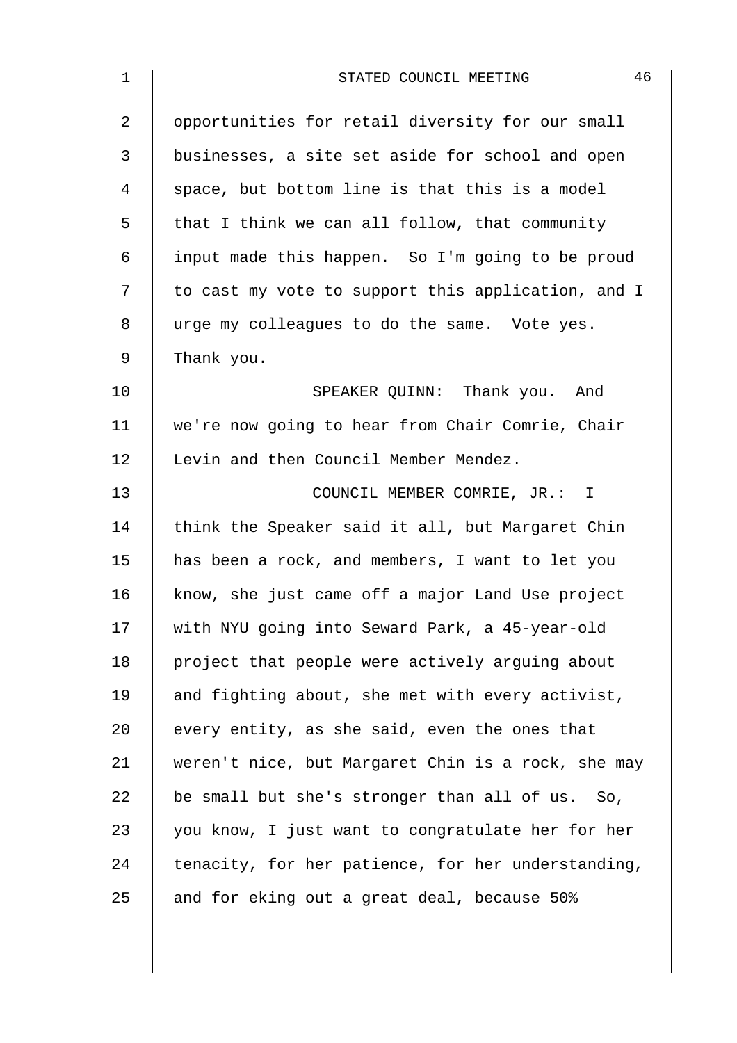opportunities for retail diversity for our small businesses, a site set aside for school and open space, but bottom line is that this is a model that I think we can all follow, that community input made this happen. So I'm going to be proud to cast my vote to support this application, and I urge my colleagues to do the same. Vote yes. Thank you.

SPEAKER QUINN: Thank you. And we're now going to hear from Chair Comrie, Chair Levin and then Council Member Mendez.

COUNCIL MEMBER COMRIE, JR.: I think the Speaker said it all, but Margaret Chin has been a rock, and members, I want to let you know, she just came off a major Land Use project with NYU going into Seward Park, a 45-year-old project that people were actively arguing about and fighting about, she met with every activist, every entity, as she said, even the ones that weren't nice, but Margaret Chin is a rock, she may be small but she's stronger than all of us. So, you know, I just want to congratulate her for her tenacity, for her patience, for her understanding, and for eking out a great deal, because 50%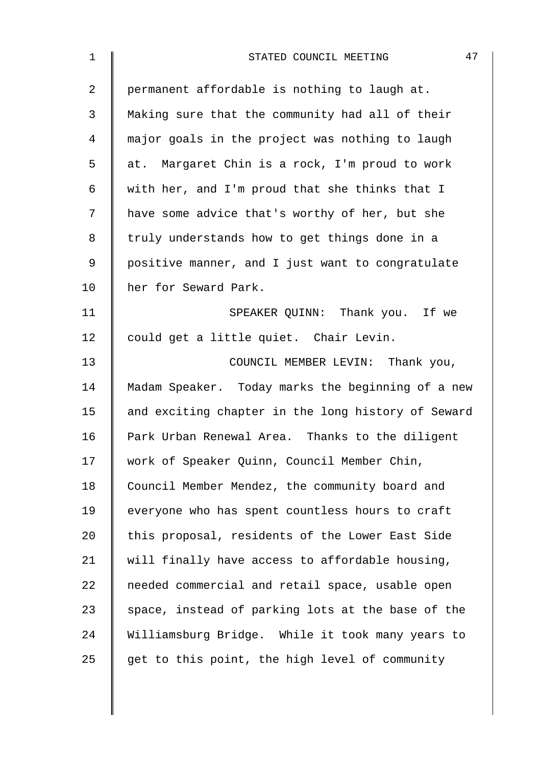permanent affordable is nothing to laugh at. Making sure that the community had all of their major goals in the project was nothing to laugh at. Margaret Chin is a rock, I'm proud to work with her, and I'm proud that she thinks that I have some advice that's worthy of her, but she truly understands how to get things done in a positive manner, and I just want to congratulate her for Seward Park.

SPEAKER QUINN: Thank you. If we could get a little quiet. Chair Levin.

COUNCIL MEMBER LEVIN: Thank you, Madam Speaker. Today marks the beginning of a new and exciting chapter in the long history of Seward Park Urban Renewal Area. Thanks to the diligent work of Speaker Quinn, Council Member Chin, Council Member Mendez, the community board and everyone who has spent countless hours to craft this proposal, residents of the Lower East Side will finally have access to affordable housing, needed commercial and retail space, usable open space, instead of parking lots at the base of the Williamsburg Bridge. While it took many years to get to this point, the high level of community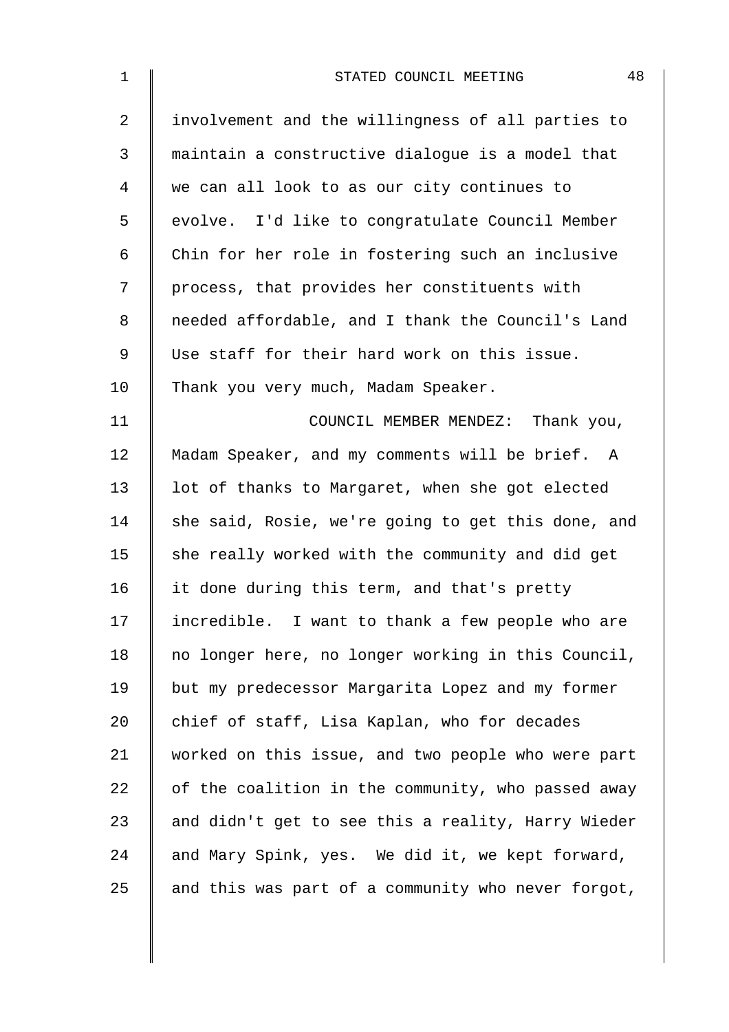involvement and the willingness of all parties to maintain a constructive dialogue is a model that we can all look to as our city continues to evolve. I'd like to congratulate Council Member Chin for her role in fostering such an inclusive process, that provides her constituents with needed affordable, and I thank the Council's Land Use staff for their hard work on this issue. Thank you very much, Madam Speaker.

COUNCIL MEMBER MENDEZ: Thank you, Madam Speaker, and my comments will be brief. A lot of thanks to Margaret, when she got elected she said, Rosie, we're going to get this done, and she really worked with the community and did get it done during this term, and that's pretty incredible. I want to thank a few people who are no longer here, no longer working in this Council, but my predecessor Margarita Lopez and my former chief of staff, Lisa Kaplan, who for decades worked on this issue, and two people who were part of the coalition in the community, who passed away and didn't get to see this a reality, Harry Wieder and Mary Spink, yes. We did it, we kept forward, and this was part of a community who never forgot,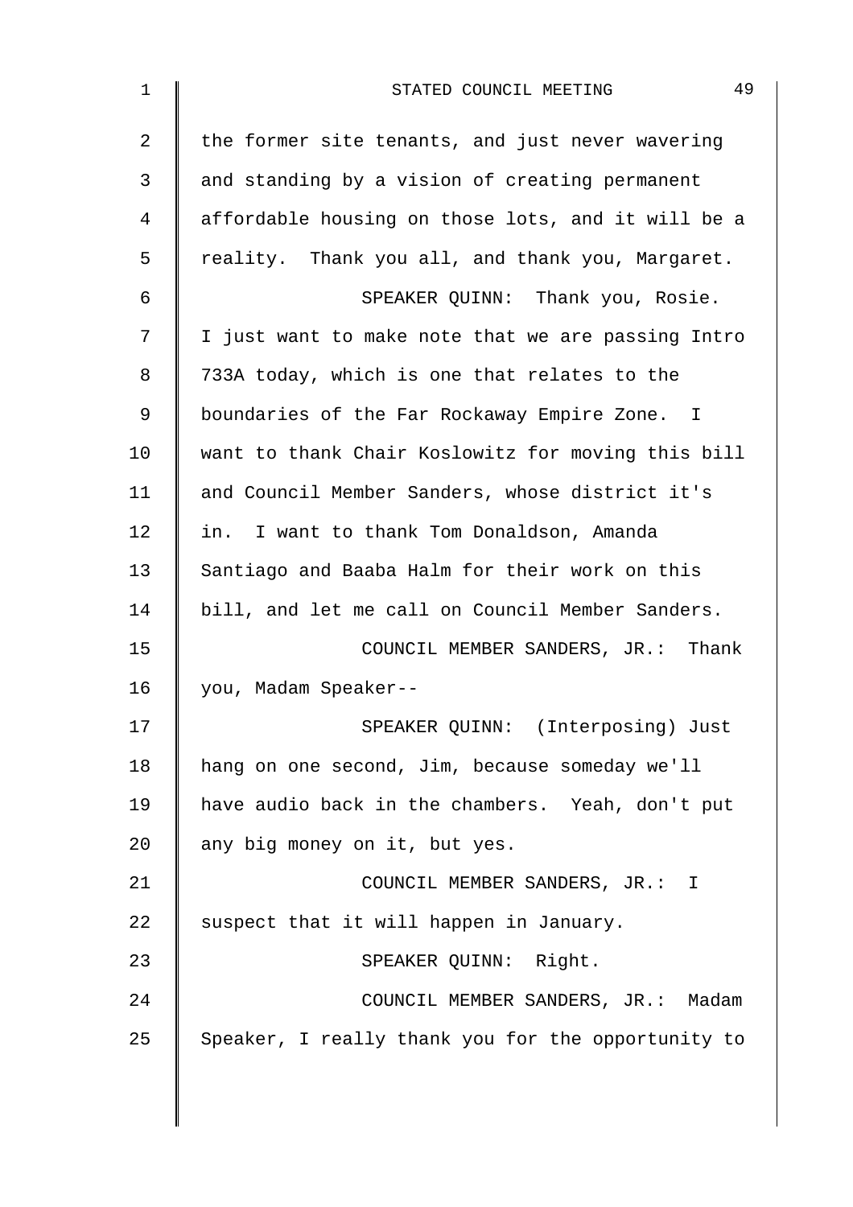the former site tenants, and just never wavering and standing by a vision of creating permanent affordable housing on those lots, and it will be a reality. Thank you all, and thank you, Margaret.

SPEAKER QUINN: Thank you, Rosie. I just want to make note that we are passing Intro 733A today, which is one that relates to the boundaries of the Far Rockaway Empire Zone. I want to thank Chair Koslowitz for moving this bill and Council Member Sanders, whose district it's in. I want to thank Tom Donaldson, Amanda Santiago and Baaba Halm for their work on this bill, and let me call on Council Member Sanders.

COUNCIL MEMBER SANDERS, JR.: Thank you, Madam Speaker--

SPEAKER QUINN: (Interposing) Just hang on one second, Jim, because someday we'll have audio back in the chambers. Yeah, don't put any big money on it, but yes.

COUNCIL MEMBER SANDERS, JR.: I suspect that it will happen in January.

SPEAKER QUINN: Right.

COUNCIL MEMBER SANDERS, JR.: Madam Speaker, I really thank you for the opportunity to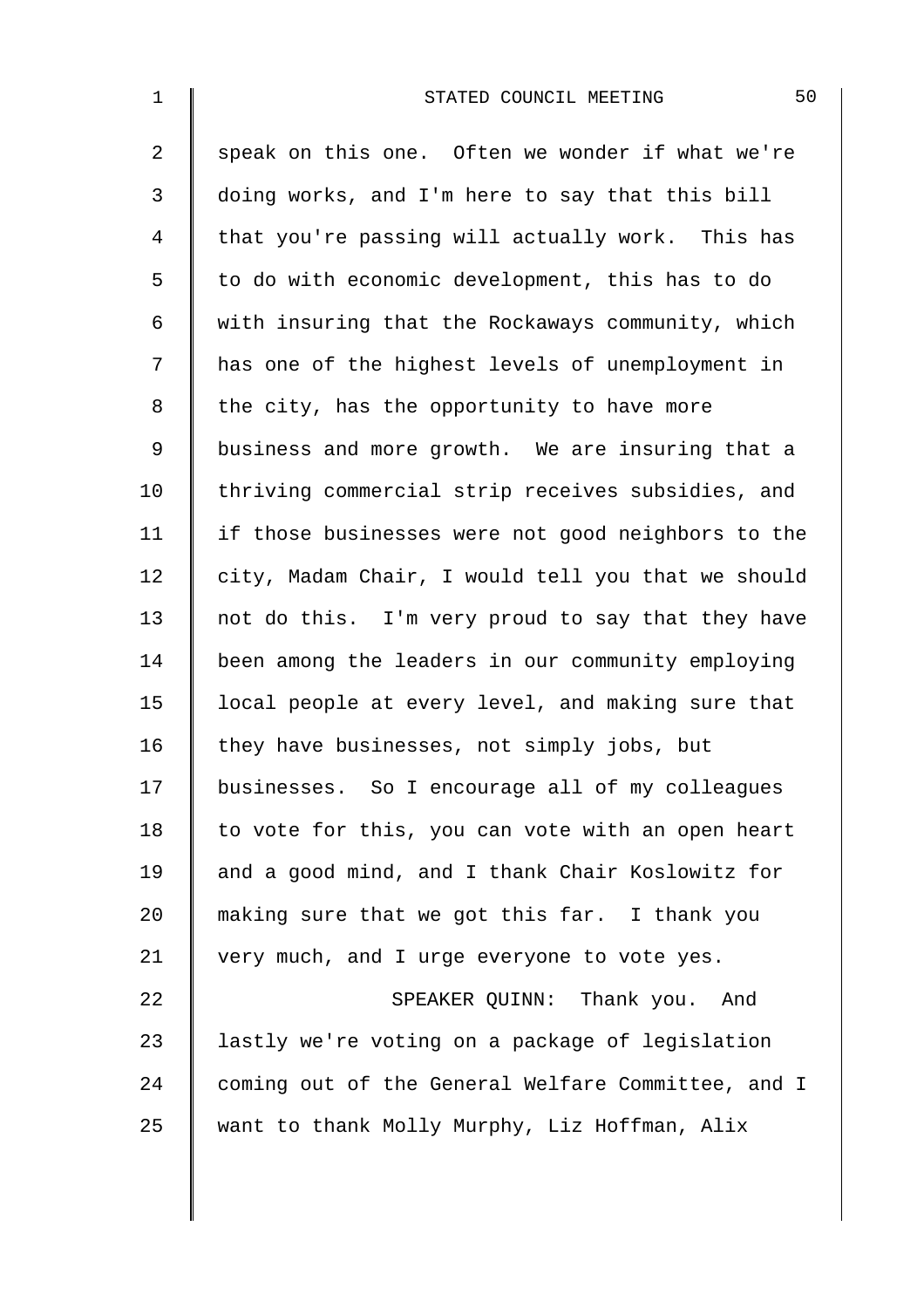speak on this one. Often we wonder if what we're doing works, and I'm here to say that this bill that you're passing will actually work. This has to do with economic development, this has to do with insuring that the Rockaways community, which has one of the highest levels of unemployment in the city, has the opportunity to have more business and more growth. We are insuring that a thriving commercial strip receives subsidies, and if those businesses were not good neighbors to the city, Madam Chair, I would tell you that we should not do this. I'm very proud to say that they have been among the leaders in our community employing local people at every level, and making sure that they have businesses, not simply jobs, but businesses. So I encourage all of my colleagues to vote for this, you can vote with an open heart and a good mind, and I thank Chair Koslowitz for making sure that we got this far. I thank you very much, and I urge everyone to vote yes.

SPEAKER QUINN: Thank you. And lastly we're voting on a package of legislation coming out of the General Welfare Committee, and I want to thank Molly Murphy, Liz Hoffman, Alix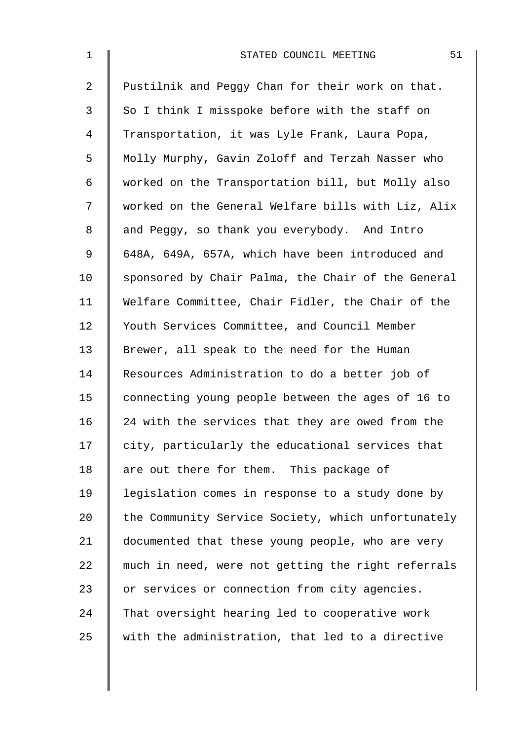Pustilnik and Peggy Chan for their work on that. So I think I misspoke before with the staff on Transportation, it was Lyle Frank, Laura Popa, Molly Murphy, Gavin Zoloff and Terzah Nasser who worked on the Transportation bill, but Molly also worked on the General Welfare bills with Liz, Alix and Peggy, so thank you everybody. And Intro 648A, 649A, 657A, which have been introduced and sponsored by Chair Palma, the Chair of the General Welfare Committee, Chair Fidler, the Chair of the Youth Services Committee, and Council Member Brewer, all speak to the need for the Human Resources Administration to do a better job of connecting young people between the ages of 16 to 24 with the services that they are owed from the city, particularly the educational services that are out there for them. This package of legislation comes in response to a study done by the Community Service Society, which unfortunately documented that these young people, who are very much in need, were not getting the right referrals or services or connection from city agencies. That oversight hearing led to cooperative work with the administration, that led to a directive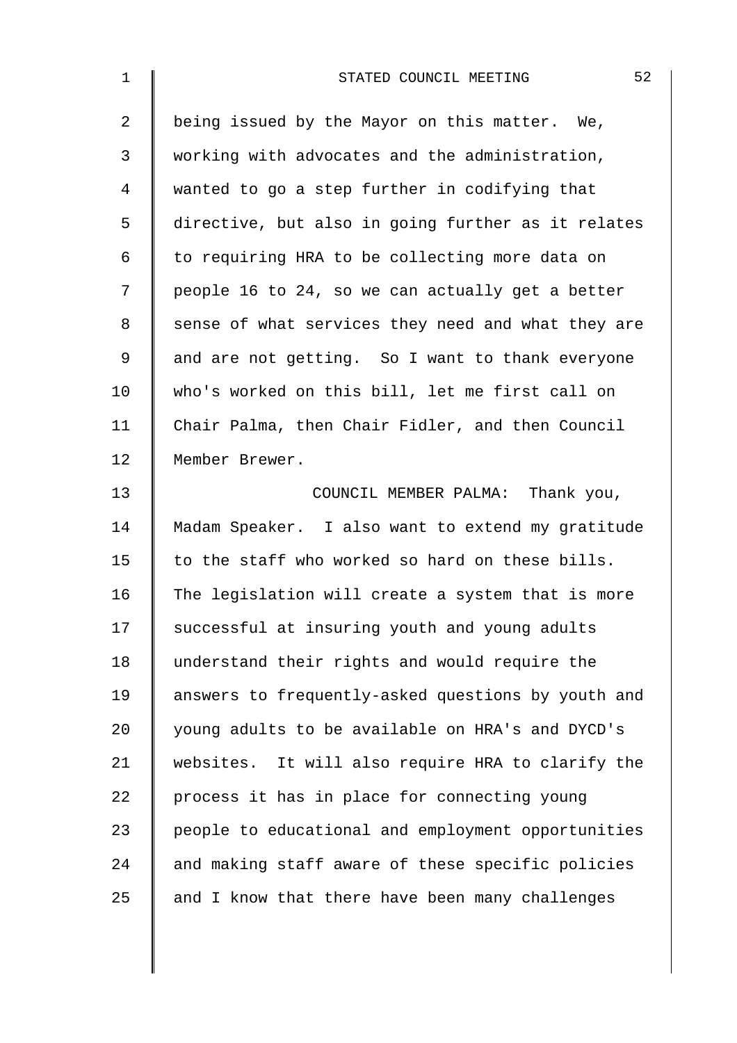being issued by the Mayor on this matter. We, working with advocates and the administration, wanted to go a step further in codifying that directive, but also in going further as it relates to requiring HRA to be collecting more data on people 16 to 24, so we can actually get a better sense of what services they need and what they are and are not getting. So I want to thank everyone who's worked on this bill, let me first call on Chair Palma, then Chair Fidler, and then Council Member Brewer.

COUNCIL MEMBER PALMA: Thank you, Madam Speaker. I also want to extend my gratitude to the staff who worked so hard on these bills. The legislation will create a system that is more successful at insuring youth and young adults understand their rights and would require the answers to frequently-asked questions by youth and young adults to be available on HRA's and DYCD's websites. It will also require HRA to clarify the process it has in place for connecting young people to educational and employment opportunities and making staff aware of these specific policies and I know that there have been many challenges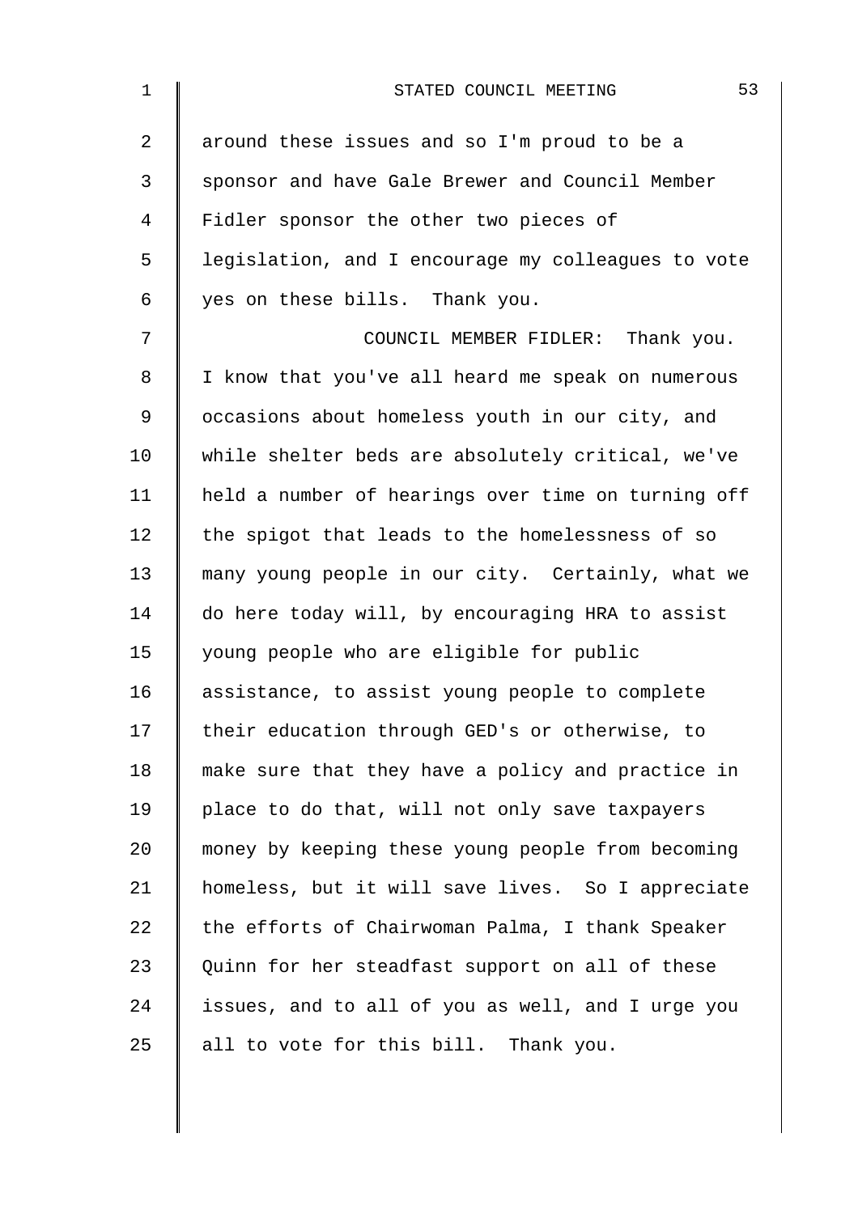around these issues and so I'm proud to be a sponsor and have Gale Brewer and Council Member Fidler sponsor the other two pieces of legislation, and I encourage my colleagues to vote yes on these bills. Thank you.

COUNCIL MEMBER FIDLER: Thank you. I know that you've all heard me speak on numerous occasions about homeless youth in our city, and while shelter beds are absolutely critical, we've held a number of hearings over time on turning off the spigot that leads to the homelessness of so many young people in our city. Certainly, what we do here today will, by encouraging HRA to assist young people who are eligible for public assistance, to assist young people to complete their education through GED's or otherwise, to make sure that they have a policy and practice in place to do that, will not only save taxpayers money by keeping these young people from becoming homeless, but it will save lives. So I appreciate the efforts of Chairwoman Palma, I thank Speaker Quinn for her steadfast support on all of these issues, and to all of you as well, and I urge you all to vote for this bill. Thank you.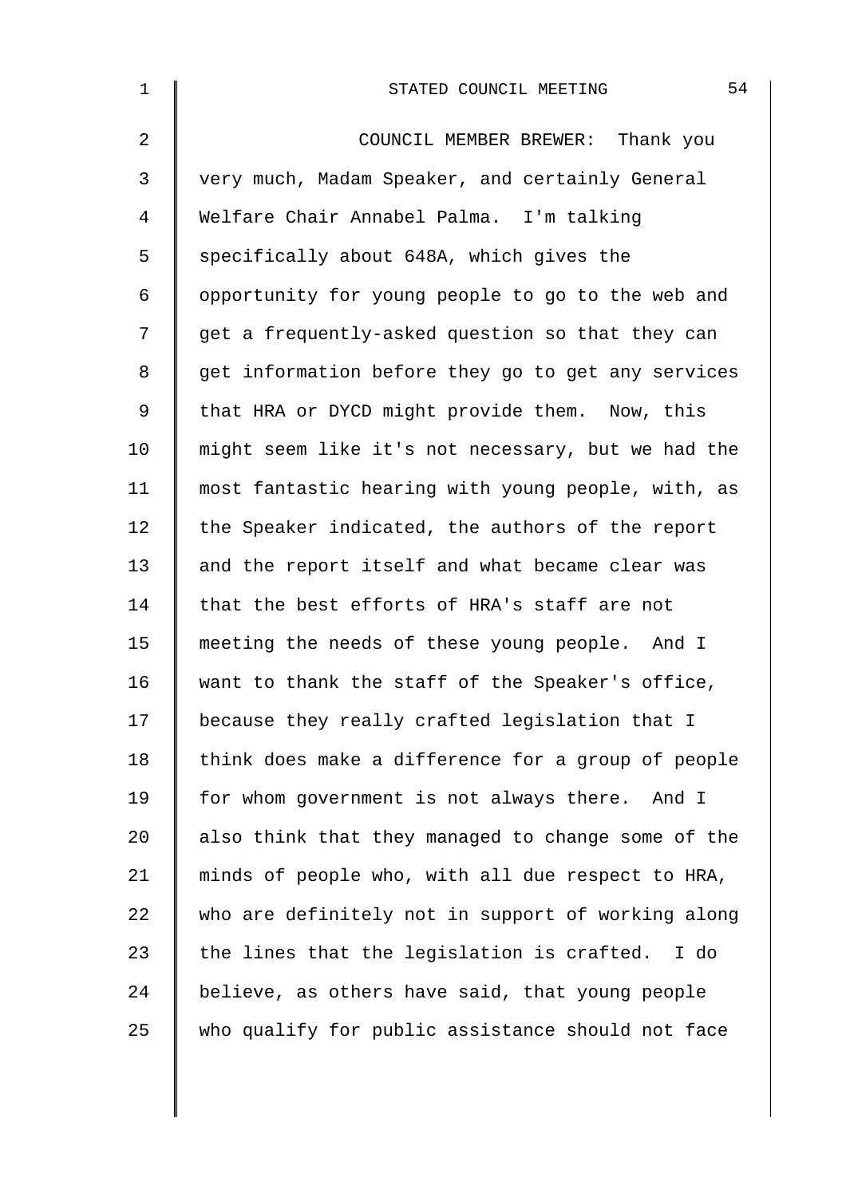COUNCIL MEMBER BREWER: Thank you very much, Madam Speaker, and certainly General Welfare Chair Annabel Palma. I'm talking specifically about 648A, which gives the opportunity for young people to go to the web and get a frequently-asked question so that they can get information before they go to get any services that HRA or DYCD might provide them. Now, this might seem like it's not necessary, but we had the most fantastic hearing with young people, with, as the Speaker indicated, the authors of the report and the report itself and what became clear was that the best efforts of HRA's staff are not meeting the needs of these young people. And I want to thank the staff of the Speaker's office, because they really crafted legislation that I think does make a difference for a group of people for whom government is not always there. And I also think that they managed to change some of the minds of people who, with all due respect to HRA, who are definitely not in support of working along the lines that the legislation is crafted. I do believe, as others have said, that young people who qualify for public assistance should not face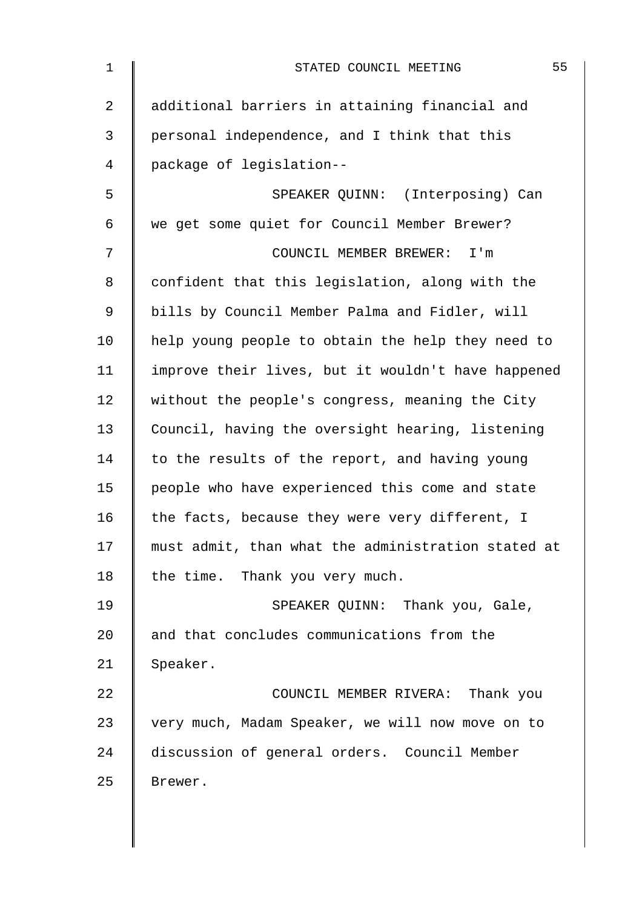additional barriers in attaining financial and personal independence, and I think that this package of legislation--

SPEAKER QUINN: (Interposing) Can we get some quiet for Council Member Brewer?

COUNCIL MEMBER BREWER: I'm confident that this legislation, along with the bills by Council Member Palma and Fidler, will help young people to obtain the help they need to improve their lives, but it wouldn't have happened without the people's congress, meaning the City Council, having the oversight hearing, listening to the results of the report, and having young people who have experienced this come and state the facts, because they were very different, I must admit, than what the administration stated at the time. Thank you very much.

SPEAKER QUINN: Thank you, Gale, and that concludes communications from the Speaker.

COUNCIL MEMBER RIVERA: Thank you very much, Madam Speaker, we will now move on to discussion of general orders. Council Member Brewer.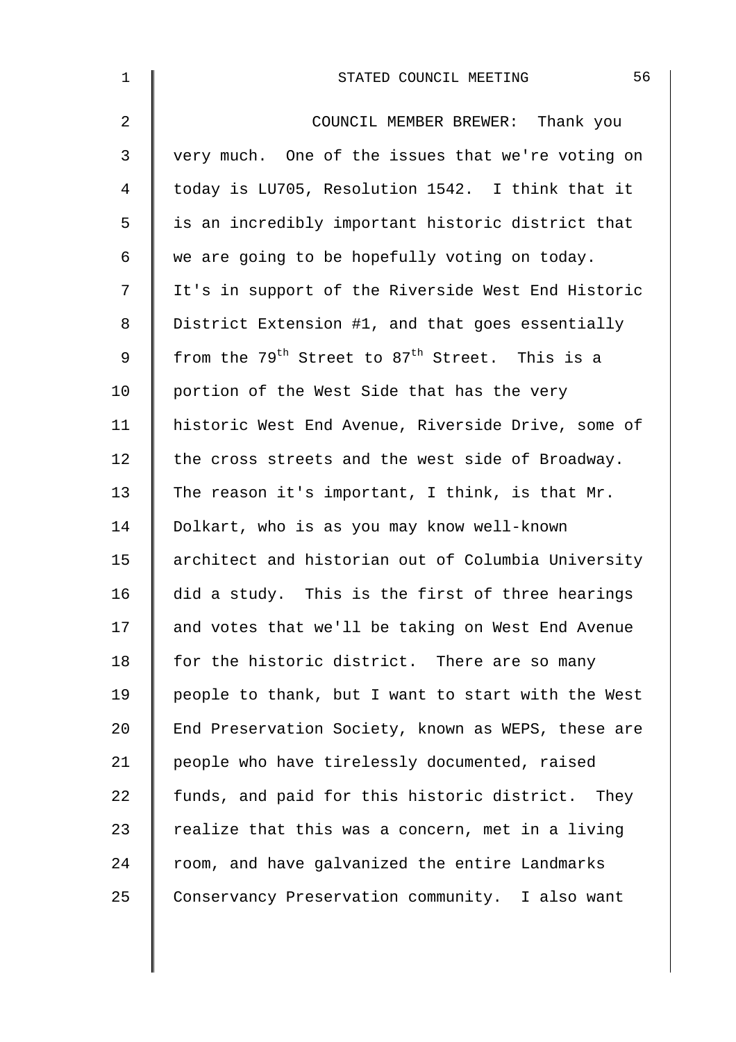COUNCIL MEMBER BREWER: Thank you very much. One of the issues that we're voting on today is LU705, Resolution 1542. I think that it is an incredibly important historic district that we are going to be hopefully voting on today. It's in support of the Riverside West End Historic District Extension #1, and that goes essentially from the $79^{th}$ Street to $87^{th}$ Street. This is a portion of the West Side that has the very historic West End Avenue, Riverside Drive, some of the cross streets and the west side of Broadway. The reason it's important, I think, is that Mr. Dolkart, who is as you may know well-known architect and historian out of Columbia University did a study. This is the first of three hearings and votes that we'll be taking on West End Avenue for the historic district. There are so many people to thank, but I want to start with the West End Preservation Society, known as WEPS, these are people who have tirelessly documented, raised funds, and paid for this historic district. They realize that this was a concern, met in a living room, and have galvanized the entire Landmarks Conservancy Preservation community. I also want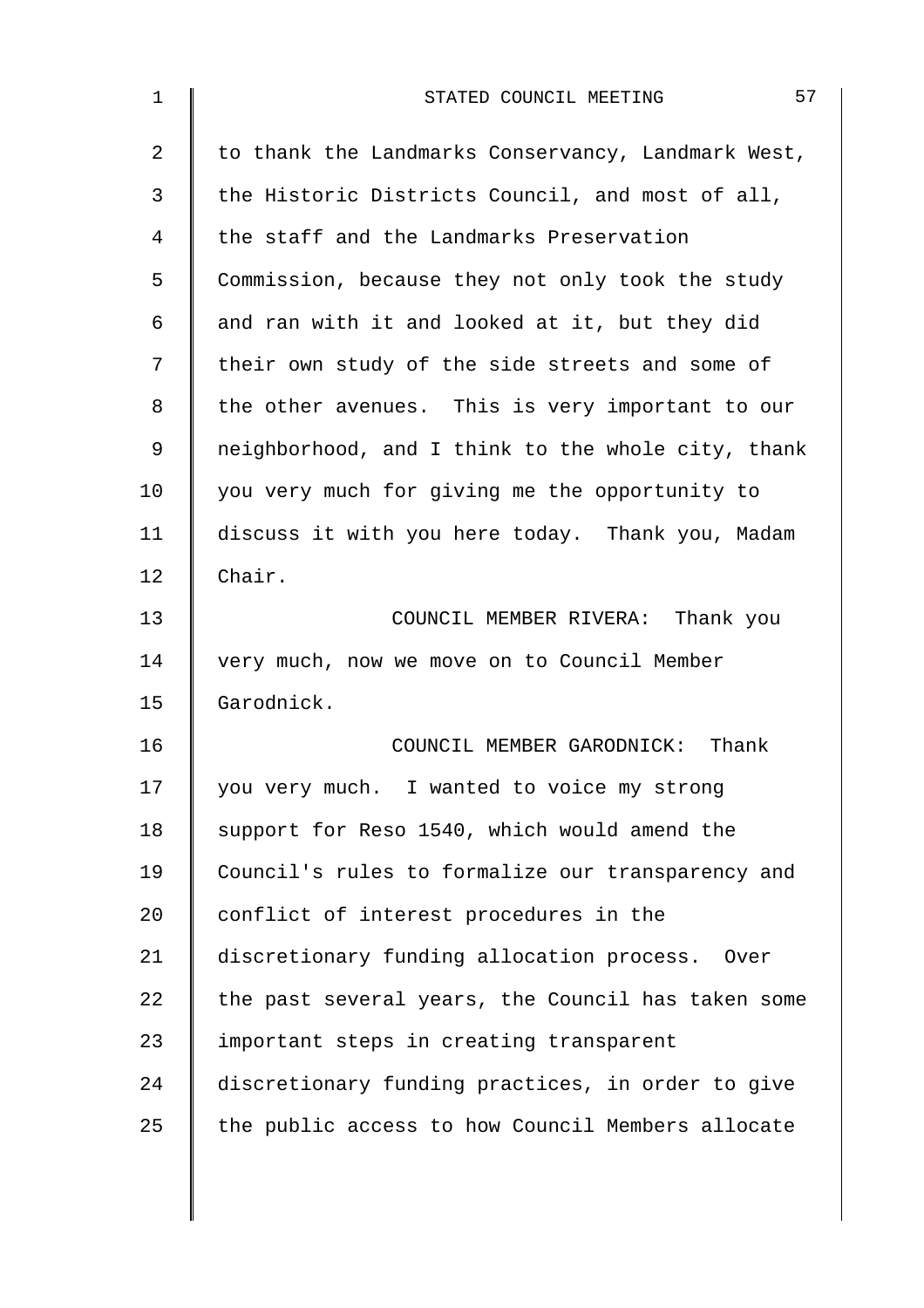to thank the Landmarks Conservancy, Landmark West, the Historic Districts Council, and most of all, the staff and the Landmarks Preservation Commission, because they not only took the study and ran with it and looked at it, but they did their own study of the side streets and some of the other avenues. This is very important to our neighborhood, and I think to the whole city, thank you very much for giving me the opportunity to discuss it with you here today. Thank you, Madam Chair.

COUNCIL MEMBER RIVERA: Thank you very much, now we move on to Council Member Garodnick.

COUNCIL MEMBER GARODNICK: Thank you very much. I wanted to voice my strong support for Reso 1540, which would amend the Council's rules to formalize our transparency and conflict of interest procedures in the discretionary funding allocation process. Over the past several years, the Council has taken some important steps in creating transparent discretionary funding practices, in order to give the public access to how Council Members allocate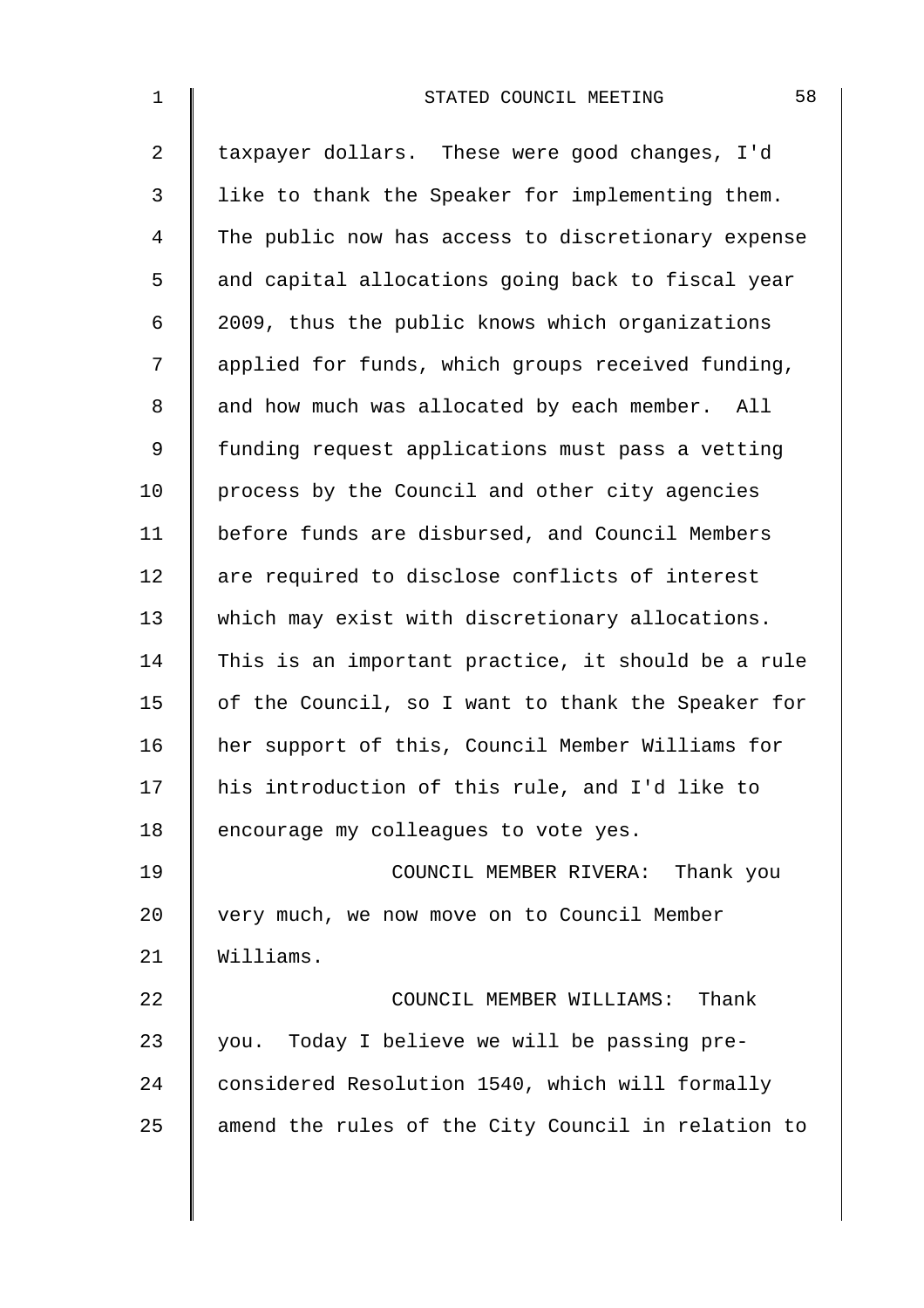taxpayer dollars. These were good changes, I'd like to thank the Speaker for implementing them. The public now has access to discretionary expense and capital allocations going back to fiscal year 2009, thus the public knows which organizations applied for funds, which groups received funding, and how much was allocated by each member. All funding request applications must pass a vetting process by the Council and other city agencies before funds are disbursed, and Council Members are required to disclose conflicts of interest which may exist with discretionary allocations. This is an important practice, it should be a rule of the Council, so I want to thank the Speaker for her support of this, Council Member Williams for his introduction of this rule, and I'd like to encourage my colleagues to vote yes.

COUNCIL MEMBER RIVERA: Thank you very much, we now move on to Council Member Williams.

COUNCIL MEMBER WILLIAMS: Thank you. Today I believe we will be passing pre-considered Resolution 1540, which will formally amend the rules of the City Council in relation to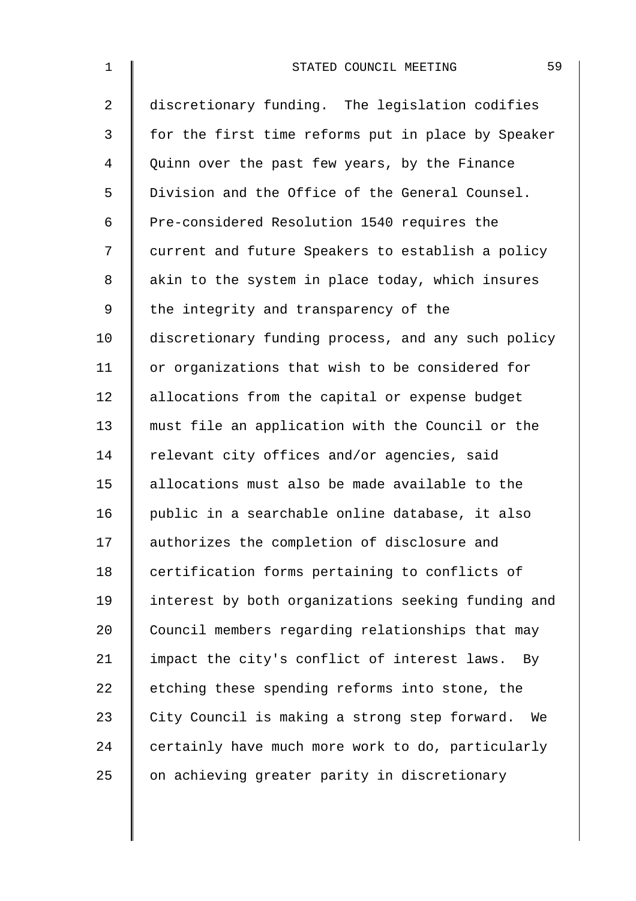discretionary funding. The legislation codifies for the first time reforms put in place by Speaker Quinn over the past few years, by the Finance Division and the Office of the General Counsel. Pre-considered Resolution 1540 requires the current and future Speakers to establish a policy akin to the system in place today, which insures the integrity and transparency of the discretionary funding process, and any such policy or organizations that wish to be considered for allocations from the capital or expense budget must file an application with the Council or the relevant city offices and/or agencies, said allocations must also be made available to the public in a searchable online database, it also authorizes the completion of disclosure and certification forms pertaining to conflicts of interest by both organizations seeking funding and Council members regarding relationships that may impact the city's conflict of interest laws. By etching these spending reforms into stone, the City Council is making a strong step forward. We certainly have much more work to do, particularly on achieving greater parity in discretionary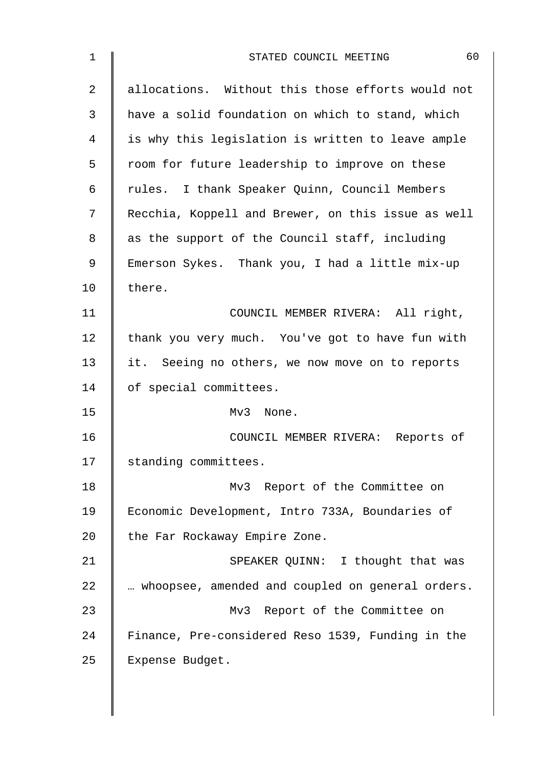allocations. Without this those efforts would not have a solid foundation on which to stand, which is why this legislation is written to leave ample room for future leadership to improve on these rules. I thank Speaker Quinn, Council Members Recchia, Koppell and Brewer, on this issue as well as the support of the Council staff, including Emerson Sykes. Thank you, I had a little mix-up there.

COUNCIL MEMBER RIVERA: All right, thank you very much. You've got to have fun with it. Seeing no others, we now move on to reports of special committees.

Mv3 None.

COUNCIL MEMBER RIVERA: Reports of standing committees.

Mv3 Report of the Committee on Economic Development, Intro 733A, Boundaries of the Far Rockaway Empire Zone.

SPEAKER QUINN: I thought that was … whoopsee, amended and coupled on general orders.

Mv3 Report of the Committee on Finance, Pre-considered Reso 1539, Funding in the Expense Budget.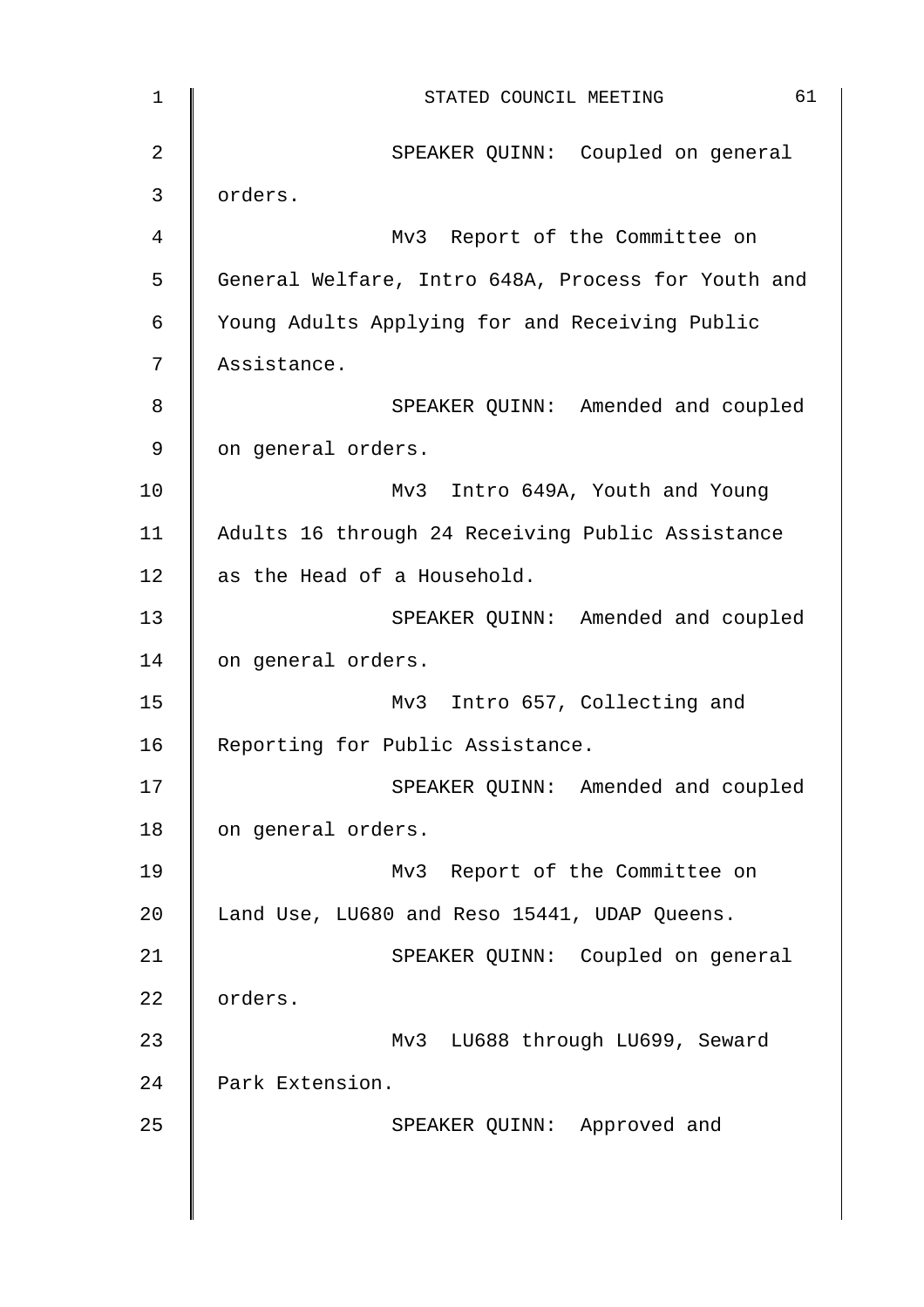SPEAKER QUINN: Coupled on general orders.

Mv3 Report of the Committee on General Welfare, Intro 648A, Process for Youth and Young Adults Applying for and Receiving Public Assistance.

SPEAKER QUINN: Amended and coupled on general orders.

Mv3 Intro 649A, Youth and Young Adults 16 through 24 Receiving Public Assistance as the Head of a Household.

SPEAKER QUINN: Amended and coupled on general orders.

Mv3 Intro 657, Collecting and Reporting for Public Assistance.

SPEAKER QUINN: Amended and coupled on general orders.

Mv3 Report of the Committee on Land Use, LU680 and Reso 15441, UDAP Queens.

SPEAKER QUINN: Coupled on general orders.

Mv3 LU688 through LU699, Seward Park Extension.

SPEAKER QUINN: Approved and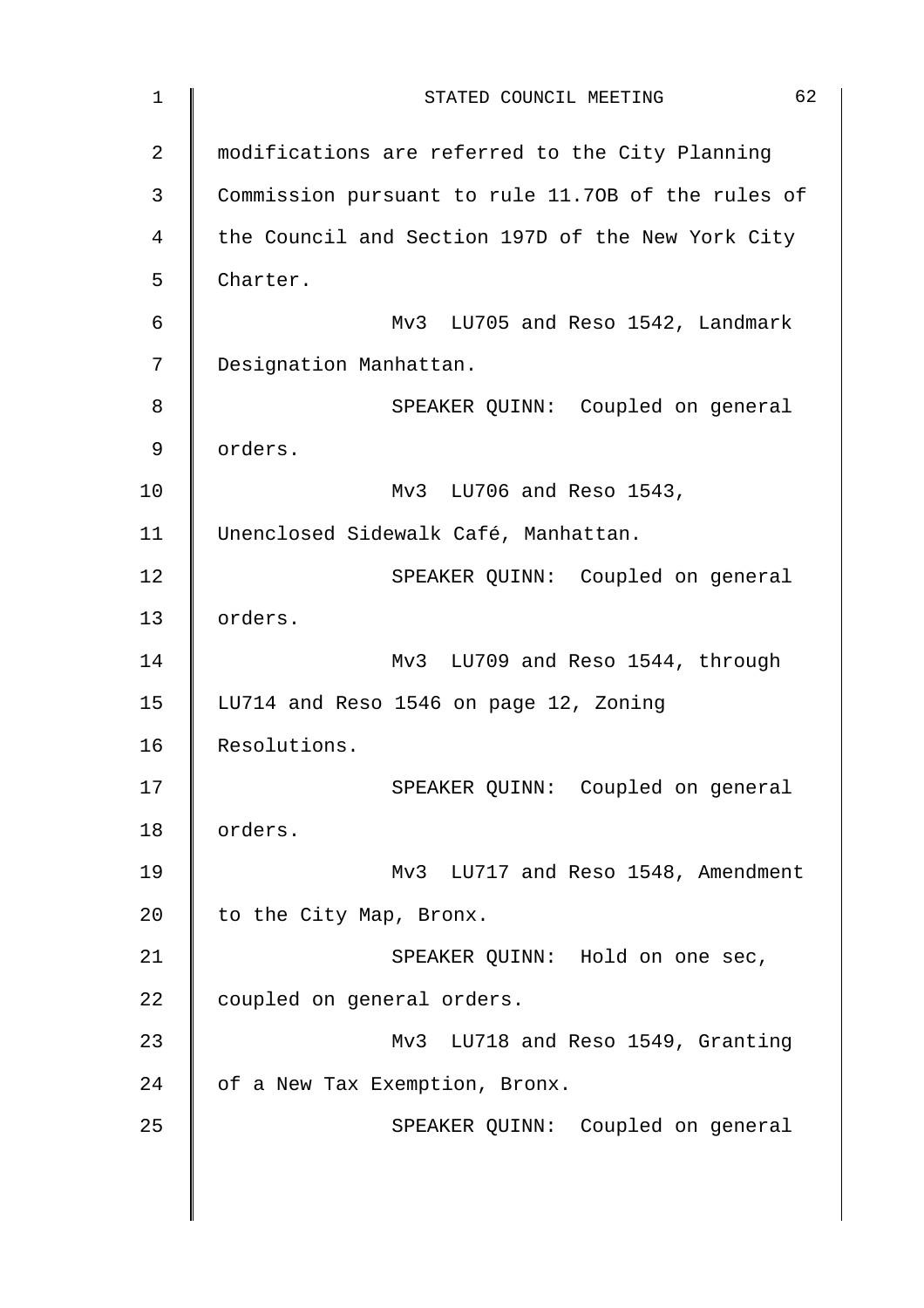modifications are referred to the City Planning Commission pursuant to rule 11.7OB of the rules of the Council and Section 197D of the New York City Charter.

Mv3 LU705 and Reso 1542, Landmark Designation Manhattan.

SPEAKER QUINN: Coupled on general orders.

Mv3 LU706 and Reso 1543, Unenclosed Sidewalk Café, Manhattan.

SPEAKER QUINN: Coupled on general orders.

Mv3 LU709 and Reso 1544, through LU714 and Reso 1546 on page 12, Zoning Resolutions.

SPEAKER QUINN: Coupled on general orders.

Mv3 LU717 and Reso 1548, Amendment to the City Map, Bronx.

SPEAKER QUINN: Hold on one sec, coupled on general orders.

Mv3 LU718 and Reso 1549, Granting of a New Tax Exemption, Bronx.

SPEAKER QUINN: Coupled on general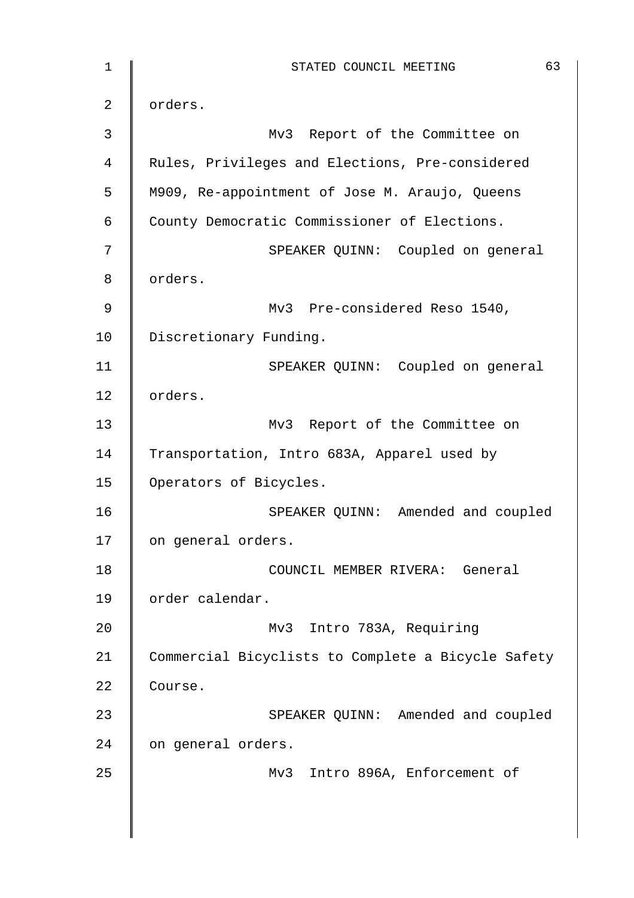orders.

Mv3 Report of the Committee on Rules, Privileges and Elections, Pre-considered M909, Re-appointment of Jose M. Araujo, Queens County Democratic Commissioner of Elections.

SPEAKER QUINN: Coupled on general orders.

Mv3 Pre-considered Reso 1540, Discretionary Funding.

SPEAKER QUINN: Coupled on general orders.

Mv3 Report of the Committee on Transportation, Intro 683A, Apparel used by Operators of Bicycles.

SPEAKER QUINN: Amended and coupled on general orders.

COUNCIL MEMBER RIVERA: General order calendar.

Mv3 Intro 783A, Requiring Commercial Bicyclists to Complete a Bicycle Safety Course.

SPEAKER QUINN: Amended and coupled on general orders.

Mv3 Intro 896A, Enforcement of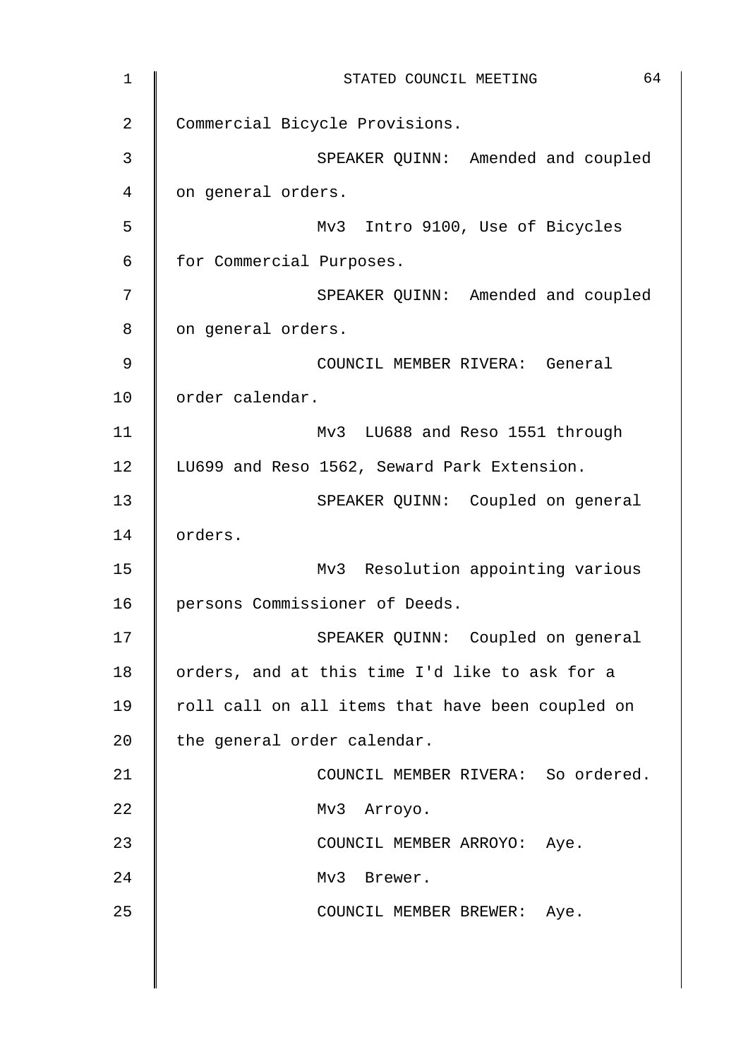Commercial Bicycle Provisions.

SPEAKER QUINN: Amended and coupled on general orders.

Mv3 Intro 9100, Use of Bicycles for Commercial Purposes.

SPEAKER QUINN: Amended and coupled on general orders.

COUNCIL MEMBER RIVERA: General order calendar.

Mv3 LU688 and Reso 1551 through LU699 and Reso 1562, Seward Park Extension.

SPEAKER QUINN: Coupled on general orders.

Mv3 Resolution appointing various persons Commissioner of Deeds.

SPEAKER QUINN: Coupled on general orders, and at this time I'd like to ask for a roll call on all items that have been coupled on the general order calendar.

COUNCIL MEMBER RIVERA: So ordered.

Mv3 Arroyo.

COUNCIL MEMBER ARROYO: Aye.

Mv3 Brewer.

COUNCIL MEMBER BREWER: Aye.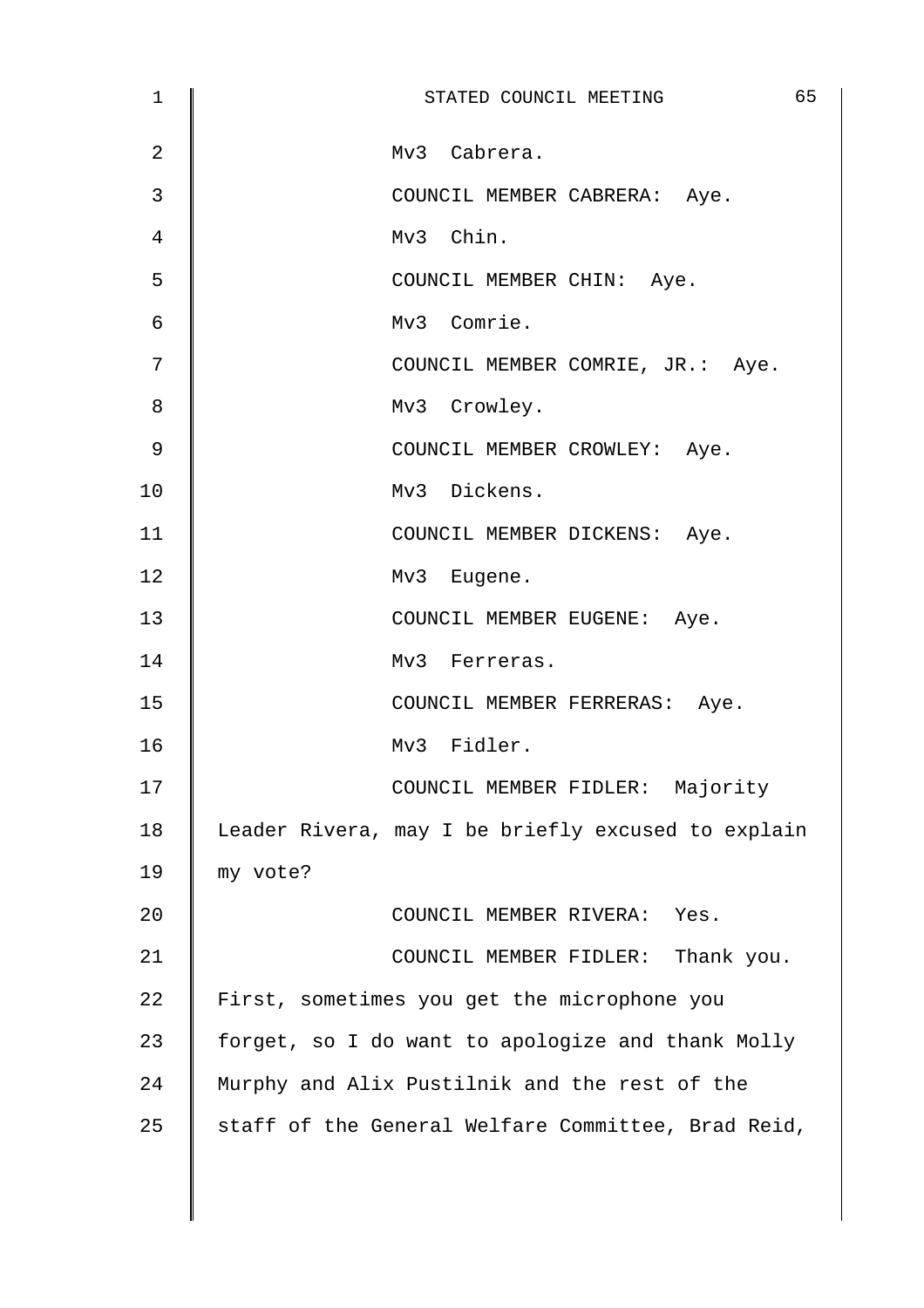Mv3 Cabrera.

COUNCIL MEMBER CABRERA: Aye.

Mv3 Chin.

COUNCIL MEMBER CHIN: Aye.

Mv3 Comrie.

COUNCIL MEMBER COMRIE, JR.: Aye.

Mv3 Crowley.

COUNCIL MEMBER CROWLEY: Aye.

Mv3 Dickens.

COUNCIL MEMBER DICKENS: Aye.

Mv3 Eugene.

COUNCIL MEMBER EUGENE: Aye.

Mv3 Ferreras.

COUNCIL MEMBER FERRERAS: Aye.

Mv3 Fidler.

COUNCIL MEMBER FIDLER: Majority Leader Rivera, may I be briefly excused to explain my vote?

COUNCIL MEMBER RIVERA: Yes.

COUNCIL MEMBER FIDLER: Thank you. First, sometimes you get the microphone you forget, so I do want to apologize and thank Molly Murphy and Alix Pustilnik and the rest of the staff of the General Welfare Committee, Brad Reid,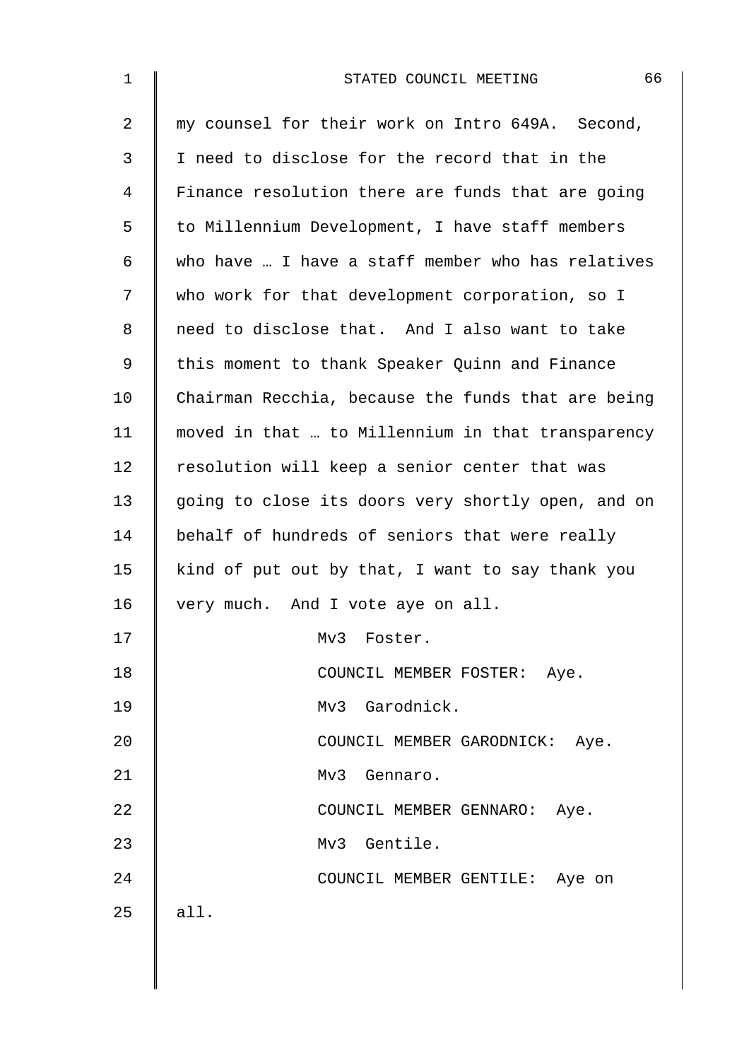my counsel for their work on Intro 649A. Second, I need to disclose for the record that in the Finance resolution there are funds that are going to Millennium Development, I have staff members who have … I have a staff member who has relatives who work for that development corporation, so I need to disclose that. And I also want to take this moment to thank Speaker Quinn and Finance Chairman Recchia, because the funds that are being moved in that … to Millennium in that transparency resolution will keep a senior center that was going to close its doors very shortly open, and on behalf of hundreds of seniors that were really kind of put out by that, I want to say thank you very much. And I vote aye on all.

Mv3 Foster.

COUNCIL MEMBER FOSTER: Aye.

Mv3 Garodnick.

COUNCIL MEMBER GARODNICK: Aye.

Mv3 Gennaro.

COUNCIL MEMBER GENNARO: Aye.

Mv3 Gentile.

COUNCIL MEMBER GENTILE: Aye on all.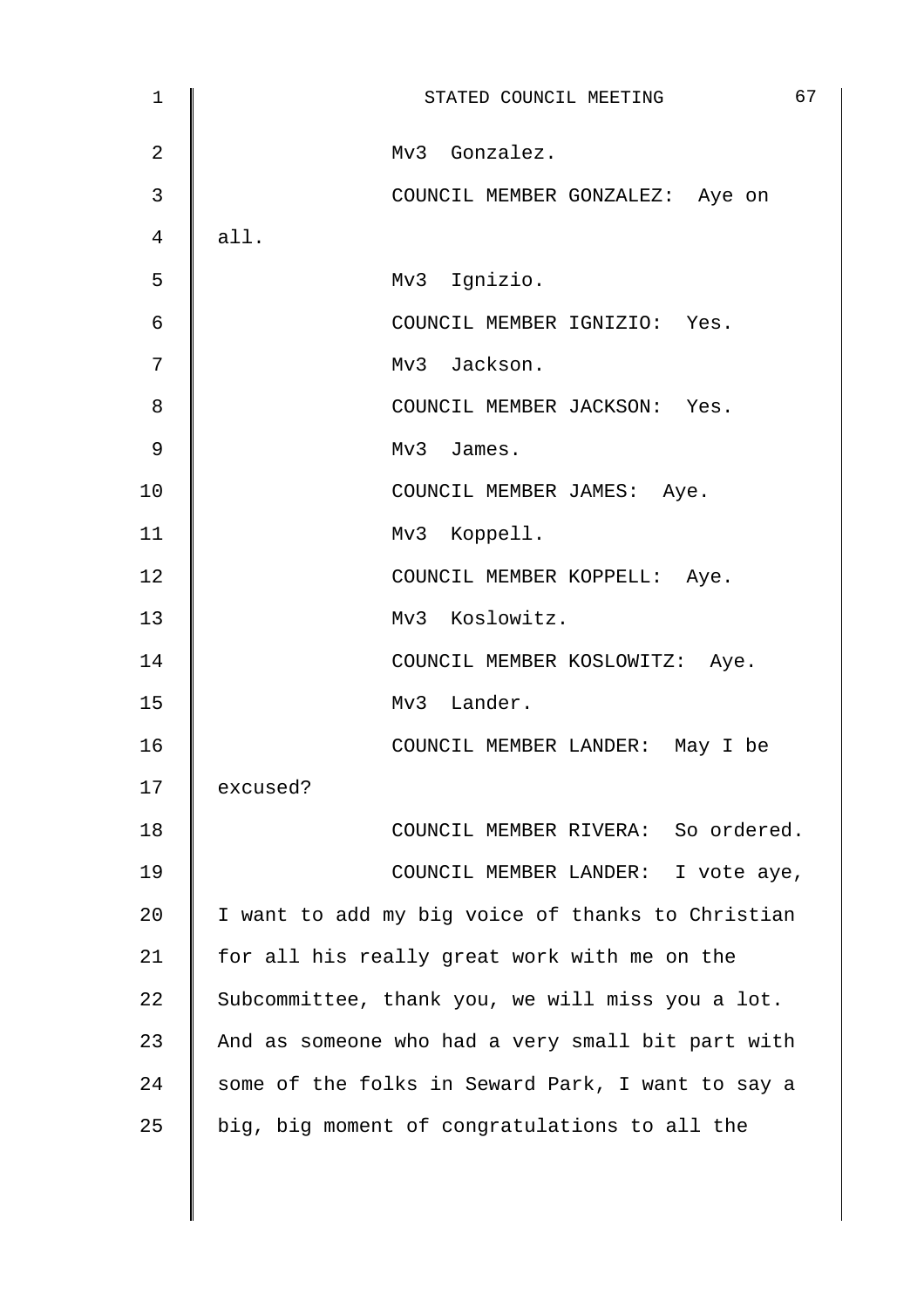Mv3 Gonzalez.

COUNCIL MEMBER GONZALEZ: Aye on all.

Mv3 Ignizio.

COUNCIL MEMBER IGNIZIO: Yes.

Mv3 Jackson.

COUNCIL MEMBER JACKSON: Yes.

Mv3 James.

COUNCIL MEMBER JAMES: Aye.

Mv3 Koppell.

COUNCIL MEMBER KOPPELL: Aye.

Mv3 Koslowitz.

COUNCIL MEMBER KOSLOWITZ: Aye.

Mv3 Lander.

COUNCIL MEMBER LANDER: May I be excused?

COUNCIL MEMBER RIVERA: So ordered.

COUNCIL MEMBER LANDER: I vote aye, I want to add my big voice of thanks to Christian for all his really great work with me on the Subcommittee, thank you, we will miss you a lot. And as someone who had a very small bit part with some of the folks in Seward Park, I want to say a big, big moment of congratulations to all the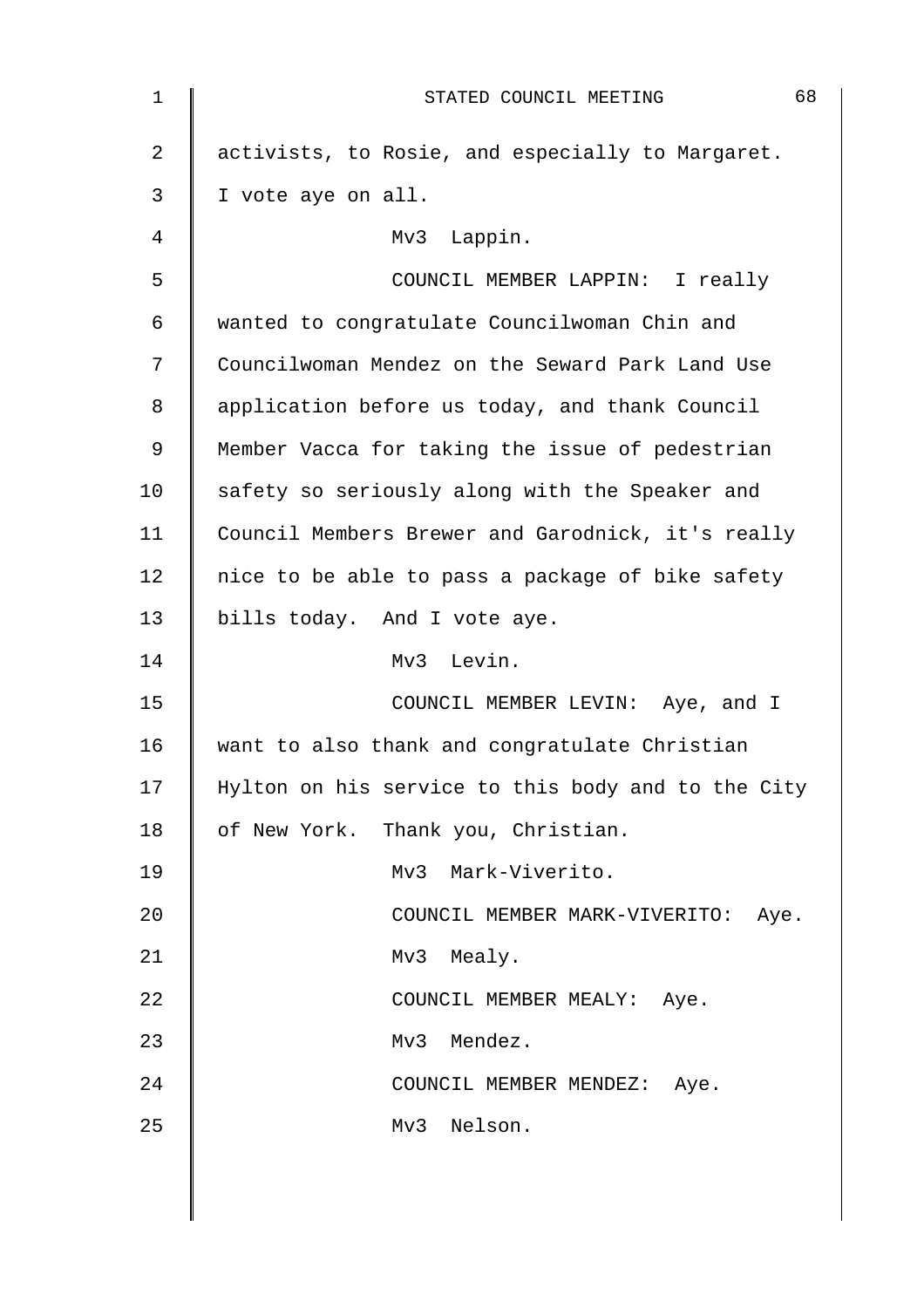activists, to Rosie, and especially to Margaret. I vote aye on all.

Mv3 Lappin.

COUNCIL MEMBER LAPPIN: I really wanted to congratulate Councilwoman Chin and Councilwoman Mendez on the Seward Park Land Use application before us today, and thank Council Member Vacca for taking the issue of pedestrian safety so seriously along with the Speaker and Council Members Brewer and Garodnick, it's really nice to be able to pass a package of bike safety bills today. And I vote aye.

Mv3 Levin.

COUNCIL MEMBER LEVIN: Aye, and I want to also thank and congratulate Christian Hylton on his service to this body and to the City of New York. Thank you, Christian.

Mv3 Mark-Viverito.

COUNCIL MEMBER MARK-VIVERITO: Aye.

Mv3 Mealy.

COUNCIL MEMBER MEALY: Aye.

Mv3 Mendez.

COUNCIL MEMBER MENDEZ: Aye.

Mv3 Nelson.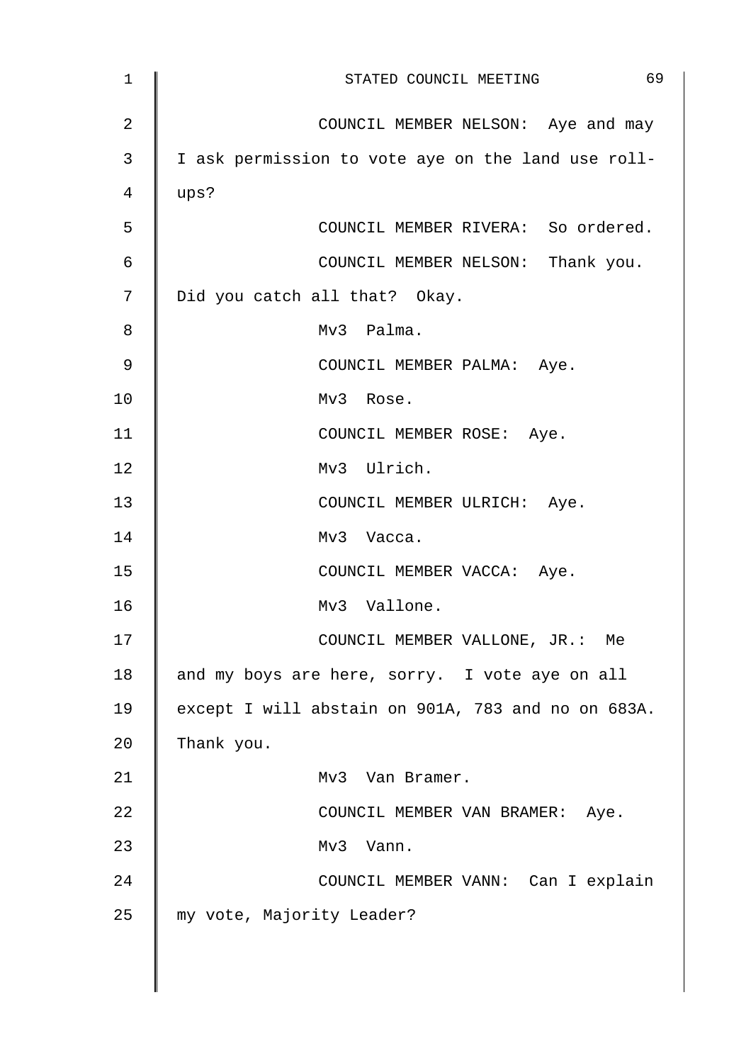COUNCIL MEMBER NELSON: Aye and may I ask permission to vote aye on the land use roll-ups?

COUNCIL MEMBER RIVERA: So ordered.

COUNCIL MEMBER NELSON: Thank you. Did you catch all that? Okay.

Mv3 Palma.

COUNCIL MEMBER PALMA: Aye.

Mv3 Rose.

COUNCIL MEMBER ROSE: Aye.

Mv3 Ulrich.

COUNCIL MEMBER ULRICH: Aye.

Mv3 Vacca.

COUNCIL MEMBER VACCA: Aye.

Mv3 Vallone.

COUNCIL MEMBER VALLONE, JR.: Me and my boys are here, sorry. I vote aye on all except I will abstain on 901A, 783 and no on 683A. Thank you.

Mv3 Van Bramer.

COUNCIL MEMBER VAN BRAMER: Aye.

Mv3 Vann.

COUNCIL MEMBER VANN: Can I explain my vote, Majority Leader?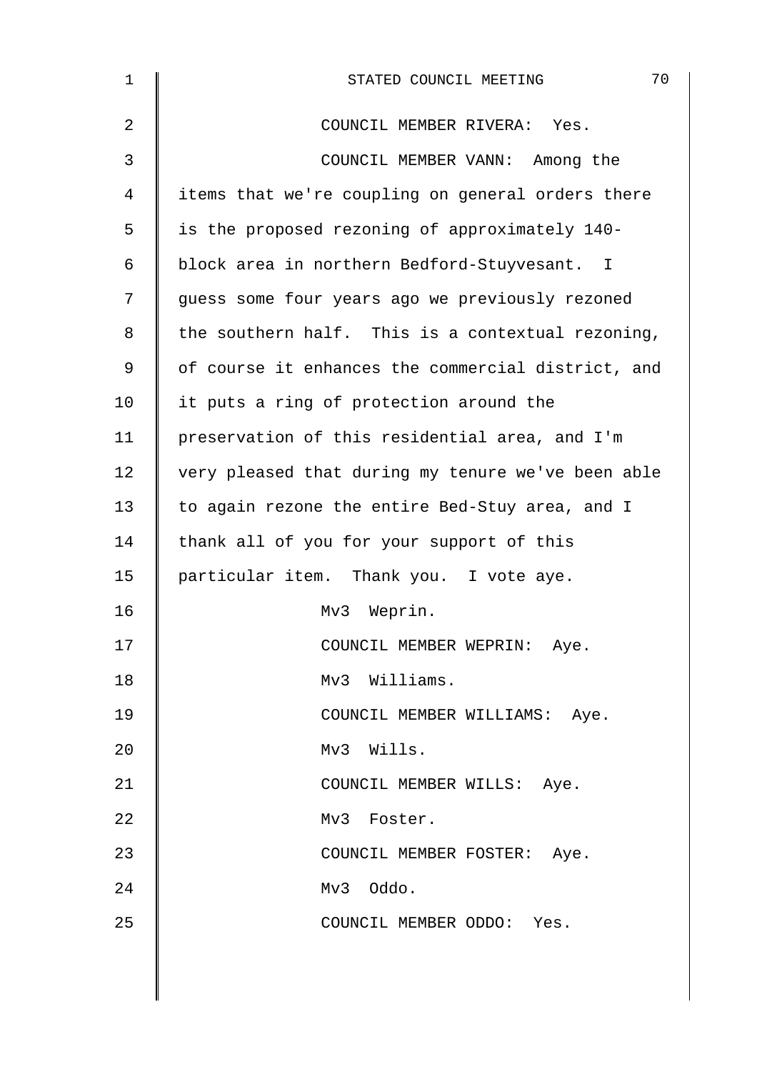COUNCIL MEMBER RIVERA: Yes.

COUNCIL MEMBER VANN: Among the items that we're coupling on general orders there is the proposed rezoning of approximately 140-block area in northern Bedford-Stuyvesant. I guess some four years ago we previously rezoned the southern half. This is a contextual rezoning, of course it enhances the commercial district, and it puts a ring of protection around the preservation of this residential area, and I'm very pleased that during my tenure we've been able to again rezone the entire Bed-Stuy area, and I thank all of you for your support of this particular item. Thank you. I vote aye.

Mv3 Weprin.

COUNCIL MEMBER WEPRIN: Aye.

Mv3 Williams.

COUNCIL MEMBER WILLIAMS: Aye.

Mv3 Wills.

COUNCIL MEMBER WILLS: Aye.

Mv3 Foster.

COUNCIL MEMBER FOSTER: Aye.

Mv3 Oddo.

COUNCIL MEMBER ODDO: Yes.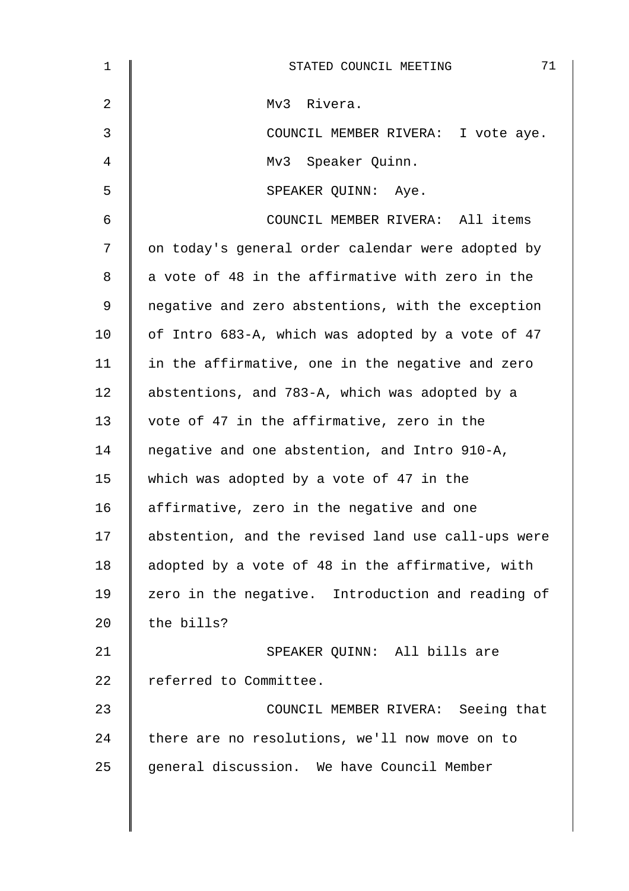Mv3 Rivera.

COUNCIL MEMBER RIVERA: I vote aye.

Mv3 Speaker Quinn.

SPEAKER QUINN: Aye.

COUNCIL MEMBER RIVERA: All items on today's general order calendar were adopted by a vote of 48 in the affirmative with zero in the negative and zero abstentions, with the exception of Intro 683-A, which was adopted by a vote of 47 in the affirmative, one in the negative and zero abstentions, and 783-A, which was adopted by a vote of 47 in the affirmative, zero in the negative and one abstention, and Intro 910-A, which was adopted by a vote of 47 in the affirmative, zero in the negative and one abstention, and the revised land use call-ups were adopted by a vote of 48 in the affirmative, with zero in the negative. Introduction and reading of the bills?

SPEAKER QUINN: All bills are referred to Committee.

COUNCIL MEMBER RIVERA: Seeing that there are no resolutions, we'll now move on to general discussion. We have Council Member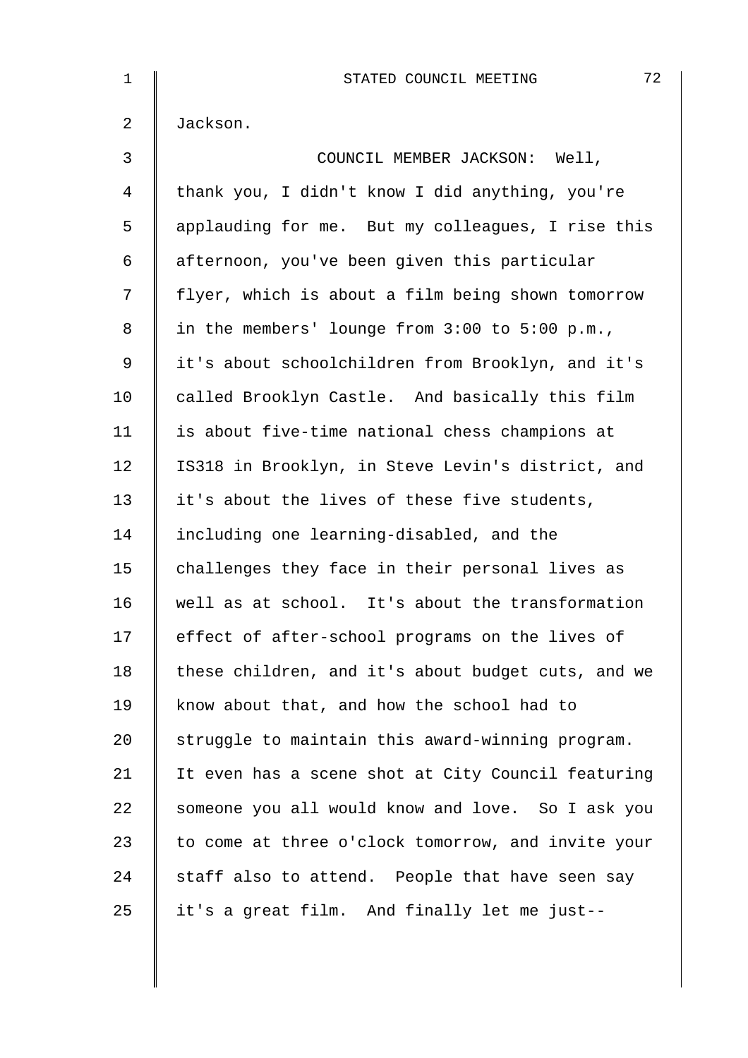Jackson.

COUNCIL MEMBER JACKSON: Well, thank you, I didn't know I did anything, you're applauding for me. But my colleagues, I rise this afternoon, you've been given this particular flyer, which is about a film being shown tomorrow in the members' lounge from 3:00 to 5:00 p.m., it's about schoolchildren from Brooklyn, and it's called Brooklyn Castle. And basically this film is about five-time national chess champions at IS318 in Brooklyn, in Steve Levin's district, and it's about the lives of these five students, including one learning-disabled, and the challenges they face in their personal lives as well as at school. It's about the transformation effect of after-school programs on the lives of these children, and it's about budget cuts, and we know about that, and how the school had to struggle to maintain this award-winning program. It even has a scene shot at City Council featuring someone you all would know and love. So I ask you to come at three o'clock tomorrow, and invite your staff also to attend. People that have seen say it's a great film. And finally let me just--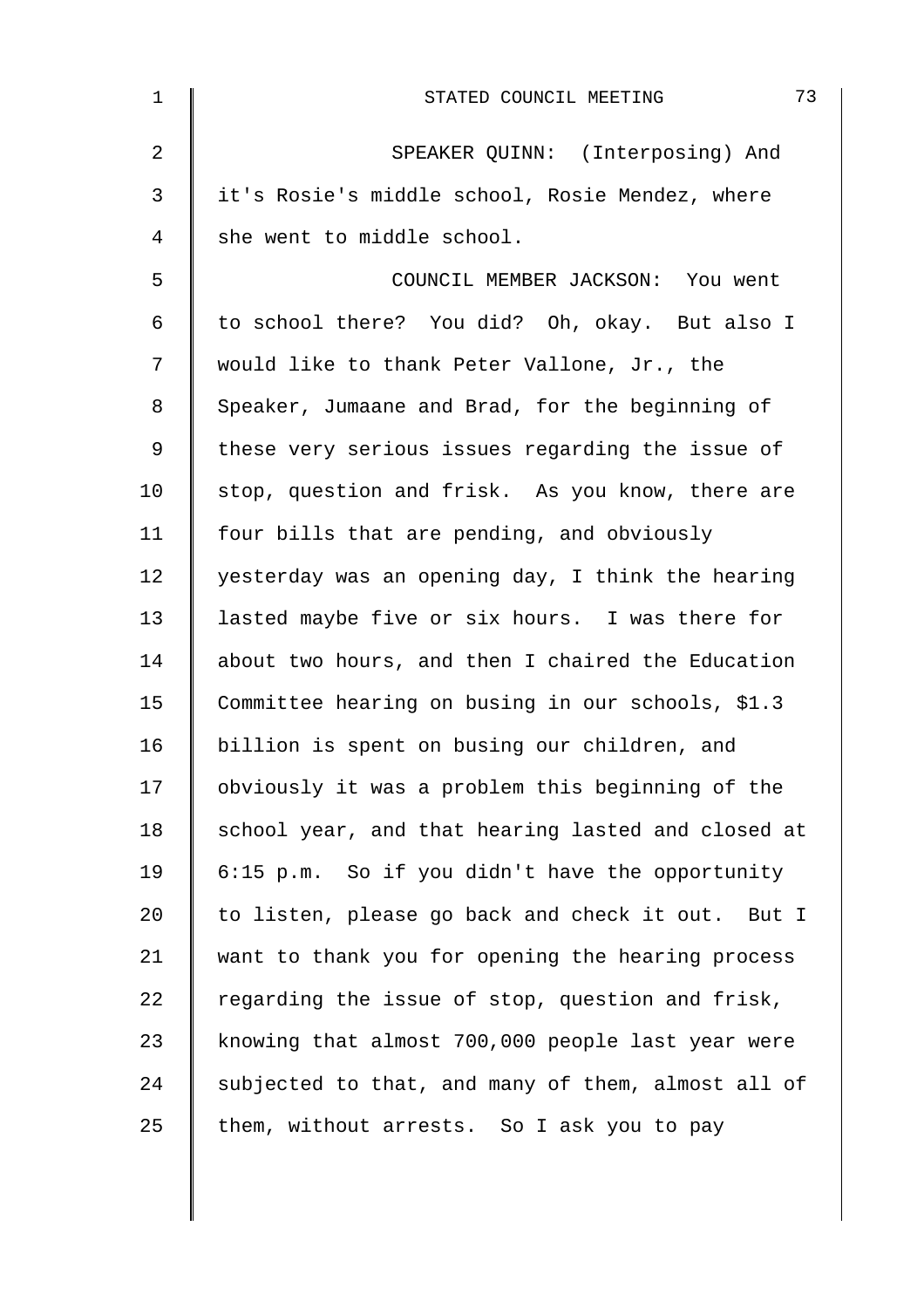SPEAKER QUINN: (Interposing) And it's Rosie's middle school, Rosie Mendez, where she went to middle school.

COUNCIL MEMBER JACKSON: You went to school there? You did? Oh, okay. But also I would like to thank Peter Vallone, Jr., the Speaker, Jumaane and Brad, for the beginning of these very serious issues regarding the issue of stop, question and frisk. As you know, there are four bills that are pending, and obviously yesterday was an opening day, I think the hearing lasted maybe five or six hours. I was there for about two hours, and then I chaired the Education Committee hearing on busing in our schools, $1.3 billion is spent on busing our children, and obviously it was a problem this beginning of the school year, and that hearing lasted and closed at 6:15 p.m. So if you didn't have the opportunity to listen, please go back and check it out. But I want to thank you for opening the hearing process regarding the issue of stop, question and frisk, knowing that almost 700,000 people last year were subjected to that, and many of them, almost all of them, without arrests. So I ask you to pay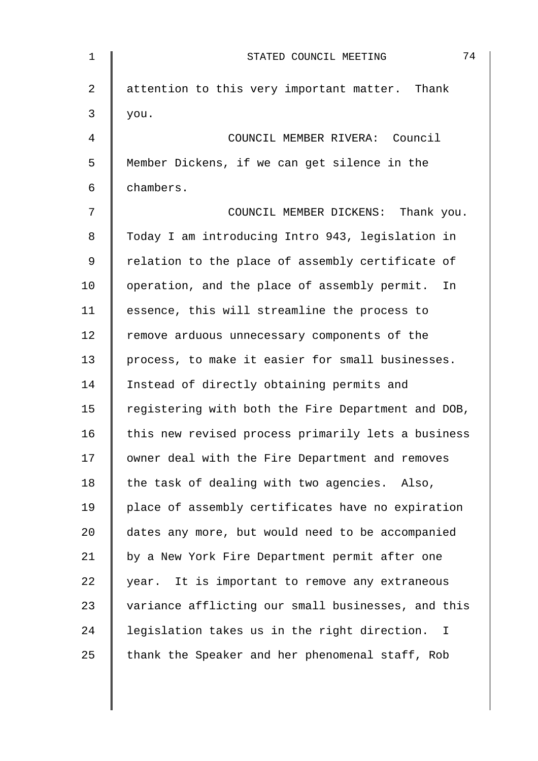attention to this very important matter. Thank you.

COUNCIL MEMBER RIVERA: Council Member Dickens, if we can get silence in the chambers.

COUNCIL MEMBER DICKENS: Thank you. Today I am introducing Intro 943, legislation in relation to the place of assembly certificate of operation, and the place of assembly permit. In essence, this will streamline the process to remove arduous unnecessary components of the process, to make it easier for small businesses. Instead of directly obtaining permits and registering with both the Fire Department and DOB, this new revised process primarily lets a business owner deal with the Fire Department and removes the task of dealing with two agencies. Also, place of assembly certificates have no expiration dates any more, but would need to be accompanied by a New York Fire Department permit after one year. It is important to remove any extraneous variance afflicting our small businesses, and this legislation takes us in the right direction. I thank the Speaker and her phenomenal staff, Rob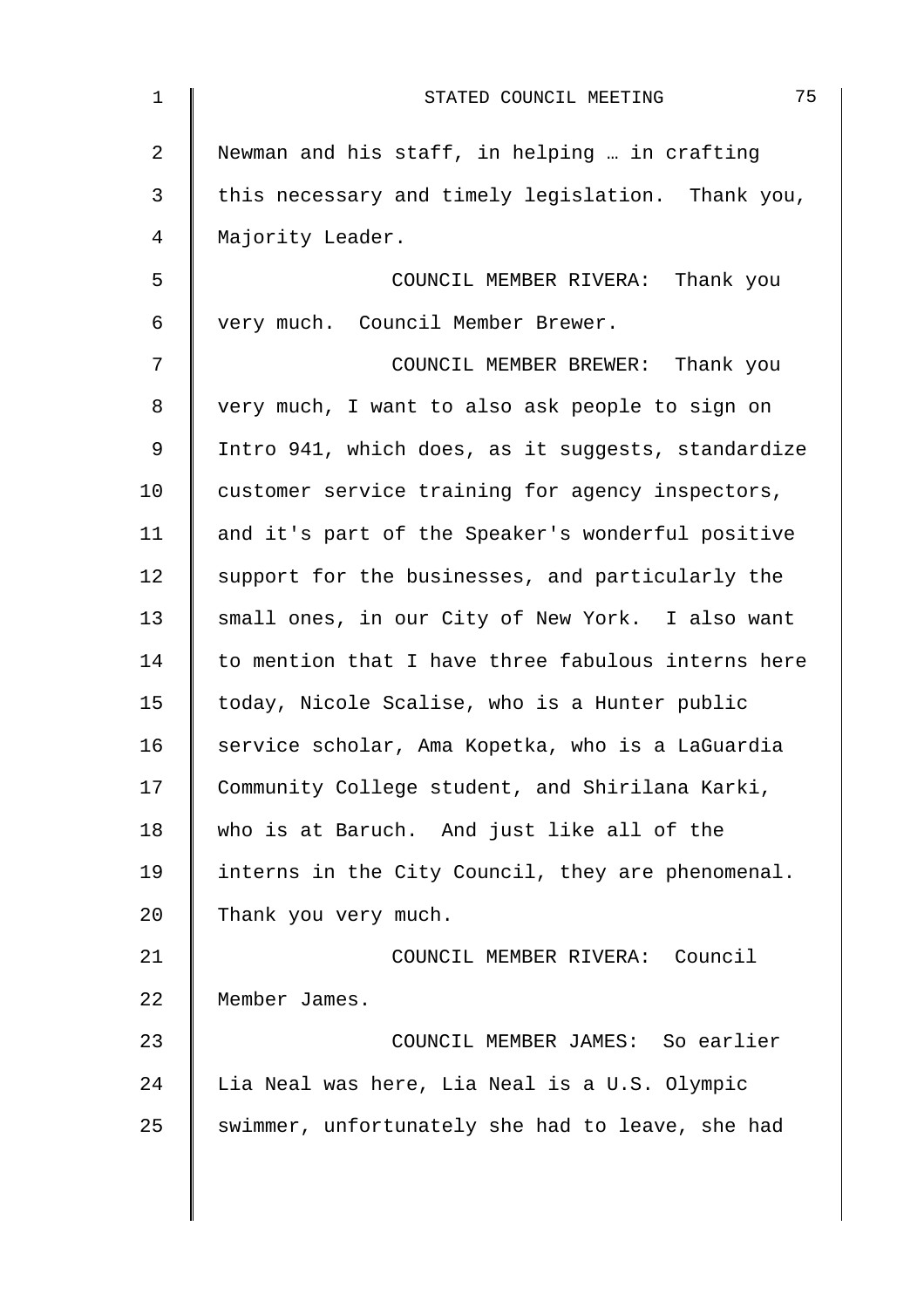Newman and his staff, in helping … in crafting this necessary and timely legislation. Thank you, Majority Leader.

COUNCIL MEMBER RIVERA: Thank you very much. Council Member Brewer.

COUNCIL MEMBER BREWER: Thank you very much, I want to also ask people to sign on Intro 941, which does, as it suggests, standardize customer service training for agency inspectors, and it's part of the Speaker's wonderful positive support for the businesses, and particularly the small ones, in our City of New York. I also want to mention that I have three fabulous interns here today, Nicole Scalise, who is a Hunter public service scholar, Ama Kopetka, who is a LaGuardia Community College student, and Shirilana Karki, who is at Baruch. And just like all of the interns in the City Council, they are phenomenal. Thank you very much.

COUNCIL MEMBER RIVERA: Council Member James.

COUNCIL MEMBER JAMES: So earlier Lia Neal was here, Lia Neal is a U.S. Olympic swimmer, unfortunately she had to leave, she had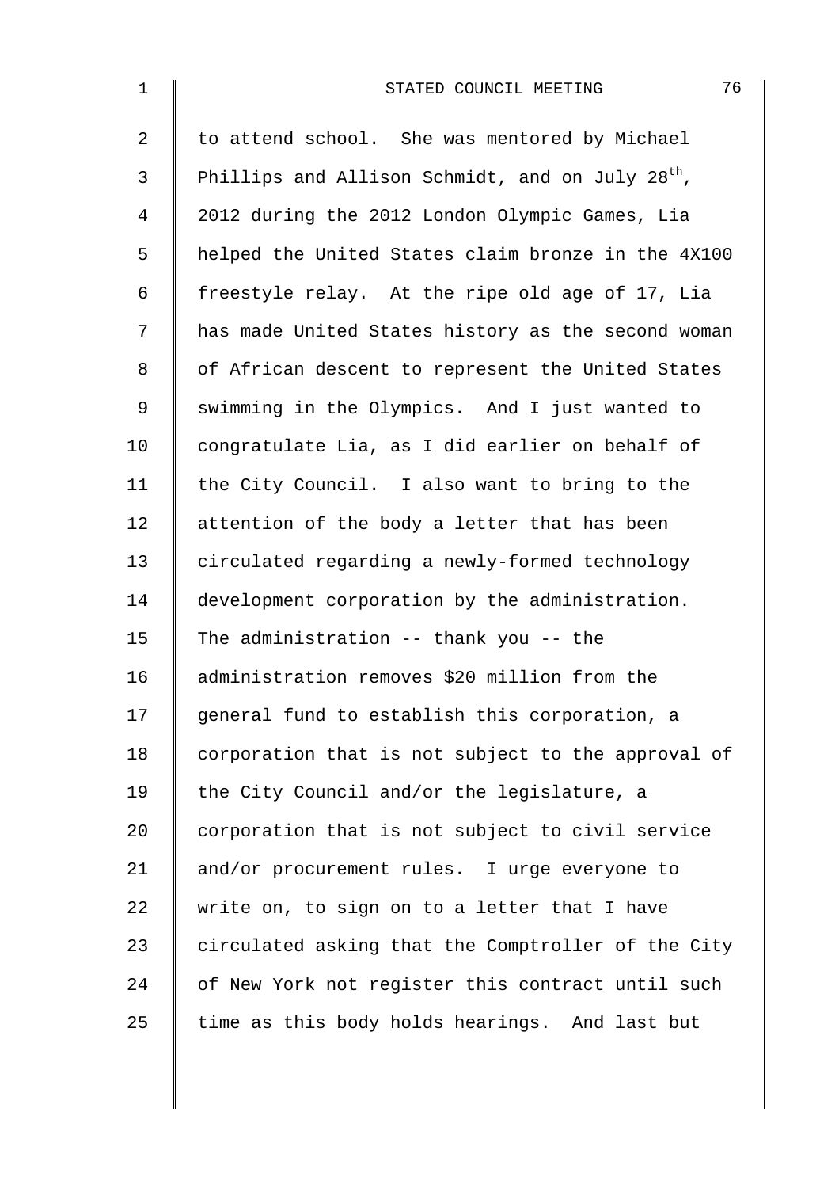to attend school. She was mentored by Michael Phillips and Allison Schmidt, and on July 28th, 2012 during the 2012 London Olympic Games, Lia helped the United States claim bronze in the 4X100 freestyle relay. At the ripe old age of 17, Lia has made United States history as the second woman of African descent to represent the United States swimming in the Olympics. And I just wanted to congratulate Lia, as I did earlier on behalf of the City Council. I also want to bring to the attention of the body a letter that has been circulated regarding a newly-formed technology development corporation by the administration. The administration -- thank you -- the administration removes $20 million from the general fund to establish this corporation, a corporation that is not subject to the approval of the City Council and/or the legislature, a corporation that is not subject to civil service and/or procurement rules. I urge everyone to write on, to sign on to a letter that I have circulated asking that the Comptroller of the City of New York not register this contract until such time as this body holds hearings. And last but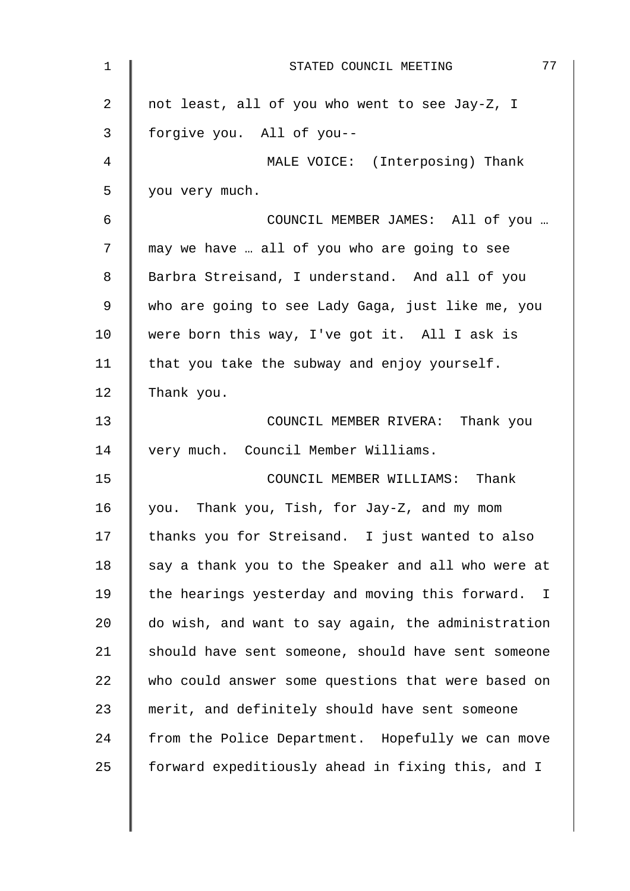not least, all of you who went to see Jay-Z, I forgive you. All of you--

MALE VOICE: (Interposing) Thank you very much.

COUNCIL MEMBER JAMES: All of you … may we have … all of you who are going to see Barbra Streisand, I understand. And all of you who are going to see Lady Gaga, just like me, you were born this way, I've got it. All I ask is that you take the subway and enjoy yourself. Thank you.

COUNCIL MEMBER RIVERA: Thank you very much. Council Member Williams.

COUNCIL MEMBER WILLIAMS: Thank you. Thank you, Tish, for Jay-Z, and my mom thanks you for Streisand. I just wanted to also say a thank you to the Speaker and all who were at the hearings yesterday and moving this forward. I do wish, and want to say again, the administration should have sent someone, should have sent someone who could answer some questions that were based on merit, and definitely should have sent someone from the Police Department. Hopefully we can move forward expeditiously ahead in fixing this, and I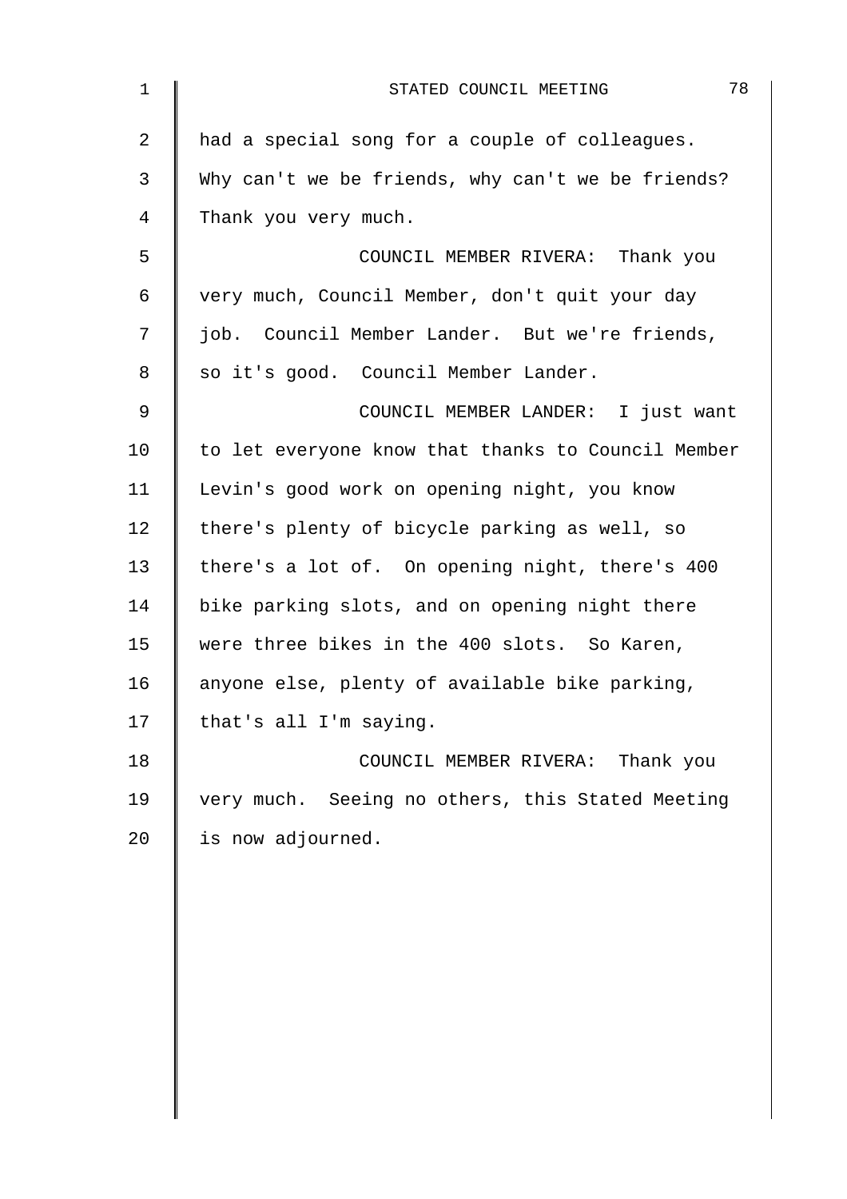had a special song for a couple of colleagues. Why can't we be friends, why can't we be friends? Thank you very much.

COUNCIL MEMBER RIVERA: Thank you very much, Council Member, don't quit your day job. Council Member Lander. But we're friends, so it's good. Council Member Lander.

COUNCIL MEMBER LANDER: I just want to let everyone know that thanks to Council Member Levin's good work on opening night, you know there's plenty of bicycle parking as well, so there's a lot of. On opening night, there's 400 bike parking slots, and on opening night there were three bikes in the 400 slots. So Karen, anyone else, plenty of available bike parking, that's all I'm saying.

COUNCIL MEMBER RIVERA: Thank you very much. Seeing no others, this Stated Meeting is now adjourned.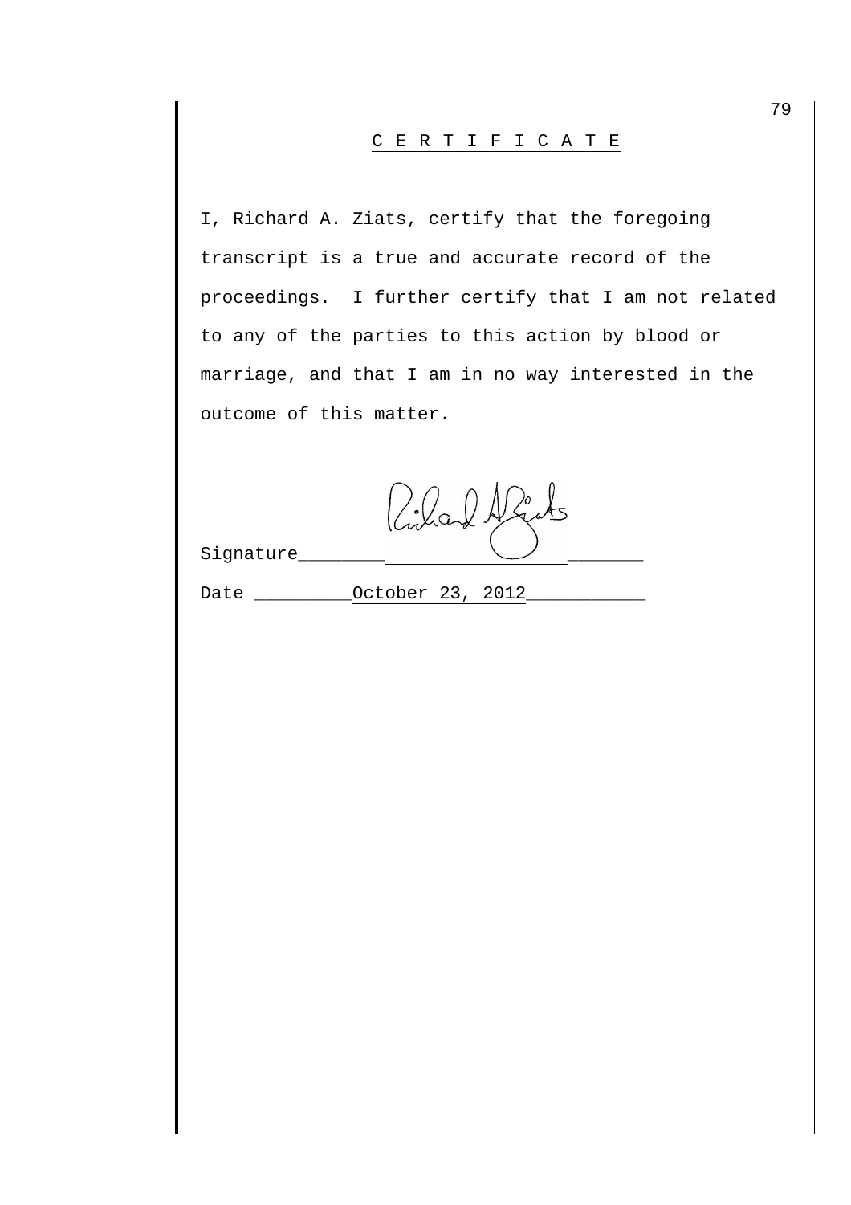# C E R T I F I C A T E

I, Richard A. Ziats, certify that the foregoing transcript is a true and accurate record of the proceedings. I further certify that I am not related to any of the parties to this action by blood or marriage, and that I am in no way interested in the outcome of this matter.

Signature________________________________

Date _________October 23, 2012___________